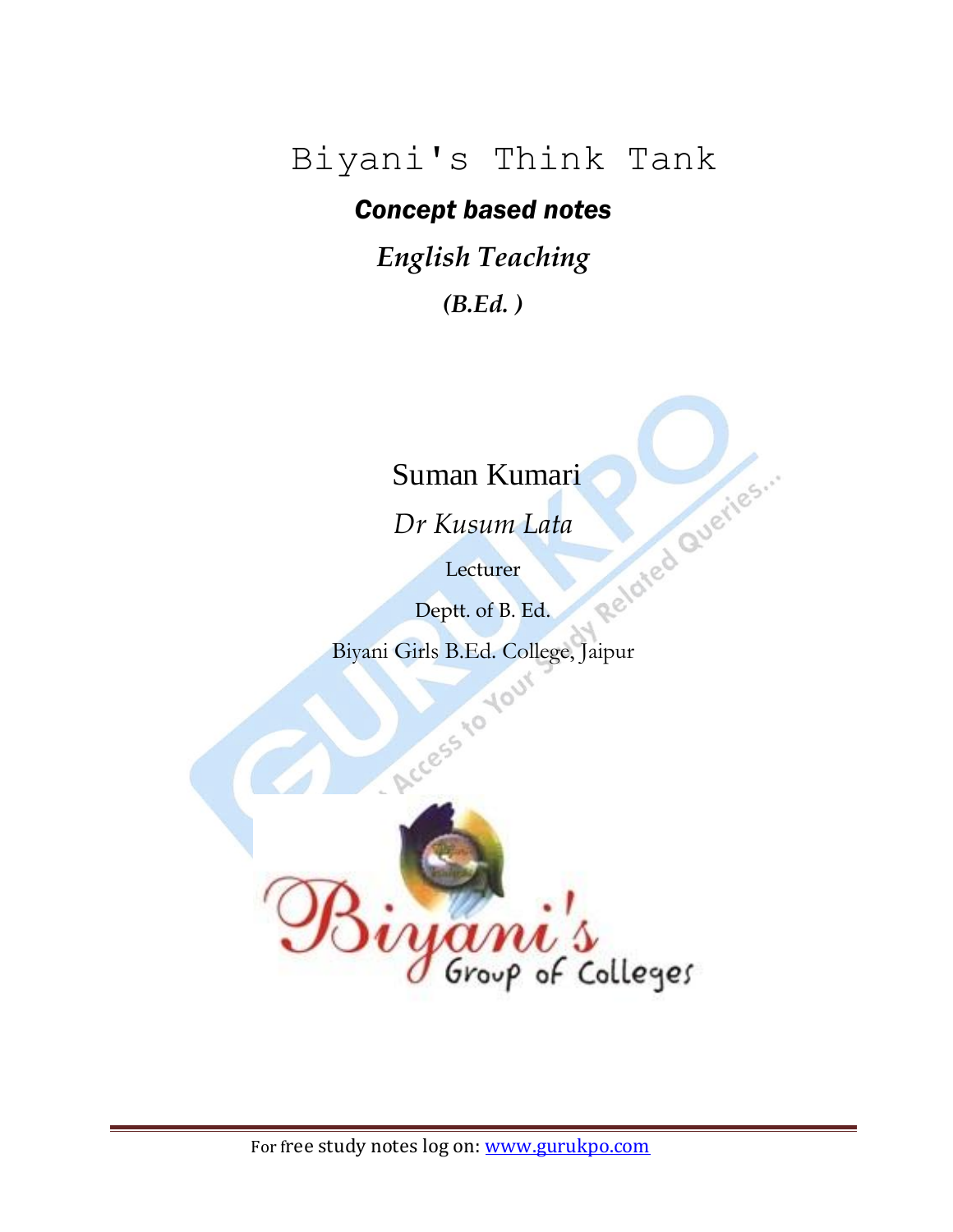# Biyani's Think Tank

***Concept based notes***

***English Teaching***

***(B.Ed. )***

Suman Kumari

*Dr Kusum Lata*

Lecturer

Deptt. of B. Ed.

Biyani Girls B.Ed. College, Jaipur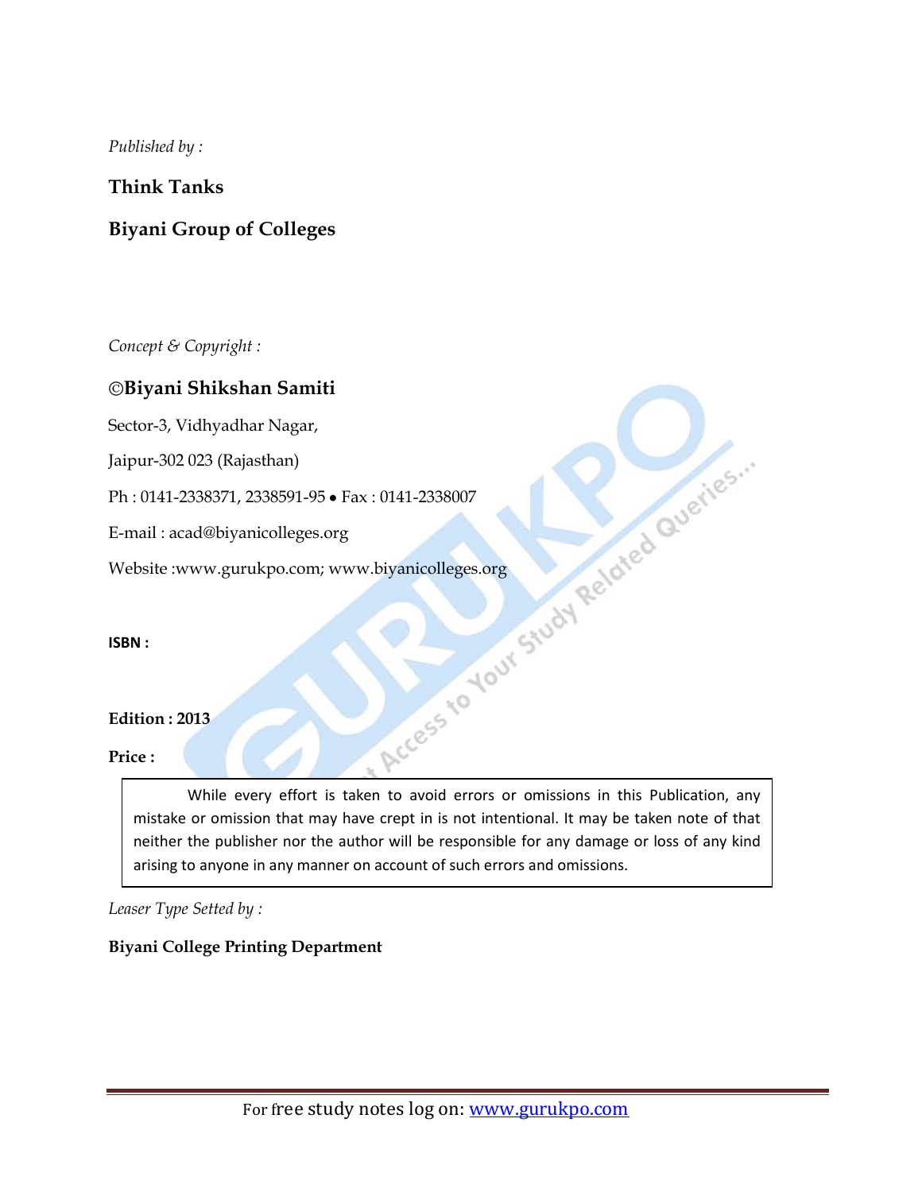*Published by :*

**Think Tanks**

**Biyani Group of Colleges**

*Concept & Copyright :*

**©Biyani Shikshan Samiti**

Sector-3, Vidhyadhar Nagar,

Jaipur-302 023 (Rajasthan)

Ph : 0141-2338371, 2338591-95 • Fax : 0141-2338007

E-mail : acad@biyanicolleges.org

Website :www.gurukpo.com; www.biyanicolleges.org

**ISBN :**

**Edition : 2013**

**Price :**

While every effort is taken to avoid errors or omissions in this Publication, any mistake or omission that may have crept in is not intentional. It may be taken note of that neither the publisher nor the author will be responsible for any damage or loss of any kind arising to anyone in any manner on account of such errors and omissions.

*Leaser Type Setted by :*

**Biyani College Printing Department**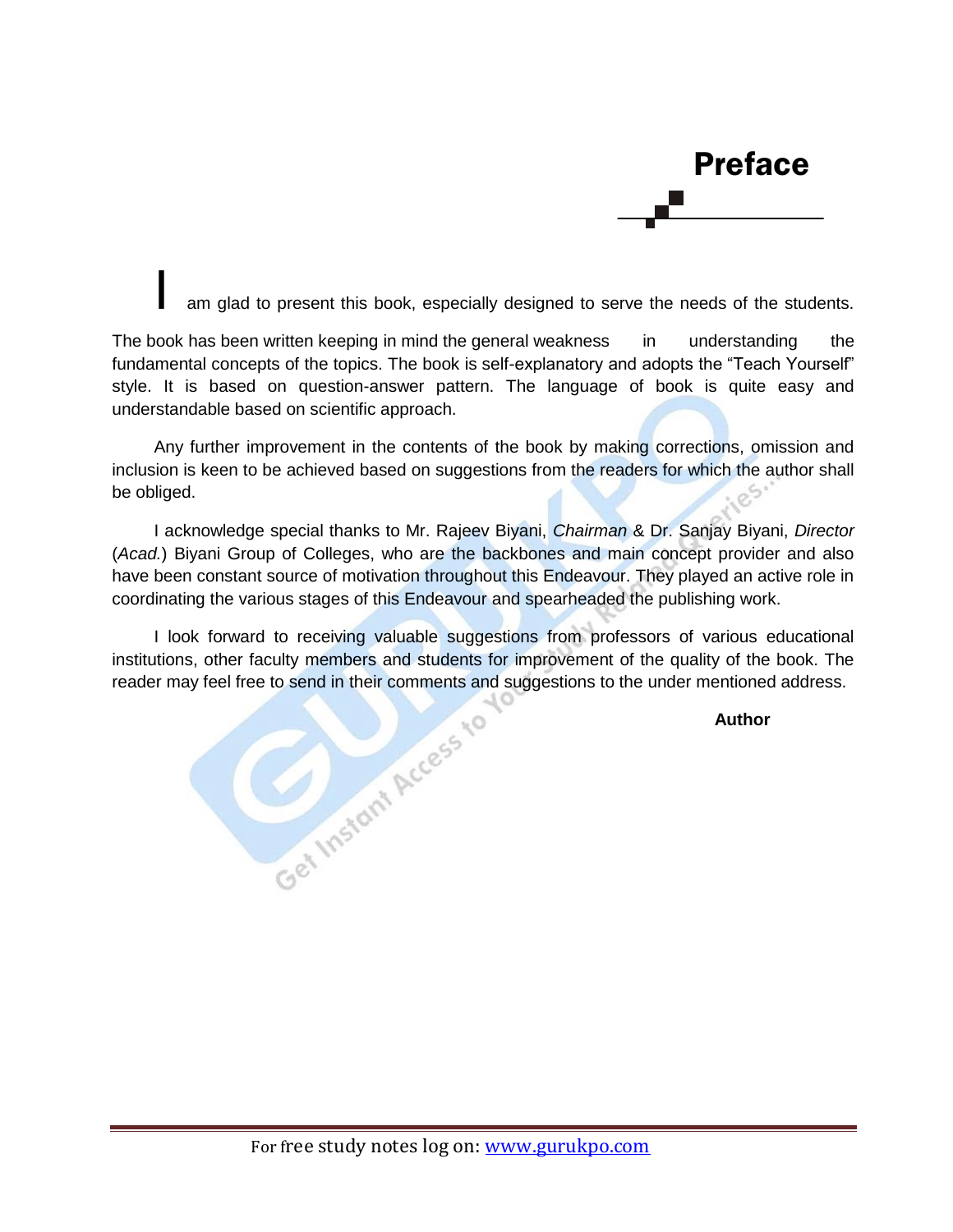# Preface

I am glad to present this book, especially designed to serve the needs of the students. The book has been written keeping in mind the general weakness in understanding the fundamental concepts of the topics. The book is self-explanatory and adopts the "Teach Yourself" style. It is based on question-answer pattern. The language of book is quite easy and understandable based on scientific approach.

Any further improvement in the contents of the book by making corrections, omission and inclusion is keen to be achieved based on suggestions from the readers for which the author shall be obliged.

I acknowledge special thanks to Mr. Rajeev Biyani, *Chairman* & Dr. Sanjay Biyani, *Director* (*Acad.*) Biyani Group of Colleges, who are the backbones and main concept provider and also have been constant source of motivation throughout this Endeavour. They played an active role in coordinating the various stages of this Endeavour and spearheaded the publishing work.

I look forward to receiving valuable suggestions from professors of various educational institutions, other faculty members and students for improvement of the quality of the book. The reader may feel free to send in their comments and suggestions to the under mentioned address.

**Author**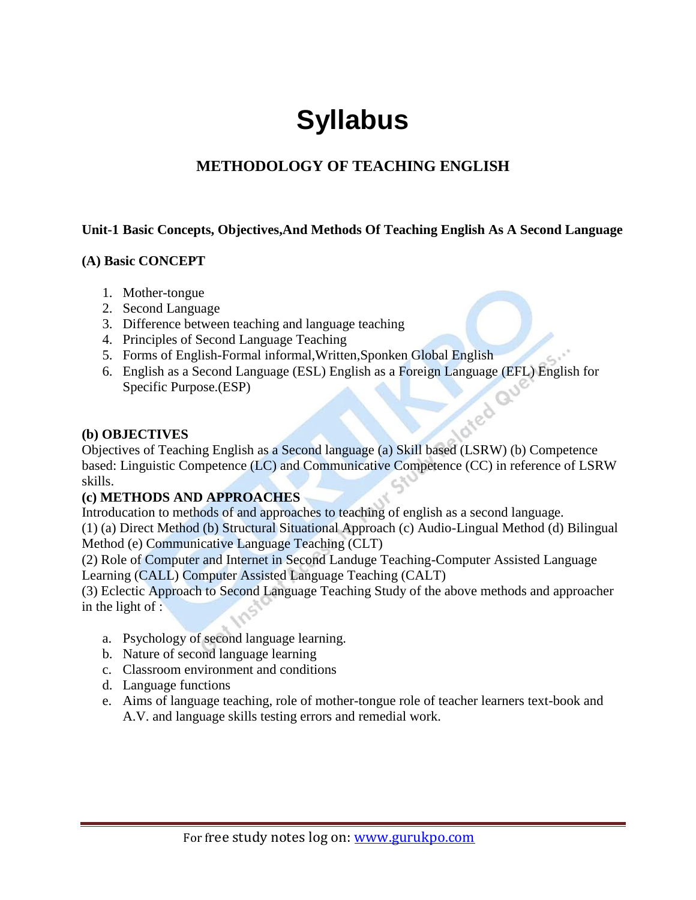# Syllabus

## METHODOLOGY OF TEACHING ENGLISH

### Unit-1 Basic Concepts, Objectives,And Methods Of Teaching English As A Second Language

**(A) Basic CONCEPT**

1. Mother-tongue
2. Second Language
3. Difference between teaching and language teaching
4. Principles of Second Language Teaching
5. Forms of English-Formal informal,Written,Sponken Global English
6. English as a Second Language (ESL) English as a Foreign Language (EFL) English for Specific Purpose.(ESP)

**(b) OBJECTIVES**

Objectives of Teaching English as a Second language (a) Skill based (LSRW) (b) Competence based: Linguistic Competence (LC) and Communicative Competence (CC) in reference of LSRW skills.

**(c) METHODS AND APPROACHES**

Introducation to methods of and approaches to teaching of english as a second language.

(1) (a) Direct Method (b) Structural Situational Approach (c) Audio-Lingual Method (d) Bilingual Method (e) Communicative Language Teaching (CLT)

(2) Role of Computer and Internet in Second Landuge Teaching-Computer Assisted Language Learning (CALL) Computer Assisted Language Teaching (CALT)

(3) Eclectic Approach to Second Language Teaching Study of the above methods and approacher in the light of :

a. Psychology of second language learning.
b. Nature of second language learning
c. Classroom environment and conditions
d. Language functions
e. Aims of language teaching, role of mother-tongue role of teacher learners text-book and A.V. and language skills testing errors and remedial work.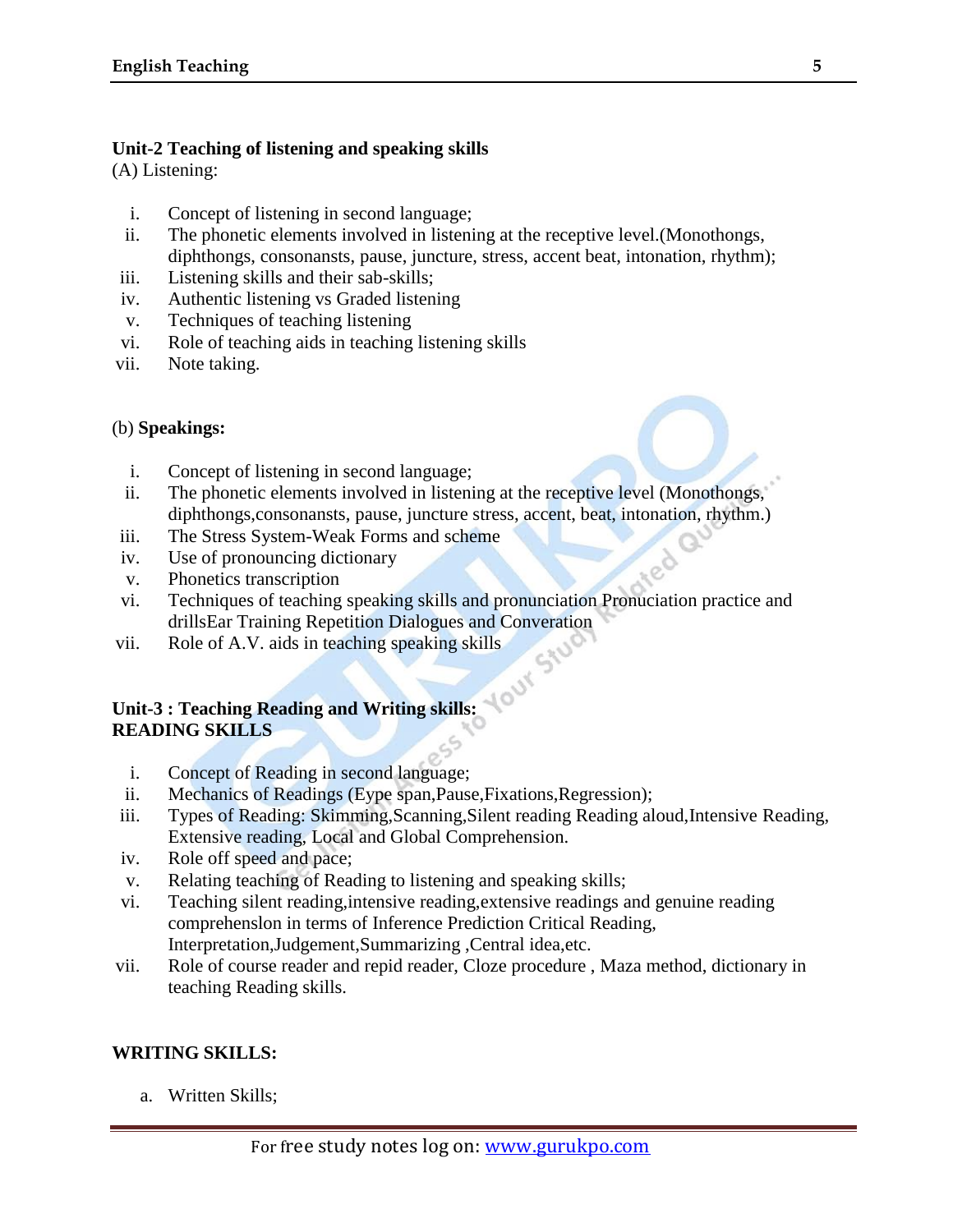**Unit-2 Teaching of listening and speaking skills**

(A) Listening:

i. Concept of listening in second language;
ii. The phonetic elements involved in listening at the receptive level.(Monothongs, diphthongs, consonansts, pause, juncture, stress, accent beat, intonation, rhythm);
iii. Listening skills and their sab-skills;
iv. Authentic listening vs Graded listening
v. Techniques of teaching listening
vi. Role of teaching aids in teaching listening skills
vii. Note taking.

(b) **Speakings:**

i. Concept of listening in second language;
ii. The phonetic elements involved in listening at the receptive level (Monothongs, diphthongs,consonansts, pause, juncture stress, accent, beat, intonation, rhythm.)
iii. The Stress System-Weak Forms and scheme
iv. Use of pronouncing dictionary
v. Phonetics transcription
vi. Techniques of teaching speaking skills and pronunciation Pronuciation practice and drillsEar Training Repetition Dialogues and Converation
vii. Role of A.V. aids in teaching speaking skills

**Unit-3 : Teaching Reading and Writing skills:**
**READING SKILLS**

i. Concept of Reading in second language;
ii. Mechanics of Readings (Eype span,Pause,Fixations,Regression);
iii. Types of Reading: Skimming,Scanning,Silent reading Reading aloud,Intensive Reading, Extensive reading, Local and Global Comprehension.
iv. Role off speed and pace;
v. Relating teaching of Reading to listening and speaking skills;
vi. Teaching silent reading,intensive reading,extensive readings and genuine reading comprehenslon in terms of Inference Prediction Critical Reading, Interpretation,Judgement,Summarizing ,Central idea,etc.
vii. Role of course reader and repid reader, Cloze procedure , Maza method, dictionary in teaching Reading skills.

**WRITING SKILLS:**

a. Written Skills;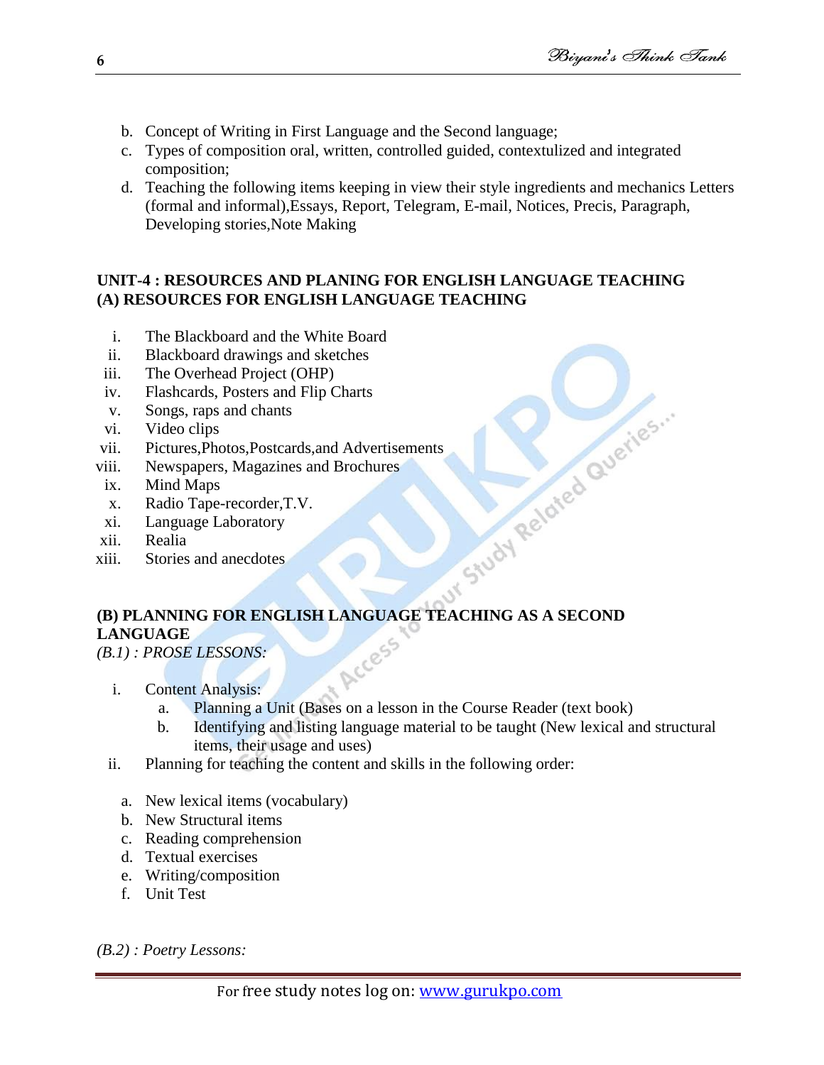b. Concept of Writing in First Language and the Second language;
c. Types of composition oral, written, controlled guided, contextulized and integrated composition;
d. Teaching the following items keeping in view their style ingredients and mechanics Letters (formal and informal),Essays, Report, Telegram, E-mail, Notices, Precis, Paragraph, Developing stories,Note Making

**UNIT-4 : RESOURCES AND PLANING FOR ENGLISH LANGUAGE TEACHING**
**(A) RESOURCES FOR ENGLISH LANGUAGE TEACHING**

i. The Blackboard and the White Board
ii. Blackboard drawings and sketches
iii. The Overhead Project (OHP)
iv. Flashcards, Posters and Flip Charts
v. Songs, raps and chants
vi. Video clips
vii. Pictures,Photos,Postcards,and Advertisements
viii. Newspapers, Magazines and Brochures
ix. Mind Maps
x. Radio Tape-recorder,T.V.
xi. Language Laboratory
xii. Realia
xiii. Stories and anecdotes

**(B) PLANNING FOR ENGLISH LANGUAGE TEACHING AS A SECOND LANGUAGE**
*(B.1) : PROSE LESSONS:*

i. Content Analysis:
   a. Planning a Unit (Bases on a lesson in the Course Reader (text book)
   b. Identifying and listing language material to be taught (New lexical and structural items, their usage and uses)
ii. Planning for teaching the content and skills in the following order:

   a. New lexical items (vocabulary)
   b. New Structural items
   c. Reading comprehension
   d. Textual exercises
   e. Writing/composition
   f. Unit Test

*(B.2) : Poetry Lessons:*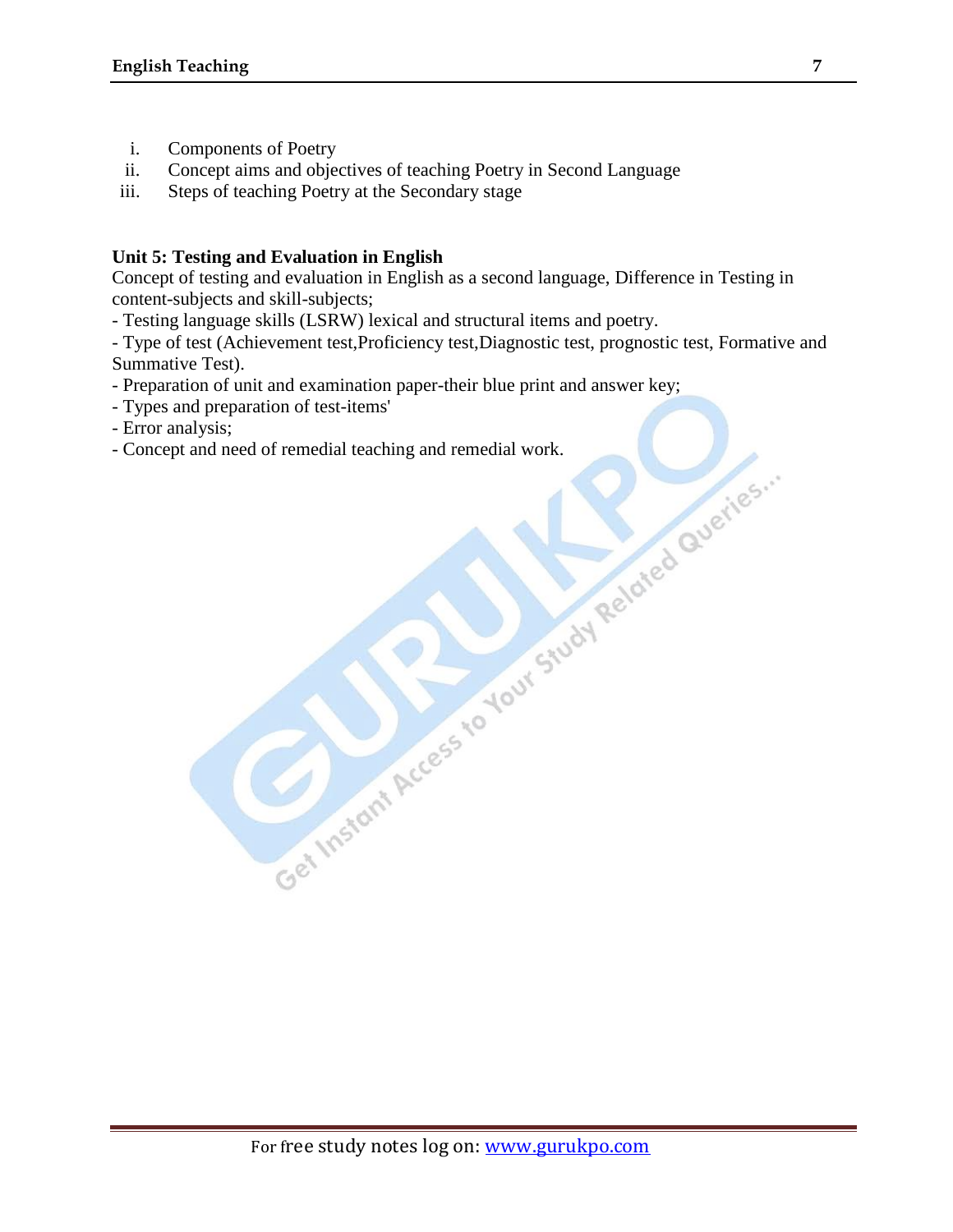i. Components of Poetry
ii. Concept aims and objectives of teaching Poetry in Second Language
iii. Steps of teaching Poetry at the Secondary stage

**Unit 5: Testing and Evaluation in English**

Concept of testing and evaluation in English as a second language, Difference in Testing in content-subjects and skill-subjects;

- Testing language skills (LSRW) lexical and structural items and poetry.
- Type of test (Achievement test,Proficiency test,Diagnostic test, prognostic test, Formative and Summative Test).
- Preparation of unit and examination paper-their blue print and answer key;
- Types and preparation of test-items'
- Error analysis;
- Concept and need of remedial teaching and remedial work.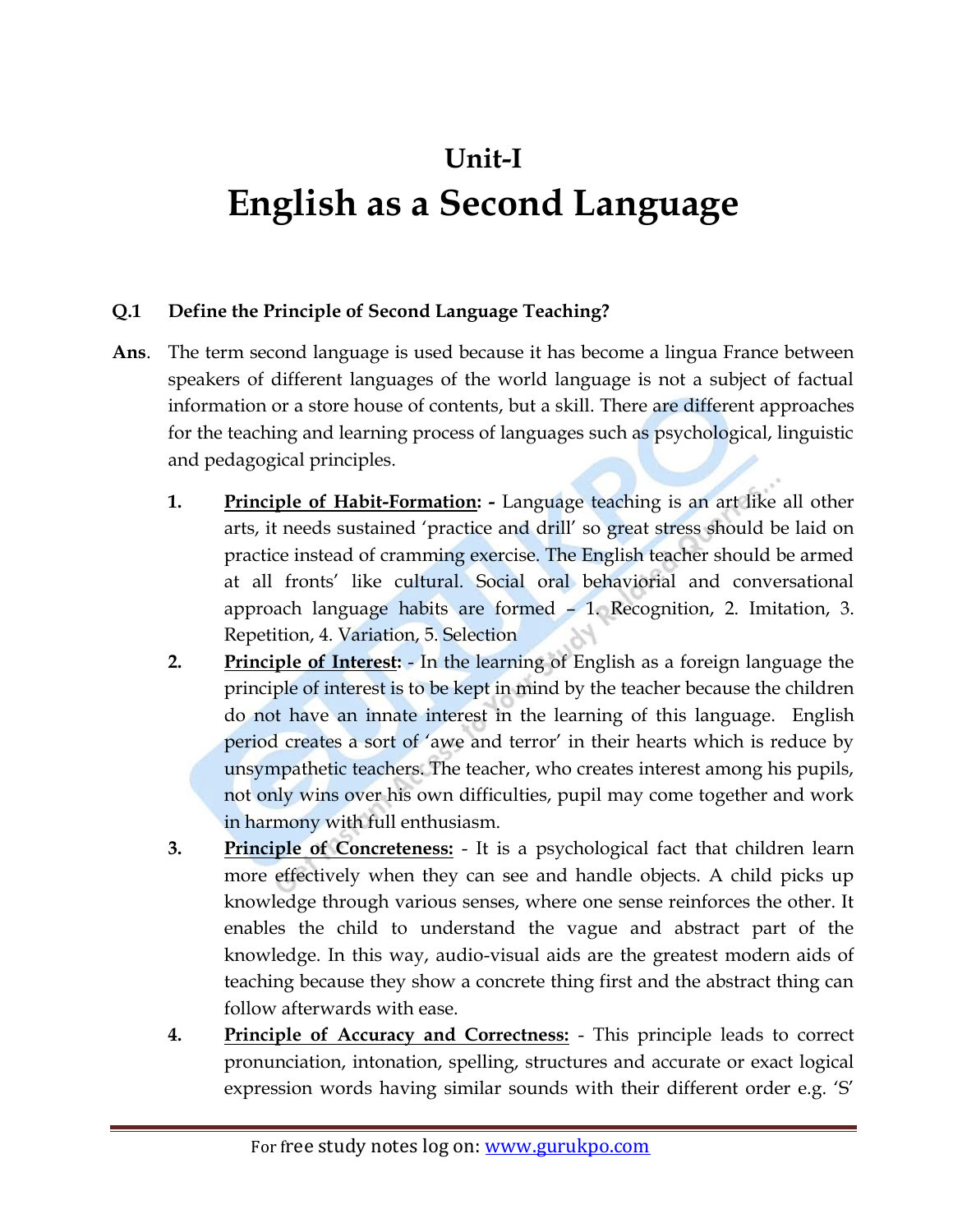# Unit-I
# English as a Second Language

**Q.1 Define the Principle of Second Language Teaching?**

**Ans**. The term second language is used because it has become a lingua France between speakers of different languages of the world language is not a subject of factual information or a store house of contents, but a skill. There are different approaches for the teaching and learning process of languages such as psychological, linguistic and pedagogical principles.

1. **<u>Principle of Habit-Formation</u>: -** Language teaching is an art like all other arts, it needs sustained 'practice and drill' so great stress should be laid on practice instead of cramming exercise. The English teacher should be armed at all fronts' like cultural. Social oral behaviorial and conversational approach language habits are formed – 1. Recognition, 2. Imitation, 3. Repetition, 4. Variation, 5. Selection
2. **<u>Principle of Interest</u>:** - In the learning of English as a foreign language the principle of interest is to be kept in mind by the teacher because the children do not have an innate interest in the learning of this language. English period creates a sort of 'awe and terror' in their hearts which is reduce by unsympathetic teachers. The teacher, who creates interest among his pupils, not only wins over his own difficulties, pupil may come together and work in harmony with full enthusiasm.
3. **<u>Principle of Concreteness:</u>** - It is a psychological fact that children learn more effectively when they can see and handle objects. A child picks up knowledge through various senses, where one sense reinforces the other. It enables the child to understand the vague and abstract part of the knowledge. In this way, audio-visual aids are the greatest modern aids of teaching because they show a concrete thing first and the abstract thing can follow afterwards with ease.
4. **<u>Principle of Accuracy and Correctness:</u>** - This principle leads to correct pronunciation, intonation, spelling, structures and accurate or exact logical expression words having similar sounds with their different order e.g. 'S'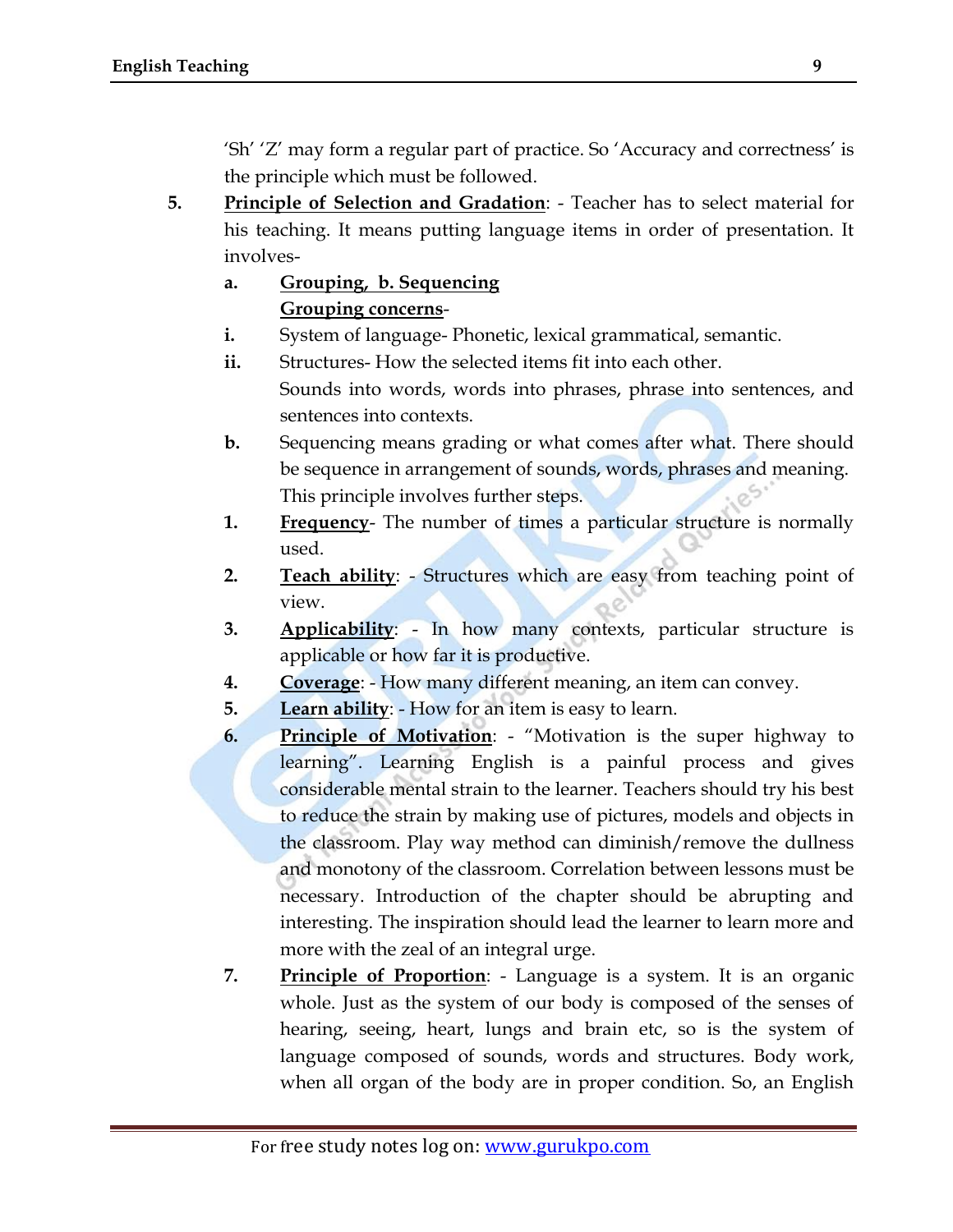'Sh' 'Z' may form a regular part of practice. So 'Accuracy and correctness' is the principle which must be followed.

5. **Principle of Selection and Gradation**: - Teacher has to select material for his teaching. It means putting language items in order of presentation. It involves-

   a. **Grouping, b. Sequencing**

   **Grouping concerns**-

   i. System of language- Phonetic, lexical grammatical, semantic.

   ii. Structures- How the selected items fit into each other. Sounds into words, words into phrases, phrase into sentences, and sentences into contexts.

   b. Sequencing means grading or what comes after what. There should be sequence in arrangement of sounds, words, phrases and meaning. This principle involves further steps.

   1. **Frequency**- The number of times a particular structure is normally used.
   2. **Teach ability**: - Structures which are easy from teaching point of view.
   3. **Applicability**: - In how many contexts, particular structure is applicable or how far it is productive.
   4. **Coverage**: - How many different meaning, an item can convey.
   5. **Learn ability**: - How for an item is easy to learn.
   6. **Principle of Motivation**: - "Motivation is the super highway to learning". Learning English is a painful process and gives considerable mental strain to the learner. Teachers should try his best to reduce the strain by making use of pictures, models and objects in the classroom. Play way method can diminish/remove the dullness and monotony of the classroom. Correlation between lessons must be necessary. Introduction of the chapter should be abrupting and interesting. The inspiration should lead the learner to learn more and more with the zeal of an integral urge.
   7. **Principle of Proportion**: - Language is a system. It is an organic whole. Just as the system of our body is composed of the senses of hearing, seeing, heart, lungs and brain etc, so is the system of language composed of sounds, words and structures. Body work, when all organ of the body are in proper condition. So, an English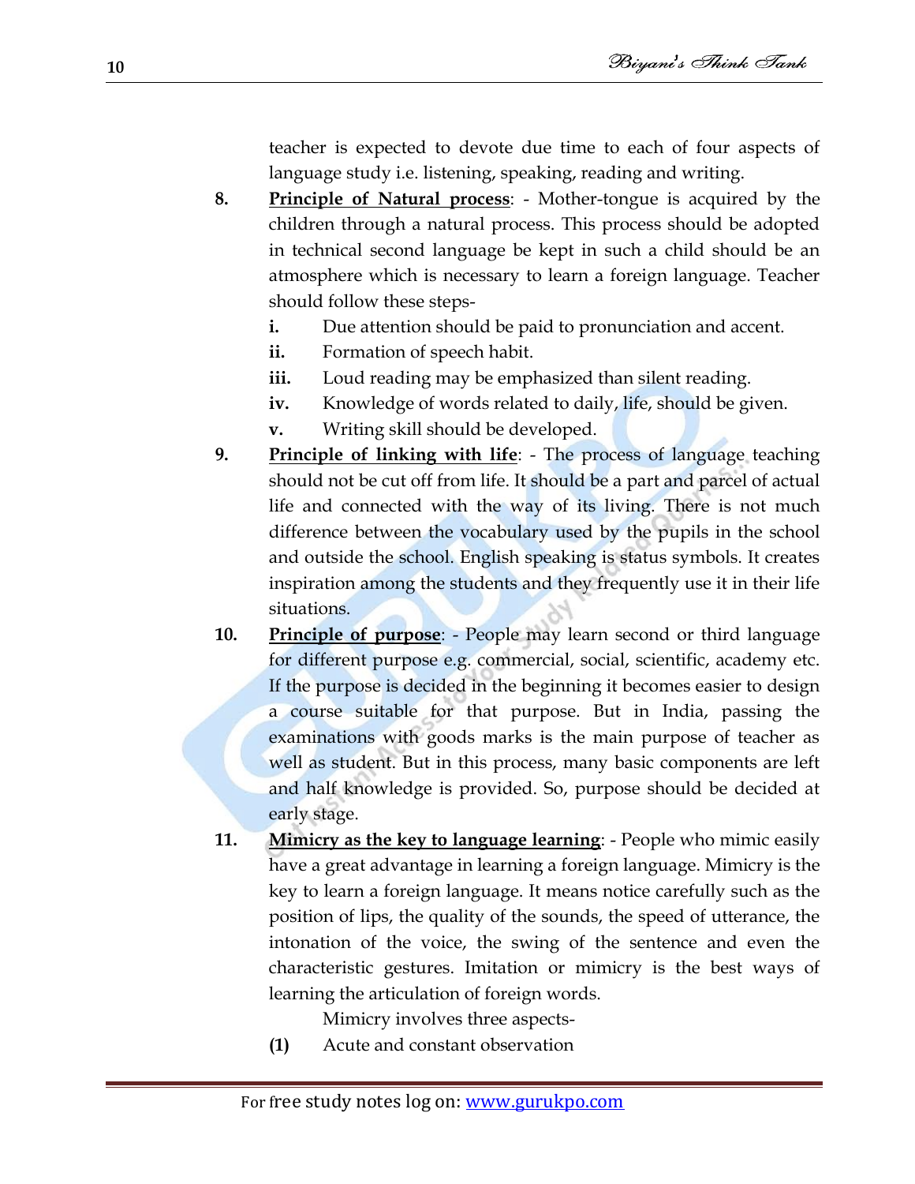teacher is expected to devote due time to each of four aspects of language study i.e. listening, speaking, reading and writing.

8. **Principle of Natural process**: - Mother-tongue is acquired by the children through a natural process. This process should be adopted in technical second language be kept in such a child should be an atmosphere which is necessary to learn a foreign language. Teacher should follow these steps-
   - **i.** Due attention should be paid to pronunciation and accent.
   - **ii.** Formation of speech habit.
   - **iii.** Loud reading may be emphasized than silent reading.
   - **iv.** Knowledge of words related to daily, life, should be given.
   - **v.** Writing skill should be developed.

9. **Principle of linking with life**: - The process of language teaching should not be cut off from life. It should be a part and parcel of actual life and connected with the way of its living. There is not much difference between the vocabulary used by the pupils in the school and outside the school. English speaking is status symbols. It creates inspiration among the students and they frequently use it in their life situations.

10. **Principle of purpose**: - People may learn second or third language for different purpose e.g. commercial, social, scientific, academy etc. If the purpose is decided in the beginning it becomes easier to design a course suitable for that purpose. But in India, passing the examinations with goods marks is the main purpose of teacher as well as student. But in this process, many basic components are left and half knowledge is provided. So, purpose should be decided at early stage.

11. **Mimicry as the key to language learning**: - People who mimic easily have a great advantage in learning a foreign language. Mimicry is the key to learn a foreign language. It means notice carefully such as the position of lips, the quality of the sounds, the speed of utterance, the intonation of the voice, the swing of the sentence and even the characteristic gestures. Imitation or mimicry is the best ways of learning the articulation of foreign words.

    Mimicry involves three aspects-

    **(1)** Acute and constant observation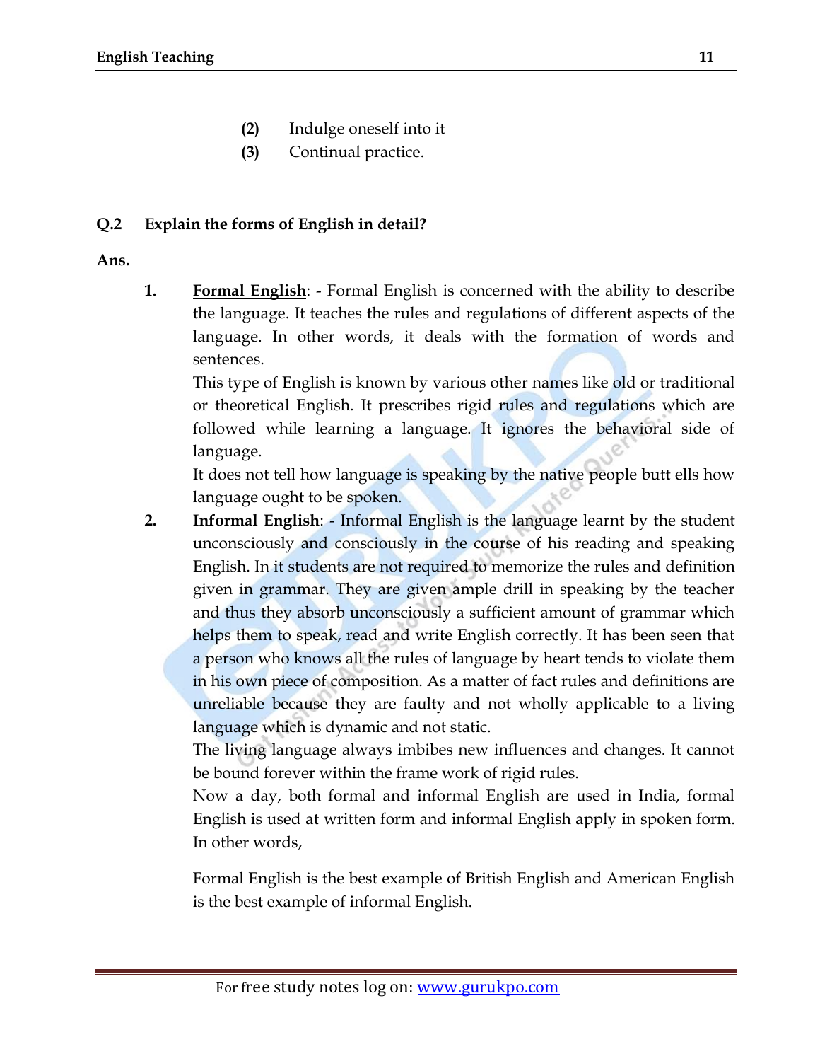**(2)** Indulge oneself into it

**(3)** Continual practice.

**Q.2 Explain the forms of English in detail?**

**Ans.**

1. **Formal English**: - Formal English is concerned with the ability to describe the language. It teaches the rules and regulations of different aspects of the language. In other words, it deals with the formation of words and sentences.

   This type of English is known by various other names like old or traditional or theoretical English. It prescribes rigid rules and regulations which are followed while learning a language. It ignores the behavioral side of language.

   It does not tell how language is speaking by the native people butt ells how language ought to be spoken.

2. **Informal English**: - Informal English is the language learnt by the student unconsciously and consciously in the course of his reading and speaking English. In it students are not required to memorize the rules and definition given in grammar. They are given ample drill in speaking by the teacher and thus they absorb unconsciously a sufficient amount of grammar which helps them to speak, read and write English correctly. It has been seen that a person who knows all the rules of language by heart tends to violate them in his own piece of composition. As a matter of fact rules and definitions are unreliable because they are faulty and not wholly applicable to a living language which is dynamic and not static.

   The living language always imbibes new influences and changes. It cannot be bound forever within the frame work of rigid rules.

   Now a day, both formal and informal English are used in India, formal English is used at written form and informal English apply in spoken form. In other words,

   Formal English is the best example of British English and American English is the best example of informal English.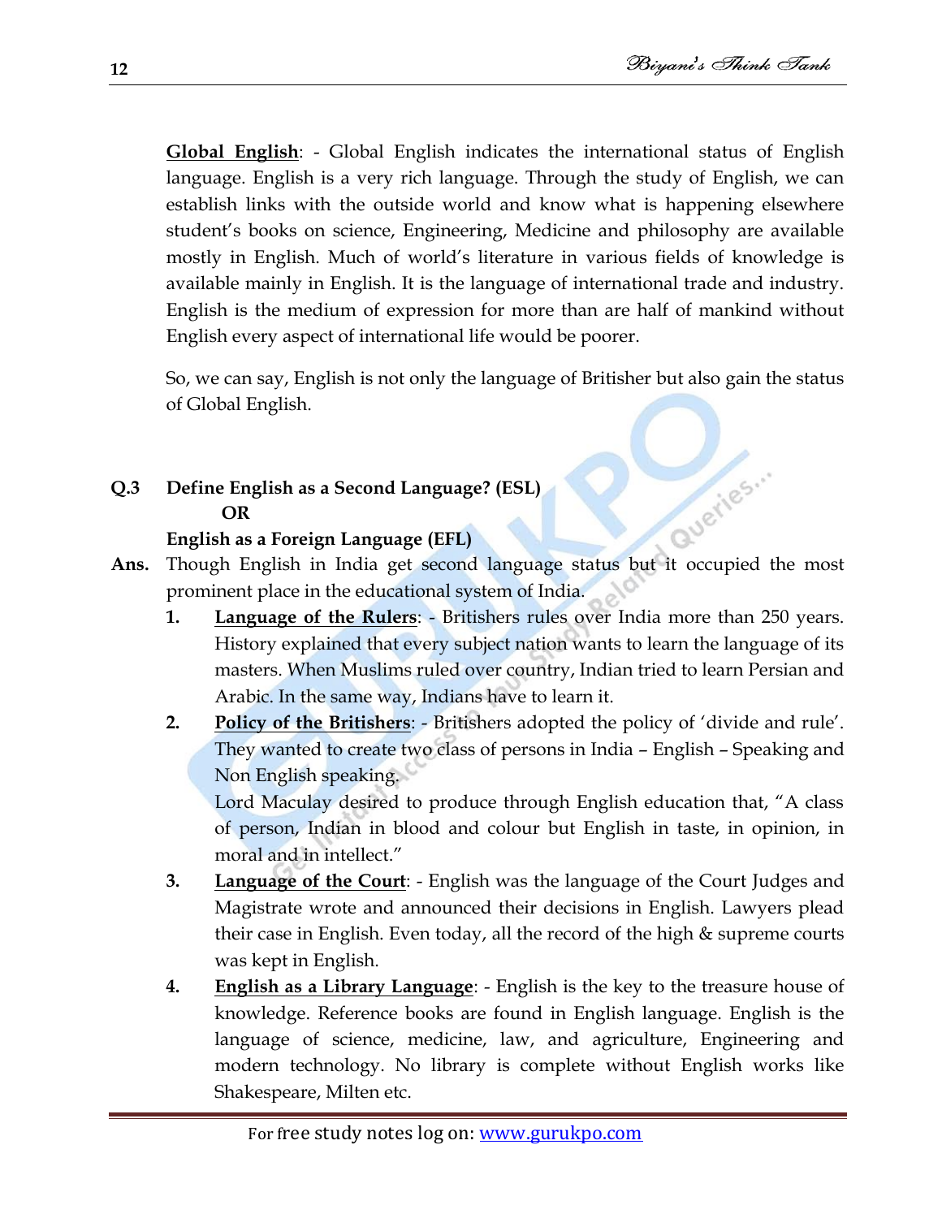**<u>Global English</u>**: - Global English indicates the international status of English language. English is a very rich language. Through the study of English, we can establish links with the outside world and know what is happening elsewhere student's books on science, Engineering, Medicine and philosophy are available mostly in English. Much of world's literature in various fields of knowledge is available mainly in English. It is the language of international trade and industry. English is the medium of expression for more than are half of mankind without English every aspect of international life would be poorer.

So, we can say, English is not only the language of Britisher but also gain the status of Global English.

**Q.3 Define English as a Second Language? (ESL)**

**OR**

**English as a Foreign Language (EFL)**

**Ans.** Though English in India get second language status but it occupied the most prominent place in the educational system of India.

1. **<u>Language of the Rulers</u>**: - Britishers rules over India more than 250 years. History explained that every subject nation wants to learn the language of its masters. When Muslims ruled over country, Indian tried to learn Persian and Arabic. In the same way, Indians have to learn it.
2. **<u>Policy of the Britishers</u>**: - Britishers adopted the policy of 'divide and rule'. They wanted to create two class of persons in India – English – Speaking and Non English speaking.

   Lord Maculay desired to produce through English education that, "A class of person, Indian in blood and colour but English in taste, in opinion, in moral and in intellect."
3. **<u>Language of the Court</u>**: - English was the language of the Court Judges and Magistrate wrote and announced their decisions in English. Lawyers plead their case in English. Even today, all the record of the high & supreme courts was kept in English.
4. **<u>English as a Library Language</u>**: - English is the key to the treasure house of knowledge. Reference books are found in English language. English is the language of science, medicine, law, and agriculture, Engineering and modern technology. No library is complete without English works like Shakespeare, Milten etc.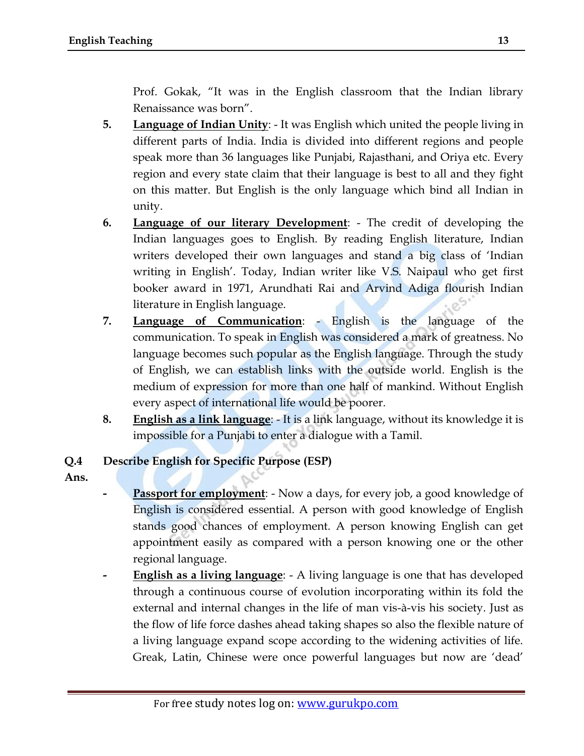Prof. Gokak, "It was in the English classroom that the Indian library Renaissance was born".

5. **<u>Language of Indian Unity</u>**: - It was English which united the people living in different parts of India. India is divided into different regions and people speak more than 36 languages like Punjabi, Rajasthani, and Oriya etc. Every region and every state claim that their language is best to all and they fight on this matter. But English is the only language which bind all Indian in unity.

6. **<u>Language of our literary Development</u>**: - The credit of developing the Indian languages goes to English. By reading English literature, Indian writers developed their own languages and stand a big class of 'Indian writing in English'. Today, Indian writer like V.S. Naipaul who get first booker award in 1971, Arundhati Rai and Arvind Adiga flourish Indian literature in English language.

7. **<u>Language of Communication</u>**: - English is the language of the communication. To speak in English was considered a mark of greatness. No language becomes such popular as the English language. Through the study of English, we can establish links with the outside world. English is the medium of expression for more than one half of mankind. Without English every aspect of international life would be poorer.

8. **<u>English as a link language</u>**: - It is a link language, without its knowledge it is impossible for a Punjabi to enter a dialogue with a Tamil.

**Q.4 Describe English for Specific Purpose (ESP)**

**Ans.**

- **<u>Passport for employment</u>**: - Now a days, for every job, a good knowledge of English is considered essential. A person with good knowledge of English stands good chances of employment. A person knowing English can get appointment easily as compared with a person knowing one or the other regional language.

- **<u>English as a living language</u>**: - A living language is one that has developed through a continuous course of evolution incorporating within its fold the external and internal changes in the life of man vis-à-vis his society. Just as the flow of life force dashes ahead taking shapes so also the flexible nature of a living language expand scope according to the widening activities of life. Greak, Latin, Chinese were once powerful languages but now are 'dead'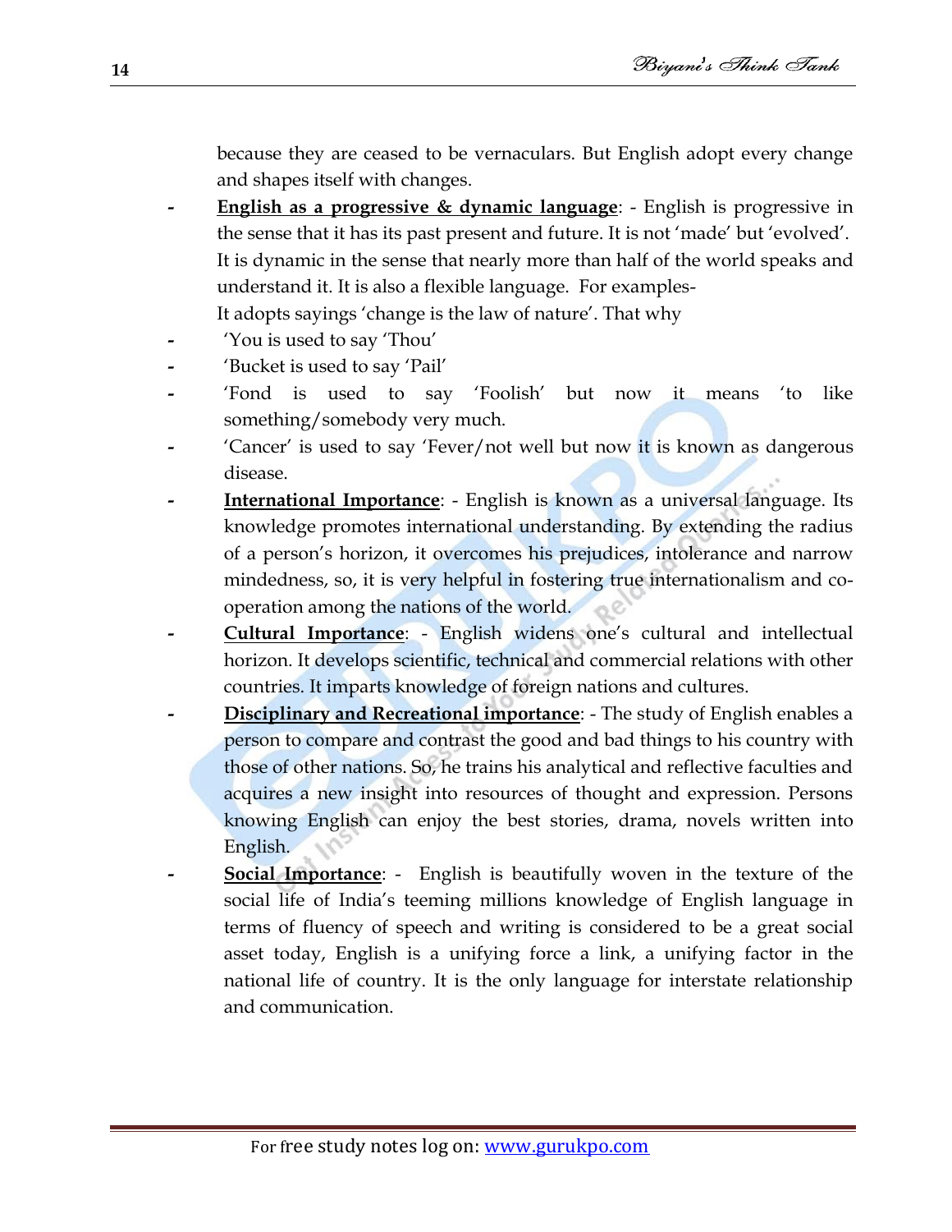because they are ceased to be vernaculars. But English adopt every change and shapes itself with changes.

- **English as a progressive & dynamic language**: - English is progressive in the sense that it has its past present and future. It is not 'made' but 'evolved'. It is dynamic in the sense that nearly more than half of the world speaks and understand it. It is also a flexible language. For examples-

  It adopts sayings 'change is the law of nature'. That why

- 'You is used to say 'Thou'
- 'Bucket is used to say 'Pail'
- 'Fond is used to say 'Foolish' but now it means 'to like something/somebody very much.
- 'Cancer' is used to say 'Fever/not well but now it is known as dangerous disease.
- **International Importance**: - English is known as a universal language. Its knowledge promotes international understanding. By extending the radius of a person's horizon, it overcomes his prejudices, intolerance and narrow mindedness, so, it is very helpful in fostering true internationalism and co-operation among the nations of the world.
- **Cultural Importance**: - English widens one's cultural and intellectual horizon. It develops scientific, technical and commercial relations with other countries. It imparts knowledge of foreign nations and cultures.
- **Disciplinary and Recreational importance**: - The study of English enables a person to compare and contrast the good and bad things to his country with those of other nations. So, he trains his analytical and reflective faculties and acquires a new insight into resources of thought and expression. Persons knowing English can enjoy the best stories, drama, novels written into English.
- **Social Importance**: - English is beautifully woven in the texture of the social life of India's teeming millions knowledge of English language in terms of fluency of speech and writing is considered to be a great social asset today, English is a unifying force a link, a unifying factor in the national life of country. It is the only language for interstate relationship and communication.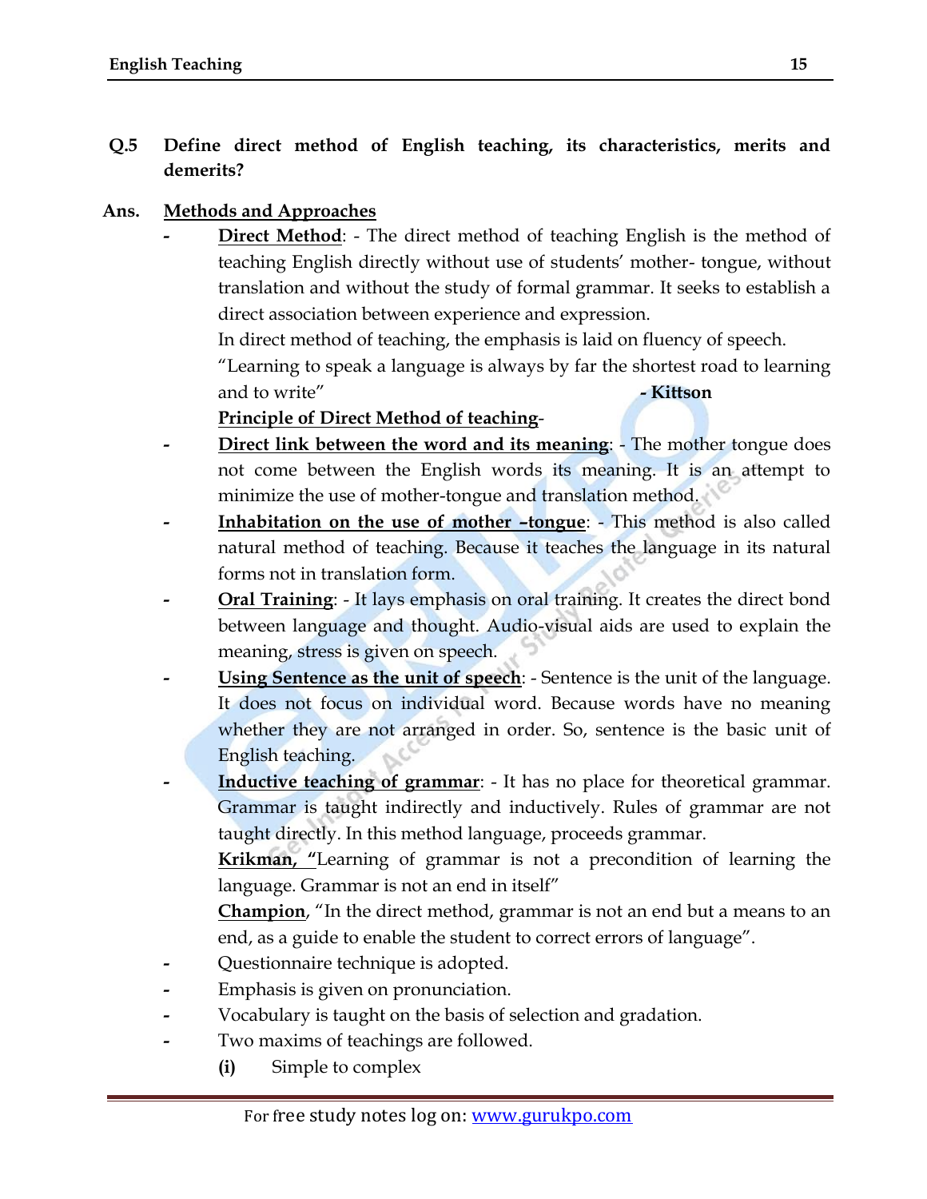**Q.5 Define direct method of English teaching, its characteristics, merits and demerits?**

**Ans.** **<u>Methods and Approaches</u>**

- **<u>Direct Method</u>**: - The direct method of teaching English is the method of teaching English directly without use of students' mother- tongue, without translation and without the study of formal grammar. It seeks to establish a direct association between experience and expression.

  In direct method of teaching, the emphasis is laid on fluency of speech.

  "Learning to speak a language is always by far the shortest road to learning and to write" **- Kittson**

  **<u>Principle of Direct Method of teaching</u>**-

- **<u>Direct link between the word and its meaning</u>**: - The mother tongue does not come between the English words its meaning. It is an attempt to minimize the use of mother-tongue and translation method.
- **<u>Inhabitation on the use of mother –tongue</u>**: - This method is also called natural method of teaching. Because it teaches the language in its natural forms not in translation form.
- **<u>Oral Training</u>**: - It lays emphasis on oral training. It creates the direct bond between language and thought. Audio-visual aids are used to explain the meaning, stress is given on speech.
- **<u>Using Sentence as the unit of speech</u>**: - Sentence is the unit of the language. It does not focus on individual word. Because words have no meaning whether they are not arranged in order. So, sentence is the basic unit of English teaching.
- **<u>Inductive teaching of grammar</u>**: - It has no place for theoretical grammar. Grammar is taught indirectly and inductively. Rules of grammar are not taught directly. In this method language, proceeds grammar.

  **<u>Krikman, "</u>**Learning of grammar is not a precondition of learning the language. Grammar is not an end in itself"

  **<u>Champion</u>**, "In the direct method, grammar is not an end but a means to an end, as a guide to enable the student to correct errors of language".

- Questionnaire technique is adopted.
- Emphasis is given on pronunciation.
- Vocabulary is taught on the basis of selection and gradation.
- Two maxims of teachings are followed.

  **(i)** Simple to complex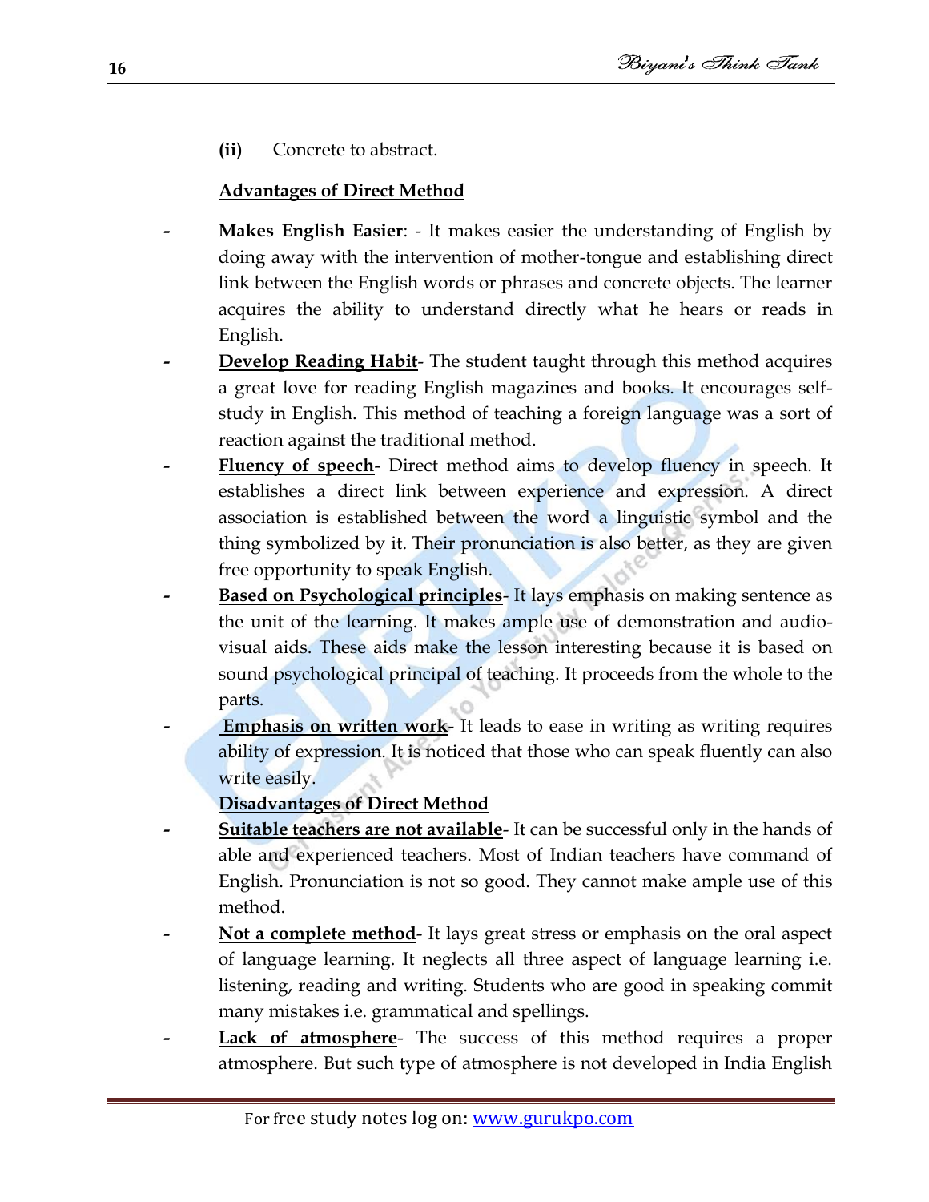**(ii)** Concrete to abstract.

**Advantages of Direct Method**

- **Makes English Easier**: - It makes easier the understanding of English by doing away with the intervention of mother-tongue and establishing direct link between the English words or phrases and concrete objects. The learner acquires the ability to understand directly what he hears or reads in English.
- **Develop Reading Habit**- The student taught through this method acquires a great love for reading English magazines and books. It encourages self-study in English. This method of teaching a foreign language was a sort of reaction against the traditional method.
- **Fluency of speech**- Direct method aims to develop fluency in speech. It establishes a direct link between experience and expression. A direct association is established between the word a linguistic symbol and the thing symbolized by it. Their pronunciation is also better, as they are given free opportunity to speak English.
- **Based on Psychological principles**- It lays emphasis on making sentence as the unit of the learning. It makes ample use of demonstration and audio-visual aids. These aids make the lesson interesting because it is based on sound psychological principal of teaching. It proceeds from the whole to the parts.
- **Emphasis on written work**- It leads to ease in writing as writing requires ability of expression. It is noticed that those who can speak fluently can also write easily.

**Disadvantages of Direct Method**

- **Suitable teachers are not available**- It can be successful only in the hands of able and experienced teachers. Most of Indian teachers have command of English. Pronunciation is not so good. They cannot make ample use of this method.
- **Not a complete method**- It lays great stress or emphasis on the oral aspect of language learning. It neglects all three aspect of language learning i.e. listening, reading and writing. Students who are good in speaking commit many mistakes i.e. grammatical and spellings.
- **Lack of atmosphere**- The success of this method requires a proper atmosphere. But such type of atmosphere is not developed in India English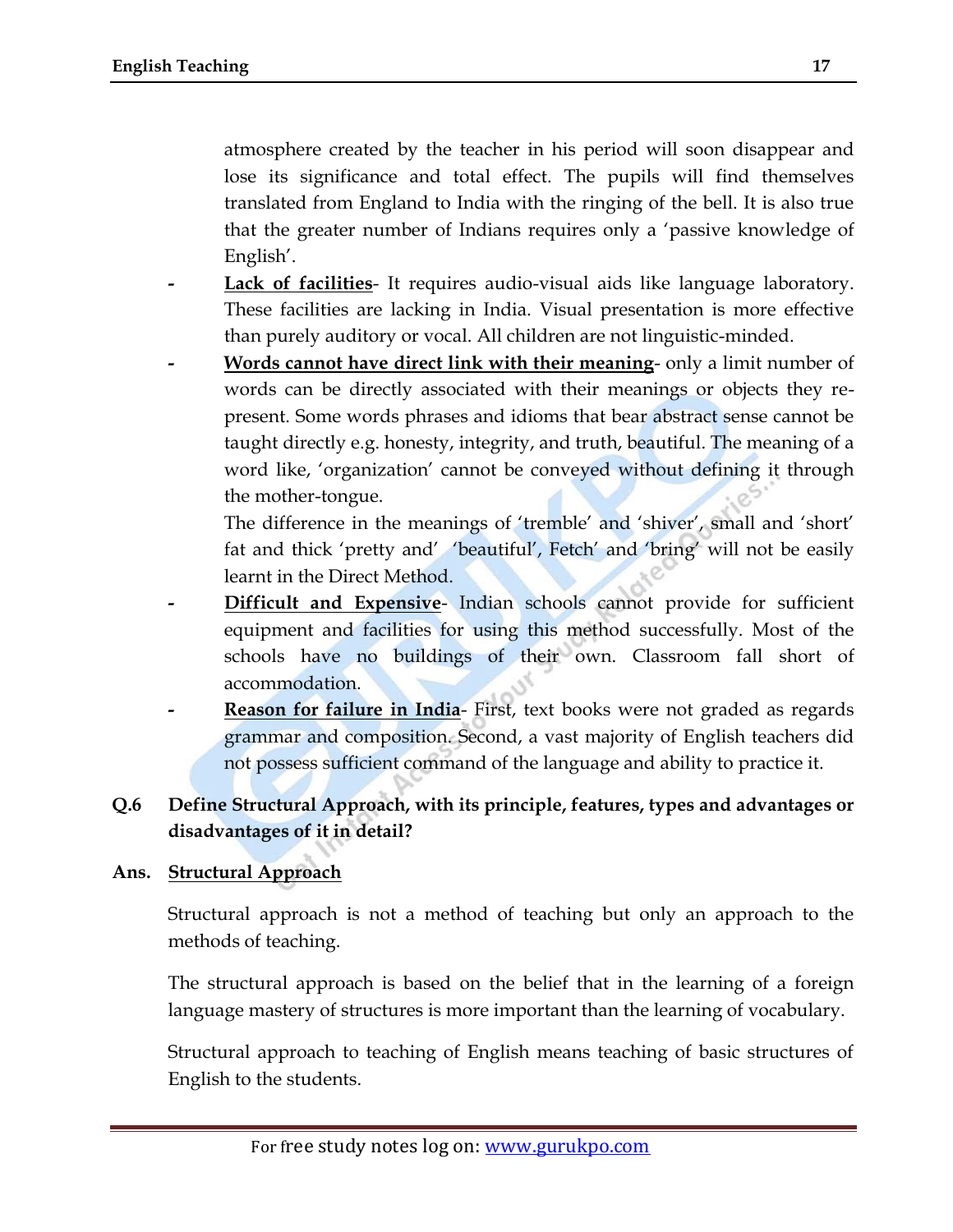atmosphere created by the teacher in his period will soon disappear and lose its significance and total effect. The pupils will find themselves translated from England to India with the ringing of the bell. It is also true that the greater number of Indians requires only a 'passive knowledge of English'.

- **Lack of facilities**- It requires audio-visual aids like language laboratory. These facilities are lacking in India. Visual presentation is more effective than purely auditory or vocal. All children are not linguistic-minded.
- **Words cannot have direct link with their meaning**- only a limit number of words can be directly associated with their meanings or objects they re-present. Some words phrases and idioms that bear abstract sense cannot be taught directly e.g. honesty, integrity, and truth, beautiful. The meaning of a word like, 'organization' cannot be conveyed without defining it through the mother-tongue.

  The difference in the meanings of 'tremble' and 'shiver', small and 'short' fat and thick 'pretty and' 'beautiful', Fetch' and 'bring' will not be easily learnt in the Direct Method.
- **Difficult and Expensive**- Indian schools cannot provide for sufficient equipment and facilities for using this method successfully. Most of the schools have no buildings of their own. Classroom fall short of accommodation.
- **Reason for failure in India**- First, text books were not graded as regards grammar and composition. Second, a vast majority of English teachers did not possess sufficient command of the language and ability to practice it.

**Q.6 Define Structural Approach, with its principle, features, types and advantages or disadvantages of it in detail?**

**Ans. Structural Approach**

Structural approach is not a method of teaching but only an approach to the methods of teaching.

The structural approach is based on the belief that in the learning of a foreign language mastery of structures is more important than the learning of vocabulary.

Structural approach to teaching of English means teaching of basic structures of English to the students.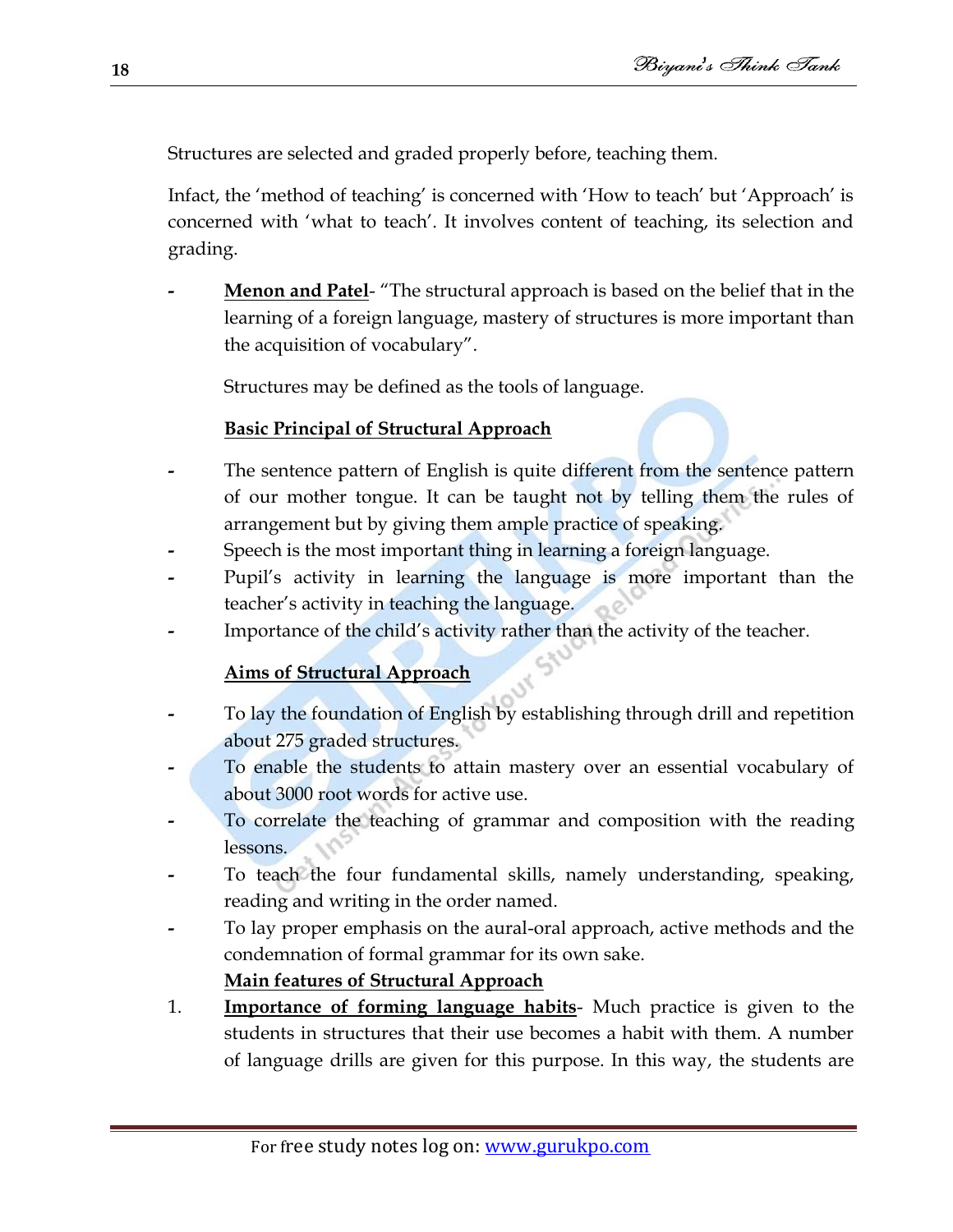Structures are selected and graded properly before, teaching them.

Infact, the 'method of teaching' is concerned with 'How to teach' but 'Approach' is concerned with 'what to teach'. It involves content of teaching, its selection and grading.

- **Menon and Patel**- "The structural approach is based on the belief that in the learning of a foreign language, mastery of structures is more important than the acquisition of vocabulary".

  Structures may be defined as the tools of language.

  **Basic Principal of Structural Approach**

- The sentence pattern of English is quite different from the sentence pattern of our mother tongue. It can be taught not by telling them the rules of arrangement but by giving them ample practice of speaking.
- Speech is the most important thing in learning a foreign language.
- Pupil's activity in learning the language is more important than the teacher's activity in teaching the language.
- Importance of the child's activity rather than the activity of the teacher.

  **Aims of Structural Approach**

- To lay the foundation of English by establishing through drill and repetition about 275 graded structures.
- To enable the students to attain mastery over an essential vocabulary of about 3000 root words for active use.
- To correlate the teaching of grammar and composition with the reading lessons.
- To teach the four fundamental skills, namely understanding, speaking, reading and writing in the order named.
- To lay proper emphasis on the aural-oral approach, active methods and the condemnation of formal grammar for its own sake.

  **Main features of Structural Approach**

1. **Importance of forming language habits**- Much practice is given to the students in structures that their use becomes a habit with them. A number of language drills are given for this purpose. In this way, the students are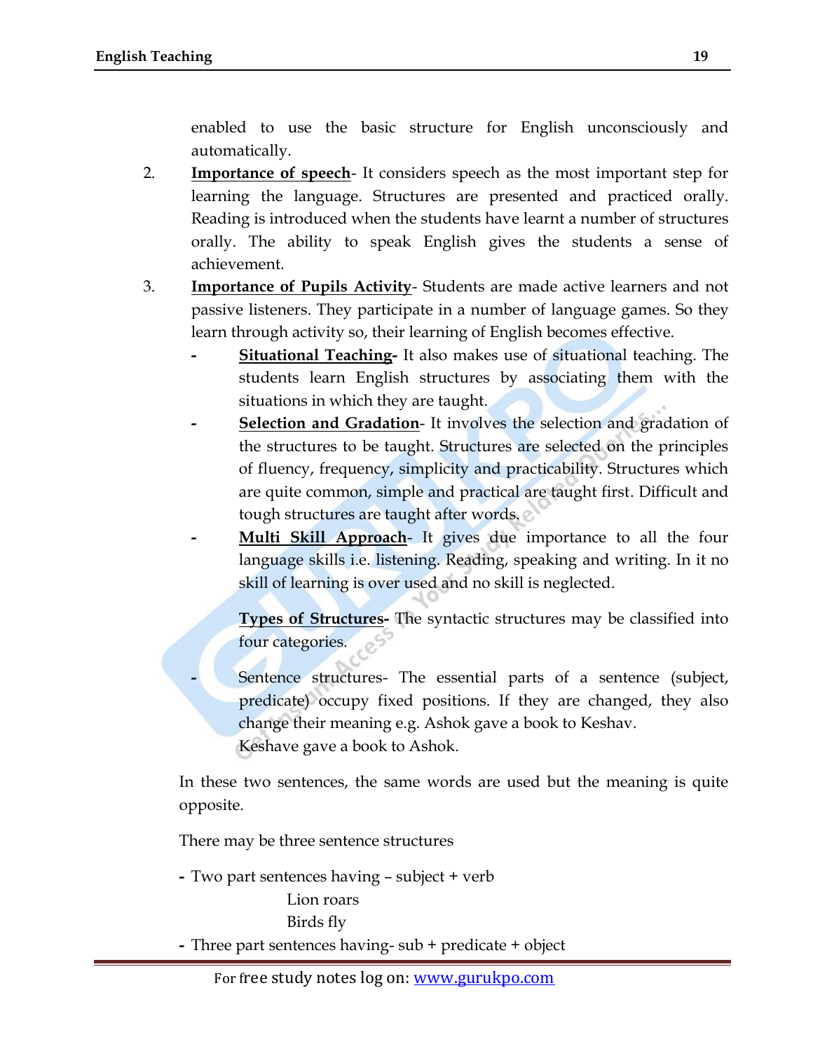enabled to use the basic structure for English unconsciously and automatically.

2. **Importance of speech**- It considers speech as the most important step for learning the language. Structures are presented and practiced orally. Reading is introduced when the students have learnt a number of structures orally. The ability to speak English gives the students a sense of achievement.

3. **Importance of Pupils Activity**- Students are made active learners and not passive listeners. They participate in a number of language games. So they learn through activity so, their learning of English becomes effective.

   - **Situational Teaching-** It also makes use of situational teaching. The students learn English structures by associating them with the situations in which they are taught.
   - **Selection and Gradation**- It involves the selection and gradation of the structures to be taught. Structures are selected on the principles of fluency, frequency, simplicity and practicability. Structures which are quite common, simple and practical are taught first. Difficult and tough structures are taught after words.
   - **Multi Skill Approach**- It gives due importance to all the four language skills i.e. listening. Reading, speaking and writing. In it no skill of learning is over used and no skill is neglected.

   **Types of Structures-** The syntactic structures may be classified into four categories.

   - Sentence structures- The essential parts of a sentence (subject, predicate) occupy fixed positions. If they are changed, they also change their meaning e.g. Ashok gave a book to Keshav.
     Keshave gave a book to Ashok.

In these two sentences, the same words are used but the meaning is quite opposite.

There may be three sentence structures

- Two part sentences having – subject + verb
  Lion roars
  Birds fly
- Three part sentences having- sub + predicate + object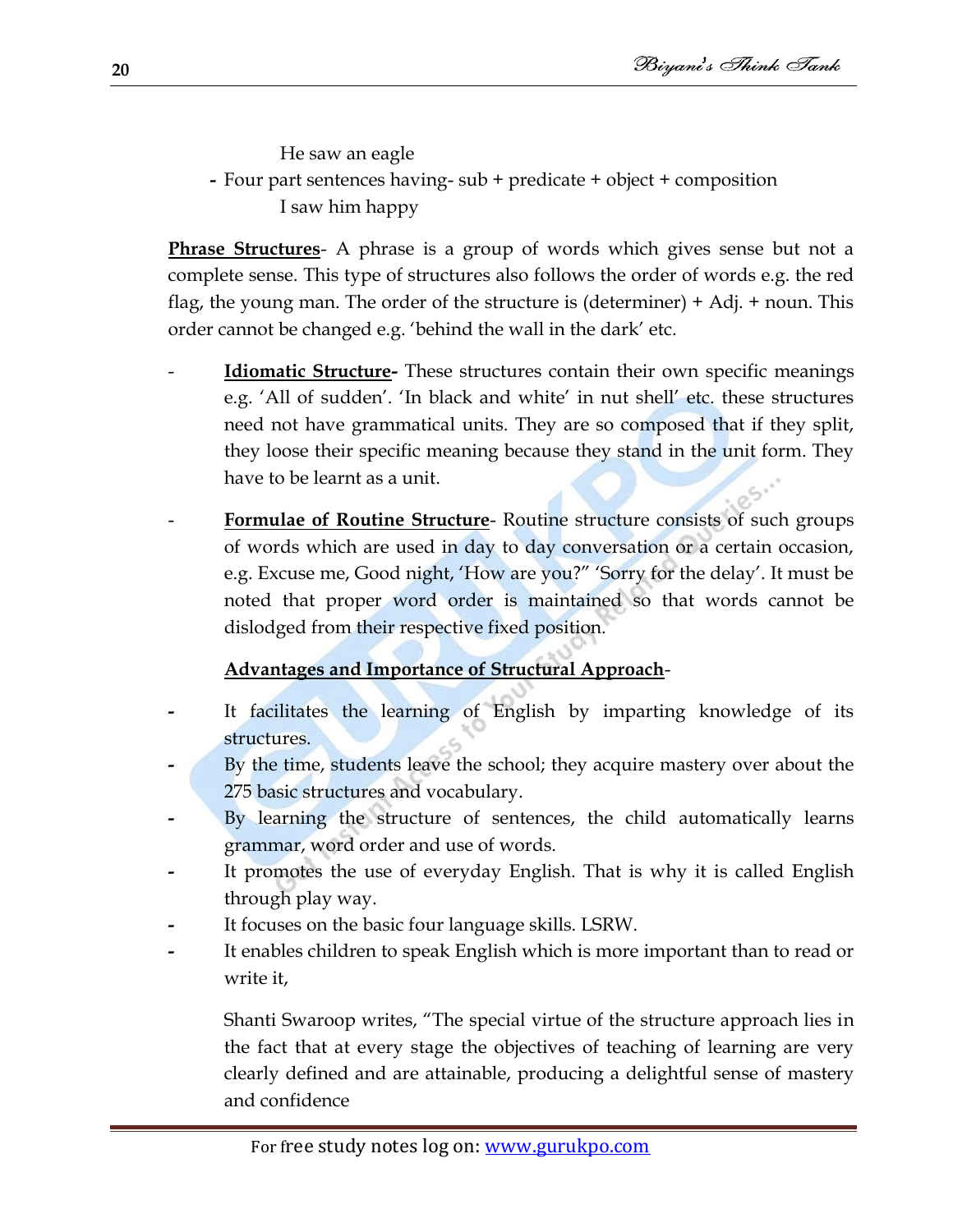He saw an eagle

- Four part sentences having- sub + predicate + object + composition

  I saw him happy

**Phrase Structures**- A phrase is a group of words which gives sense but not a complete sense. This type of structures also follows the order of words e.g. the red flag, the young man. The order of the structure is (determiner) + Adj. + noun. This order cannot be changed e.g. 'behind the wall in the dark' etc.

- **Idiomatic Structure-** These structures contain their own specific meanings e.g. 'All of sudden'. 'In black and white' in nut shell' etc. these structures need not have grammatical units. They are so composed that if they split, they loose their specific meaning because they stand in the unit form. They have to be learnt as a unit.
- **Formulae of Routine Structure**- Routine structure consists of such groups of words which are used in day to day conversation or a certain occasion, e.g. Excuse me, Good night, 'How are you?" 'Sorry for the delay'. It must be noted that proper word order is maintained so that words cannot be dislodged from their respective fixed position.

**Advantages and Importance of Structural Approach**-

- It facilitates the learning of English by imparting knowledge of its structures.
- By the time, students leave the school; they acquire mastery over about the 275 basic structures and vocabulary.
- By learning the structure of sentences, the child automatically learns grammar, word order and use of words.
- It promotes the use of everyday English. That is why it is called English through play way.
- It focuses on the basic four language skills. LSRW.
- It enables children to speak English which is more important than to read or write it,

Shanti Swaroop writes, "The special virtue of the structure approach lies in the fact that at every stage the objectives of teaching of learning are very clearly defined and are attainable, producing a delightful sense of mastery and confidence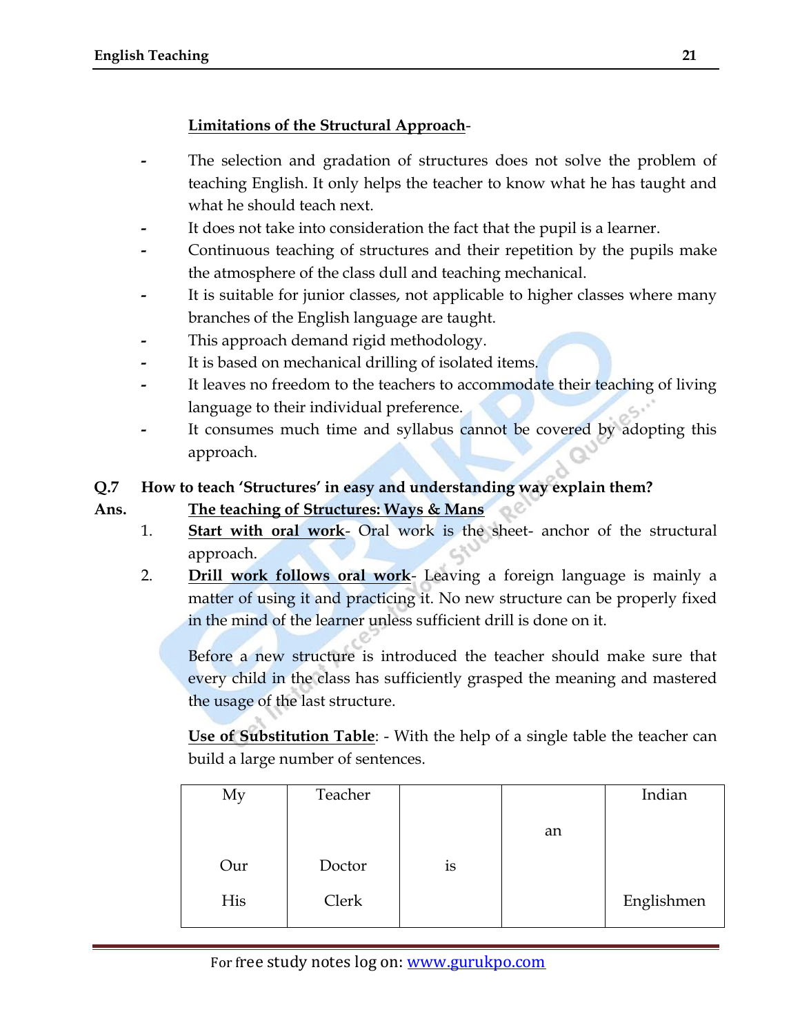**Limitations of the Structural Approach**-

- The selection and gradation of structures does not solve the problem of teaching English. It only helps the teacher to know what he has taught and what he should teach next.
- It does not take into consideration the fact that the pupil is a learner.
- Continuous teaching of structures and their repetition by the pupils make the atmosphere of the class dull and teaching mechanical.
- It is suitable for junior classes, not applicable to higher classes where many branches of the English language are taught.
- This approach demand rigid methodology.
- It is based on mechanical drilling of isolated items.
- It leaves no freedom to the teachers to accommodate their teaching of living language to their individual preference.
- It consumes much time and syllabus cannot be covered by adopting this approach.

**Q.7 How to teach 'Structures' in easy and understanding way explain them?**

**Ans.** **The teaching of Structures: Ways & Mans**

1. **Start with oral work**- Oral work is the sheet- anchor of the structural approach.
2. **Drill work follows oral work**- Leaving a foreign language is mainly a matter of using it and practicing it. No new structure can be properly fixed in the mind of the learner unless sufficient drill is done on it.

   Before a new structure is introduced the teacher should make sure that every child in the class has sufficiently grasped the meaning and mastered the usage of the last structure.

   **Use of Substitution Table**: - With the help of a single table the teacher can build a large number of sentences.

| My | Teacher | | | Indian |
|---|---|---|---|---|
| | | | an | |
| Our | Doctor | is | | |
| His | Clerk | | | Englishmen |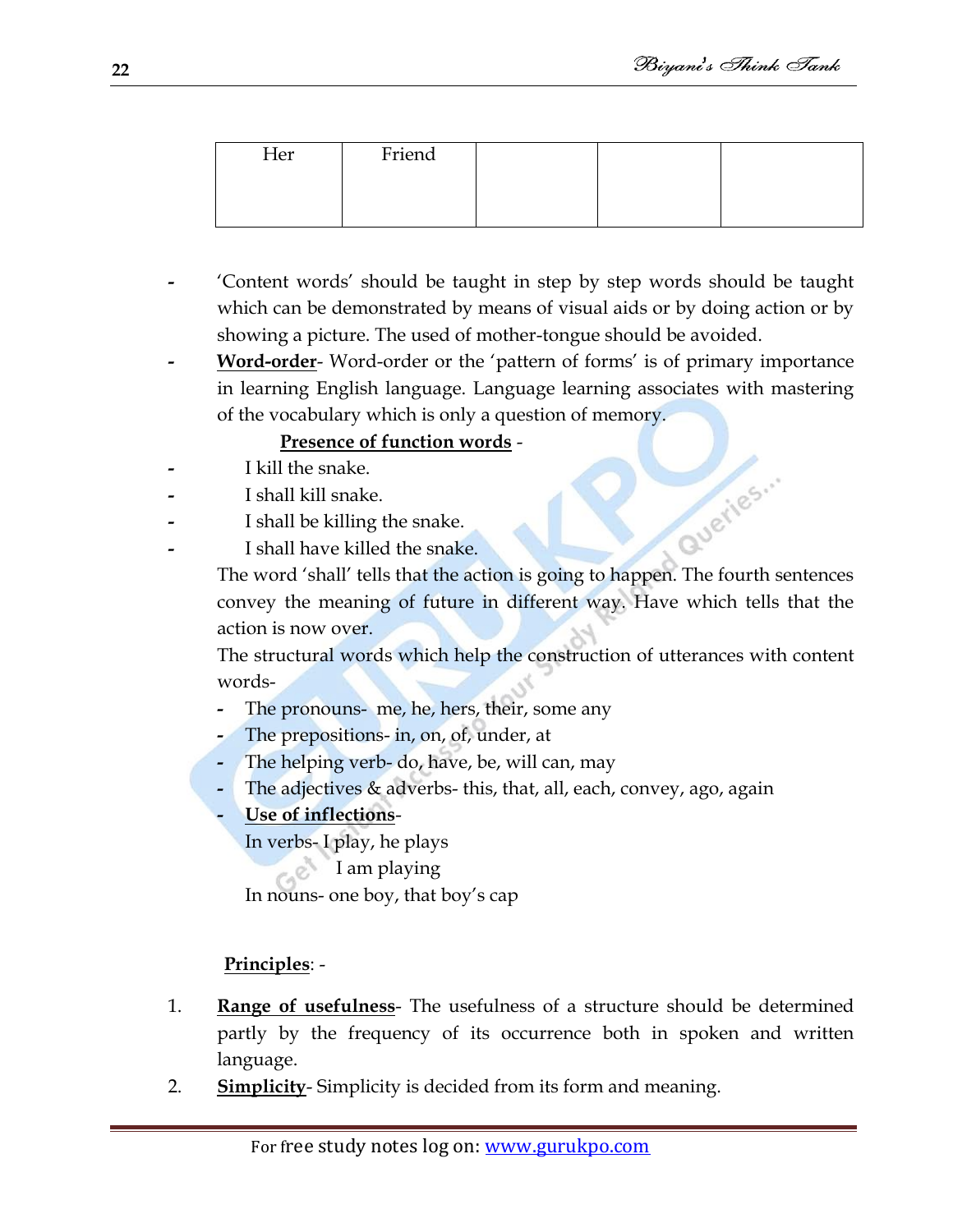| Her | Friend | | | |
|---|---|---|---|---|

- 'Content words' should be taught in step by step words should be taught which can be demonstrated by means of visual aids or by doing action or by showing a picture. The used of mother-tongue should be avoided.
- **Word-order**- Word-order or the 'pattern of forms' is of primary importance in learning English language. Language learning associates with mastering of the vocabulary which is only a question of memory.

**Presence of function words** -

- I kill the snake.
- I shall kill snake.
- I shall be killing the snake.
- I shall have killed the snake.

The word 'shall' tells that the action is going to happen. The fourth sentences convey the meaning of future in different way. Have which tells that the action is now over.

The structural words which help the construction of utterances with content words-

- The pronouns- me, he, hers, their, some any
- The prepositions- in, on, of, under, at
- The helping verb- do, have, be, will can, may
- The adjectives & adverbs- this, that, all, each, convey, ago, again
- **Use of inflections**-

  In verbs- I play, he plays

  I am playing

  In nouns- one boy, that boy's cap

**Principles**: -

1. **Range of usefulness**- The usefulness of a structure should be determined partly by the frequency of its occurrence both in spoken and written language.
2. **Simplicity**- Simplicity is decided from its form and meaning.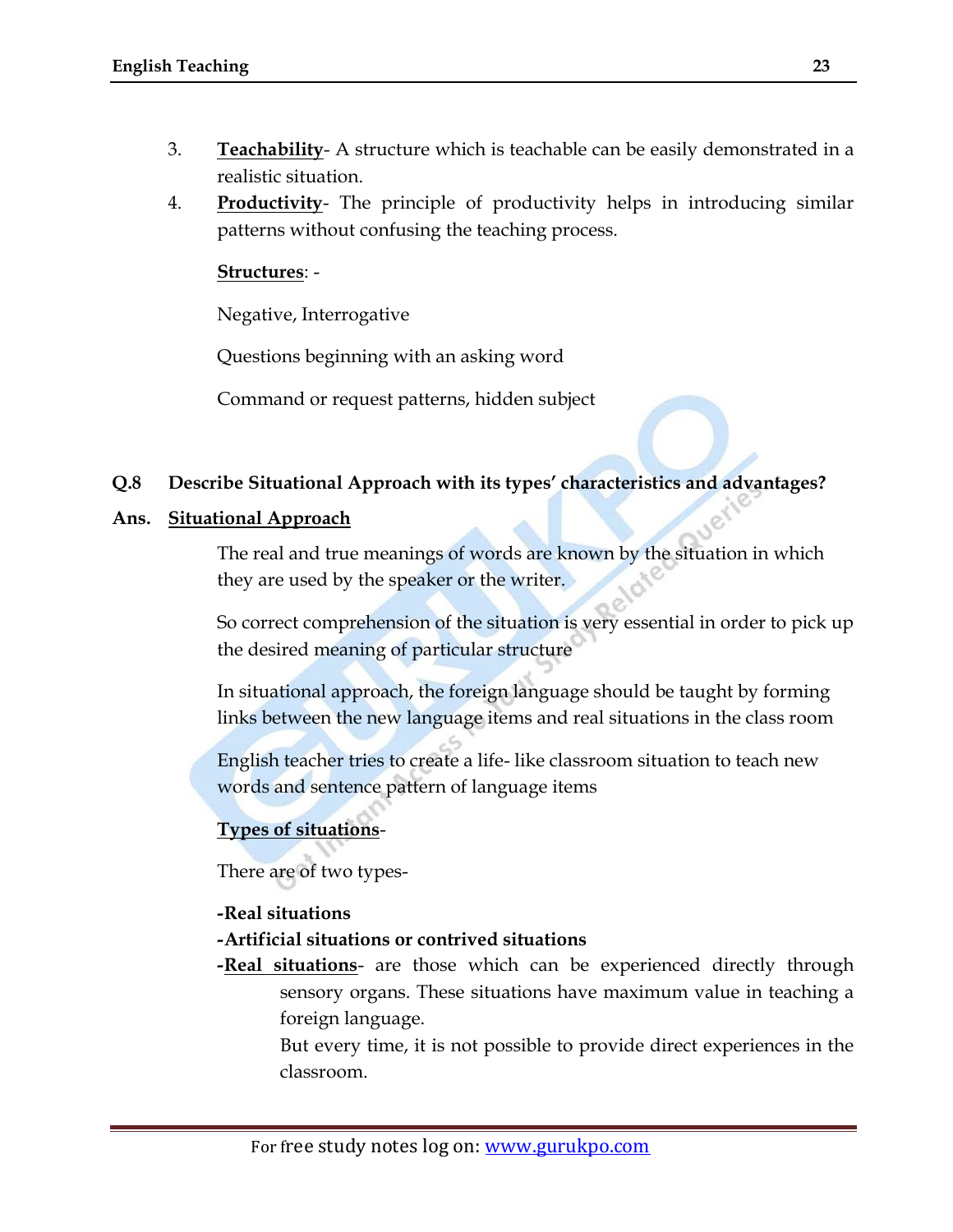3. **Teachability**- A structure which is teachable can be easily demonstrated in a realistic situation.
4. **Productivity**- The principle of productivity helps in introducing similar patterns without confusing the teaching process.

**Structures**: -

Negative, Interrogative

Questions beginning with an asking word

Command or request patterns, hidden subject

**Q.8 Describe Situational Approach with its types' characteristics and advantages?**

**Ans. Situational Approach**

The real and true meanings of words are known by the situation in which they are used by the speaker or the writer.

So correct comprehension of the situation is very essential in order to pick up the desired meaning of particular structure

In situational approach, the foreign language should be taught by forming links between the new language items and real situations in the class room

English teacher tries to create a life- like classroom situation to teach new words and sentence pattern of language items

**Types of situations**-

There are of two types-

**-Real situations**
**-Artificial situations or contrived situations**

-**Real situations**- are those which can be experienced directly through sensory organs. These situations have maximum value in teaching a foreign language.
But every time, it is not possible to provide direct experiences in the classroom.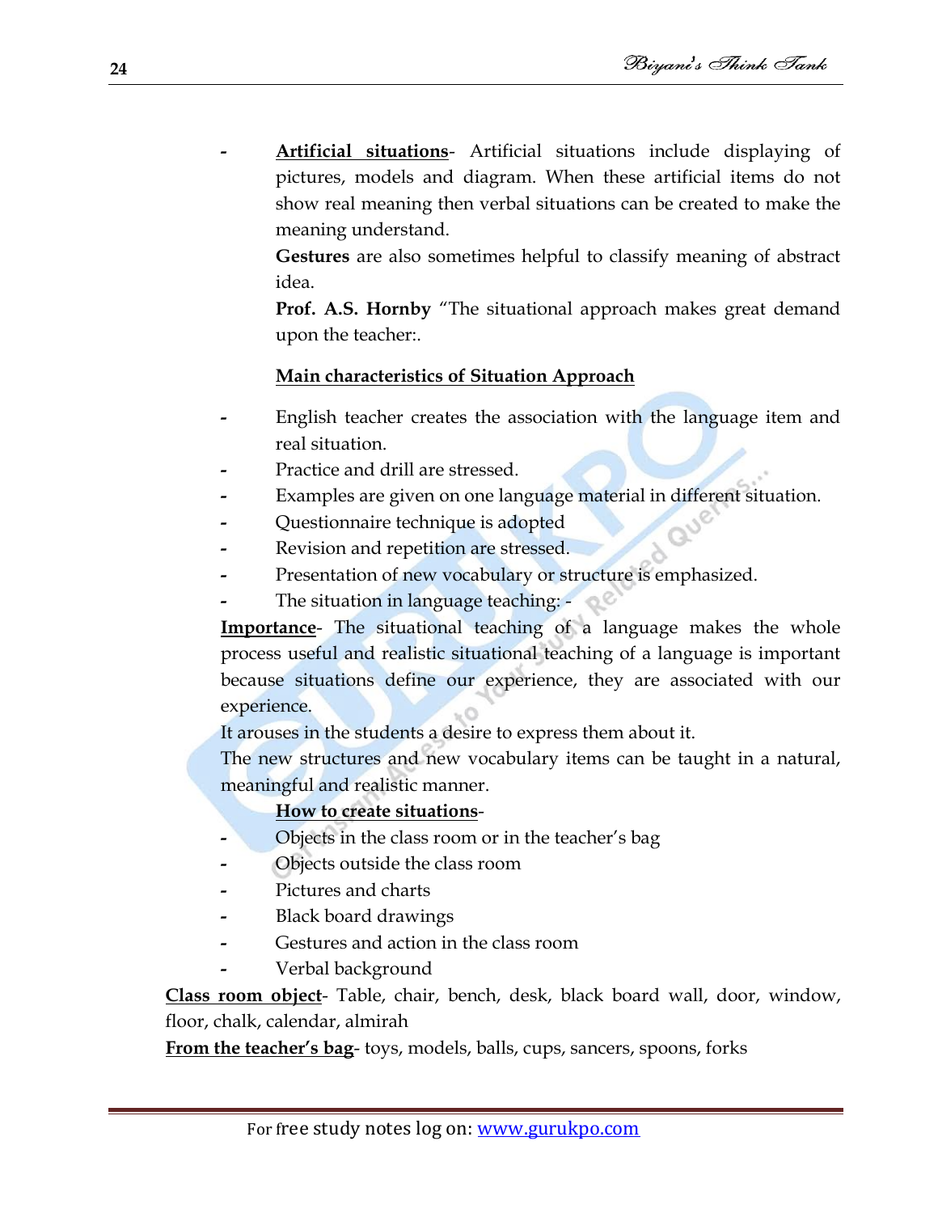- **Artificial situations**- Artificial situations include displaying of pictures, models and diagram. When these artificial items do not show real meaning then verbal situations can be created to make the meaning understand.

  **Gestures** are also sometimes helpful to classify meaning of abstract idea.

  **Prof. A.S. Hornby** "The situational approach makes great demand upon the teacher:.

  **Main characteristics of Situation Approach**

- English teacher creates the association with the language item and real situation.
- Practice and drill are stressed.
- Examples are given on one language material in different situation.
- Questionnaire technique is adopted
- Revision and repetition are stressed.
- Presentation of new vocabulary or structure is emphasized.
- The situation in language teaching: -

**Importance**- The situational teaching of a language makes the whole process useful and realistic situational teaching of a language is important because situations define our experience, they are associated with our experience.

It arouses in the students a desire to express them about it.

The new structures and new vocabulary items can be taught in a natural, meaningful and realistic manner.

**How to create situations**-

- Objects in the class room or in the teacher's bag
- Objects outside the class room
- Pictures and charts
- Black board drawings
- Gestures and action in the class room
- Verbal background

**Class room object**- Table, chair, bench, desk, black board wall, door, window, floor, chalk, calendar, almirah

**From the teacher's bag**- toys, models, balls, cups, sancers, spoons, forks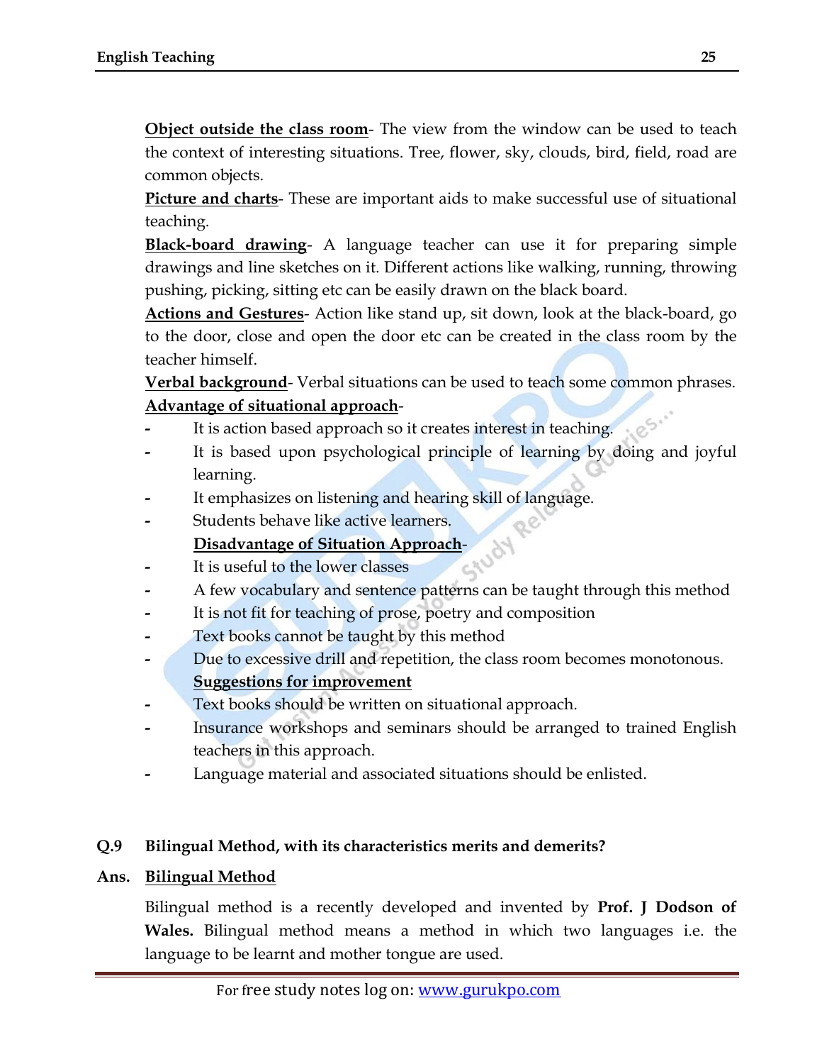**Object outside the class room**- The view from the window can be used to teach the context of interesting situations. Tree, flower, sky, clouds, bird, field, road are common objects.

**Picture and charts**- These are important aids to make successful use of situational teaching.

**Black-board drawing**- A language teacher can use it for preparing simple drawings and line sketches on it. Different actions like walking, running, throwing pushing, picking, sitting etc can be easily drawn on the black board.

**Actions and Gestures**- Action like stand up, sit down, look at the black-board, go to the door, close and open the door etc can be created in the class room by the teacher himself.

**Verbal background**- Verbal situations can be used to teach some common phrases.

**Advantage of situational approach**-

- It is action based approach so it creates interest in teaching.
- It is based upon psychological principle of learning by doing and joyful learning.
- It emphasizes on listening and hearing skill of language.
- Students behave like active learners.

**Disadvantage of Situation Approach**-

- It is useful to the lower classes
- A few vocabulary and sentence patterns can be taught through this method
- It is not fit for teaching of prose, poetry and composition
- Text books cannot be taught by this method
- Due to excessive drill and repetition, the class room becomes monotonous.

**Suggestions for improvement**

- Text books should be written on situational approach.
- Insurance workshops and seminars should be arranged to trained English teachers in this approach.
- Language material and associated situations should be enlisted.

**Q.9 Bilingual Method, with its characteristics merits and demerits?**

**Ans. Bilingual Method**

Bilingual method is a recently developed and invented by **Prof. J Dodson of Wales.** Bilingual method means a method in which two languages i.e. the language to be learnt and mother tongue are used.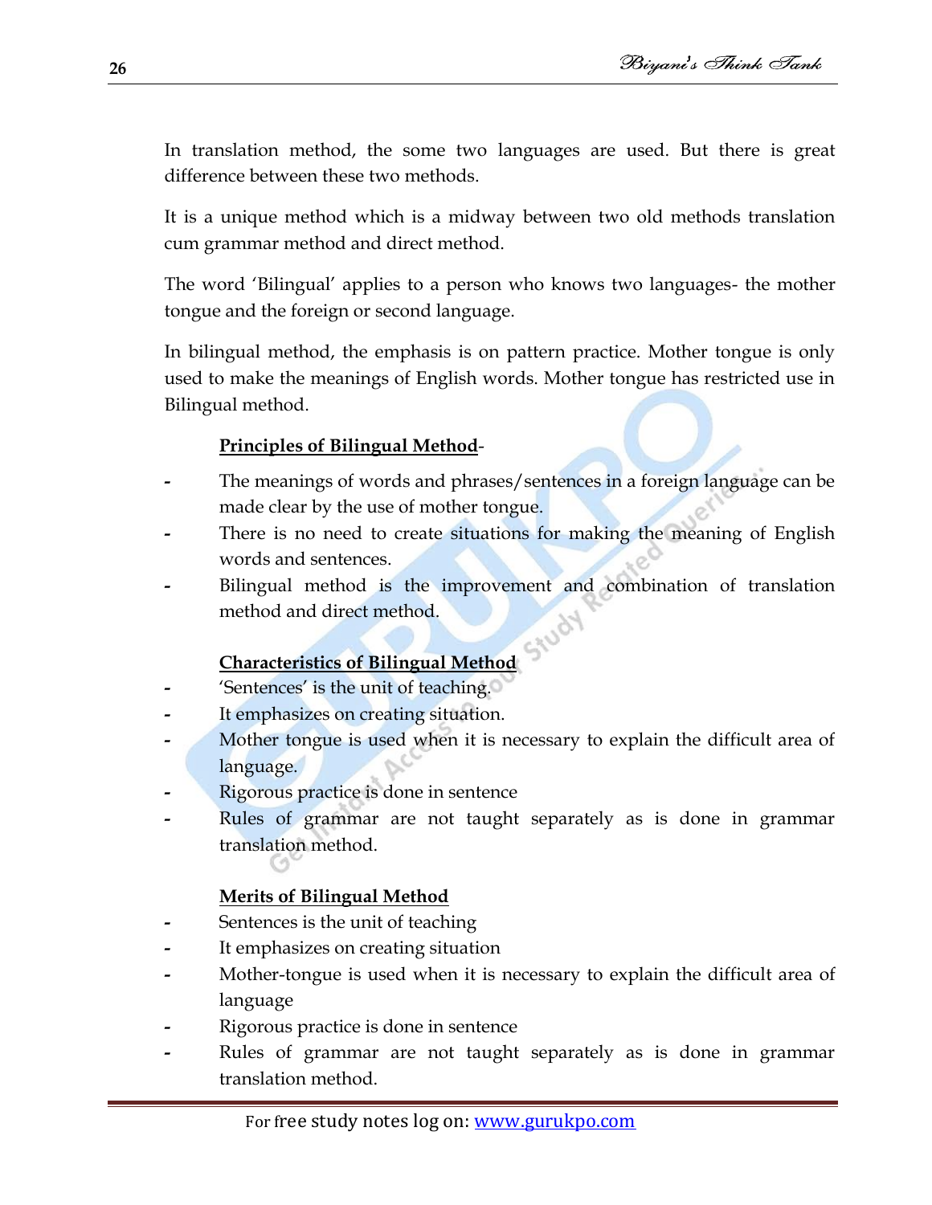In translation method, the some two languages are used. But there is great difference between these two methods.

It is a unique method which is a midway between two old methods translation cum grammar method and direct method.

The word 'Bilingual' applies to a person who knows two languages- the mother tongue and the foreign or second language.

In bilingual method, the emphasis is on pattern practice. Mother tongue is only used to make the meanings of English words. Mother tongue has restricted use in Bilingual method.

**Principles of Bilingual Method**-

- The meanings of words and phrases/sentences in a foreign language can be made clear by the use of mother tongue.
- There is no need to create situations for making the meaning of English words and sentences.
- Bilingual method is the improvement and combination of translation method and direct method.

**Characteristics of Bilingual Method**

- 'Sentences' is the unit of teaching.
- It emphasizes on creating situation.
- Mother tongue is used when it is necessary to explain the difficult area of language.
- Rigorous practice is done in sentence
- Rules of grammar are not taught separately as is done in grammar translation method.

**Merits of Bilingual Method**

- Sentences is the unit of teaching
- It emphasizes on creating situation
- Mother-tongue is used when it is necessary to explain the difficult area of language
- Rigorous practice is done in sentence
- Rules of grammar are not taught separately as is done in grammar translation method.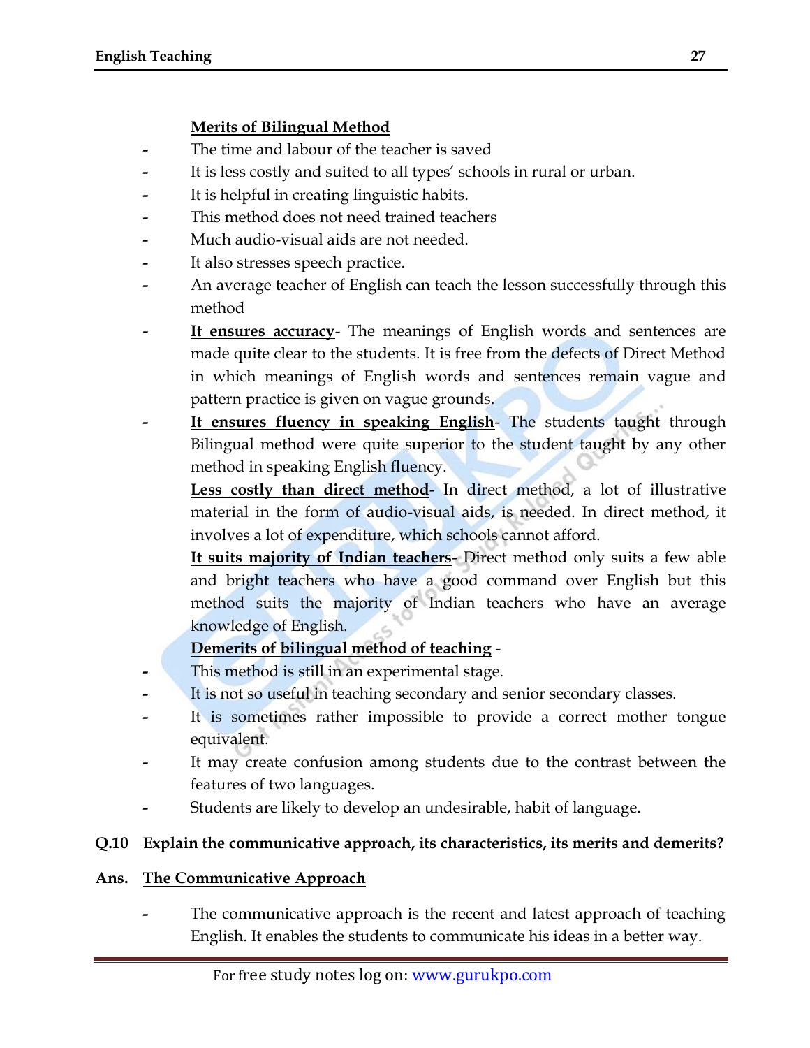**Merits of Bilingual Method**

- The time and labour of the teacher is saved
- It is less costly and suited to all types' schools in rural or urban.
- It is helpful in creating linguistic habits.
- This method does not need trained teachers
- Much audio-visual aids are not needed.
- It also stresses speech practice.
- An average teacher of English can teach the lesson successfully through this method
- **It ensures accuracy**- The meanings of English words and sentences are made quite clear to the students. It is free from the defects of Direct Method in which meanings of English words and sentences remain vague and pattern practice is given on vague grounds.
- **It ensures fluency in speaking English**- The students taught through Bilingual method were quite superior to the student taught by any other method in speaking English fluency.

  **Less costly than direct method**- In direct method, a lot of illustrative material in the form of audio-visual aids, is needed. In direct method, it involves a lot of expenditure, which schools cannot afford.

  **It suits majority of Indian teachers**- Direct method only suits a few able and bright teachers who have a good command over English but this method suits the majority of Indian teachers who have an average knowledge of English.

**Demerits of bilingual method of teaching** -

- This method is still in an experimental stage.
- It is not so useful in teaching secondary and senior secondary classes.
- It is sometimes rather impossible to provide a correct mother tongue equivalent.
- It may create confusion among students due to the contrast between the features of two languages.
- Students are likely to develop an undesirable, habit of language.

**Q.10 Explain the communicative approach, its characteristics, its merits and demerits?**

**Ans. The Communicative Approach**

- The communicative approach is the recent and latest approach of teaching English. It enables the students to communicate his ideas in a better way.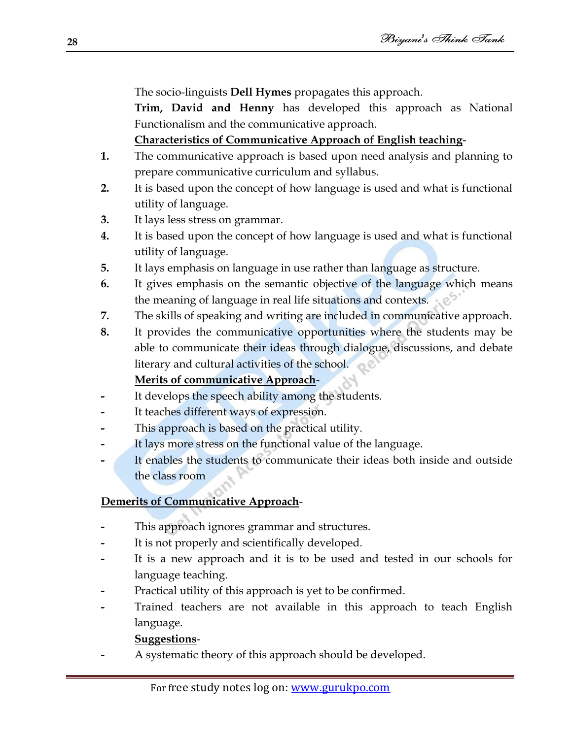The socio-linguists **Dell Hymes** propagates this approach.

**Trim, David and Henny** has developed this approach as National Functionalism and the communicative approach.

**Characteristics of Communicative Approach of English teaching**-

1. The communicative approach is based upon need analysis and planning to prepare communicative curriculum and syllabus.
2. It is based upon the concept of how language is used and what is functional utility of language.
3. It lays less stress on grammar.
4. It is based upon the concept of how language is used and what is functional utility of language.
5. It lays emphasis on language in use rather than language as structure.
6. It gives emphasis on the semantic objective of the language which means the meaning of language in real life situations and contexts.
7. The skills of speaking and writing are included in communicative approach.
8. It provides the communicative opportunities where the students may be able to communicate their ideas through dialogue, discussions, and debate literary and cultural activities of the school.

**Merits of communicative Approach**-

- It develops the speech ability among the students.
- It teaches different ways of expression.
- This approach is based on the practical utility.
- It lays more stress on the functional value of the language.
- It enables the students to communicate their ideas both inside and outside the class room

**Demerits of Communicative Approach**-

- This approach ignores grammar and structures.
- It is not properly and scientifically developed.
- It is a new approach and it is to be used and tested in our schools for language teaching.
- Practical utility of this approach is yet to be confirmed.
- Trained teachers are not available in this approach to teach English language.

**Suggestions**-

- A systematic theory of this approach should be developed.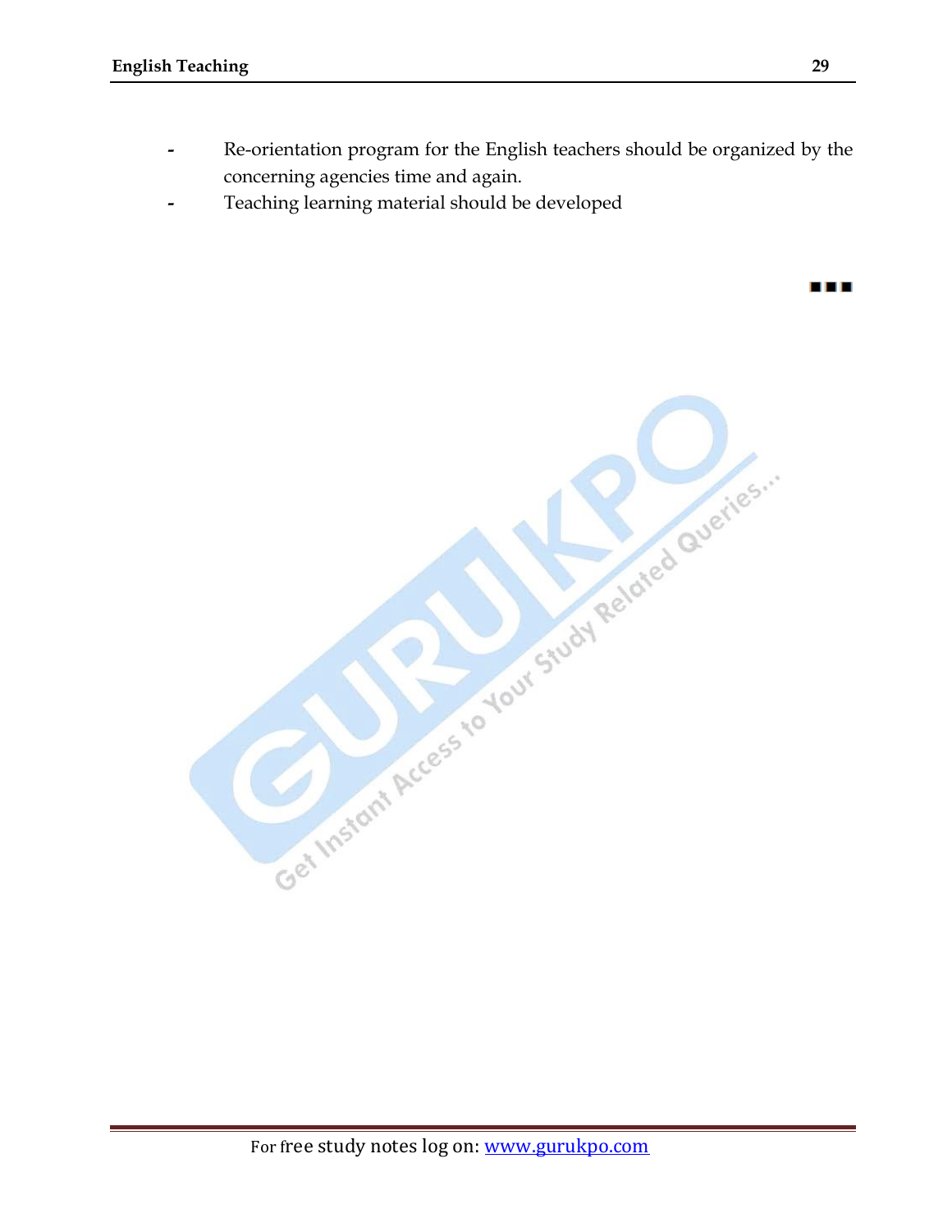- Re-orientation program for the English teachers should be organized by the concerning agencies time and again.
- Teaching learning material should be developed

■ ■ ■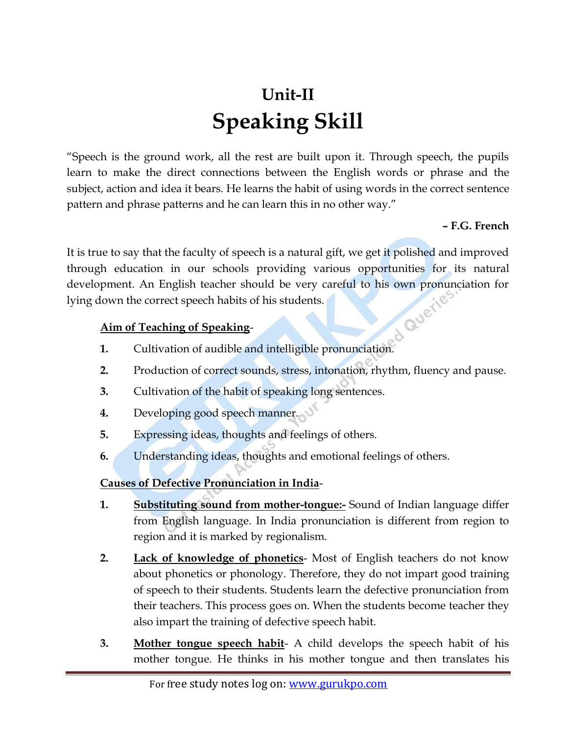# Unit-II
# Speaking Skill

"Speech is the ground work, all the rest are built upon it. Through speech, the pupils learn to make the direct connections between the English words or phrase and the subject, action and idea it bears. He learns the habit of using words in the correct sentence pattern and phrase patterns and he can learn this in no other way."

**– F.G. French**

It is true to say that the faculty of speech is a natural gift, we get it polished and improved through education in our schools providing various opportunities for its natural development. An English teacher should be very careful to his own pronunciation for lying down the correct speech habits of his students.

**Aim of Teaching of Speaking**-

1. Cultivation of audible and intelligible pronunciation.
2. Production of correct sounds, stress, intonation, rhythm, fluency and pause.
3. Cultivation of the habit of speaking long sentences.
4. Developing good speech manner.
5. Expressing ideas, thoughts and feelings of others.
6. Understanding ideas, thoughts and emotional feelings of others.

**Causes of Defective Pronunciation in India**-

1. **Substituting sound from mother-tongue:-** Sound of Indian language differ from English language. In India pronunciation is different from region to region and it is marked by regionalism.
2. **Lack of knowledge of phonetics**- Most of English teachers do not know about phonetics or phonology. Therefore, they do not impart good training of speech to their students. Students learn the defective pronunciation from their teachers. This process goes on. When the students become teacher they also impart the training of defective speech habit.
3. **Mother tongue speech habit**- A child develops the speech habit of his mother tongue. He thinks in his mother tongue and then translates his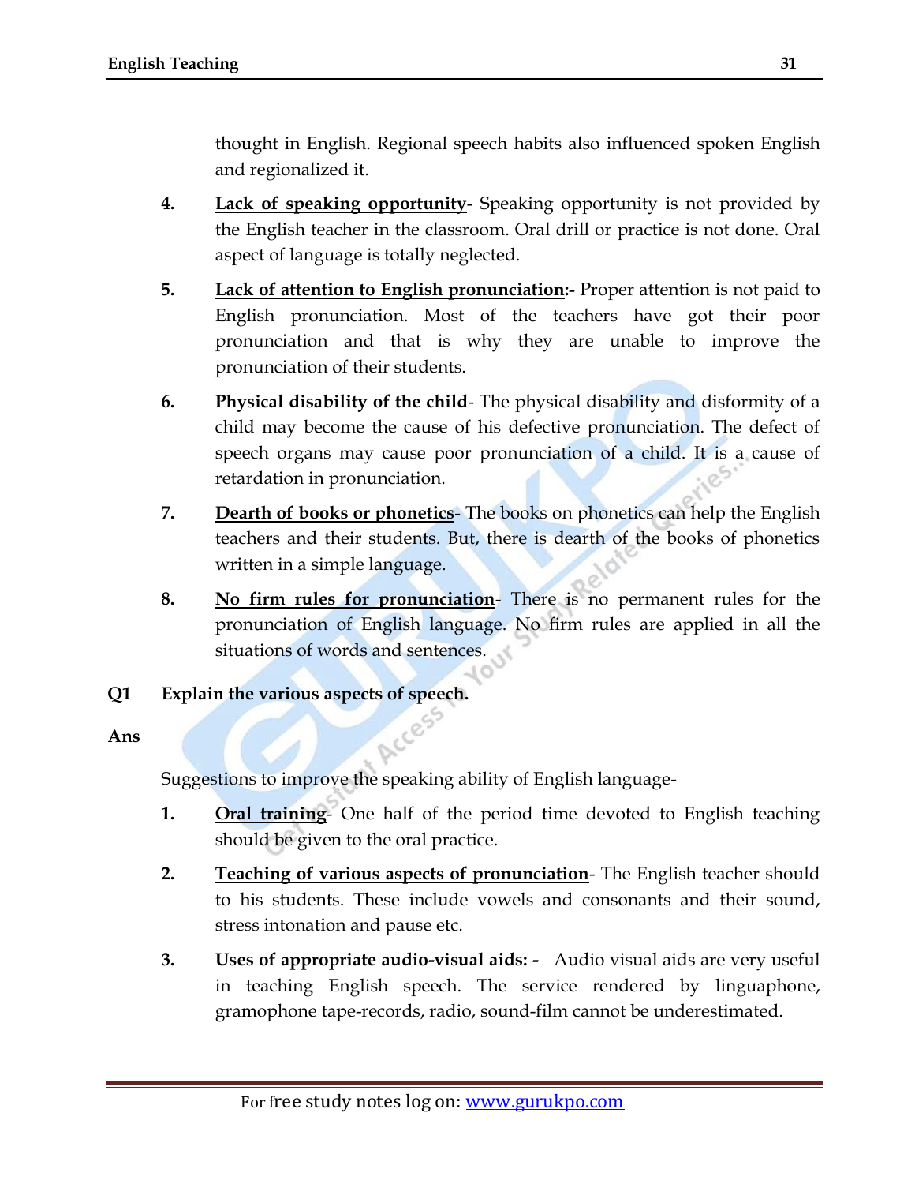thought in English. Regional speech habits also influenced spoken English and regionalized it.

4. **Lack of speaking opportunity**- Speaking opportunity is not provided by the English teacher in the classroom. Oral drill or practice is not done. Oral aspect of language is totally neglected.

5. **Lack of attention to English pronunciation:-** Proper attention is not paid to English pronunciation. Most of the teachers have got their poor pronunciation and that is why they are unable to improve the pronunciation of their students.

6. **Physical disability of the child**- The physical disability and disformity of a child may become the cause of his defective pronunciation. The defect of speech organs may cause poor pronunciation of a child. It is a cause of retardation in pronunciation.

7. **Dearth of books or phonetics**- The books on phonetics can help the English teachers and their students. But, there is dearth of the books of phonetics written in a simple language.

8. **No firm rules for pronunciation**- There is no permanent rules for the pronunciation of English language. No firm rules are applied in all the situations of words and sentences.

**Q1 Explain the various aspects of speech.**

**Ans**

Suggestions to improve the speaking ability of English language-

1. **Oral training**- One half of the period time devoted to English teaching should be given to the oral practice.

2. **Teaching of various aspects of pronunciation**- The English teacher should to his students. These include vowels and consonants and their sound, stress intonation and pause etc.

3. **Uses of appropriate audio-visual aids: -** Audio visual aids are very useful in teaching English speech. The service rendered by linguaphone, gramophone tape-records, radio, sound-film cannot be underestimated.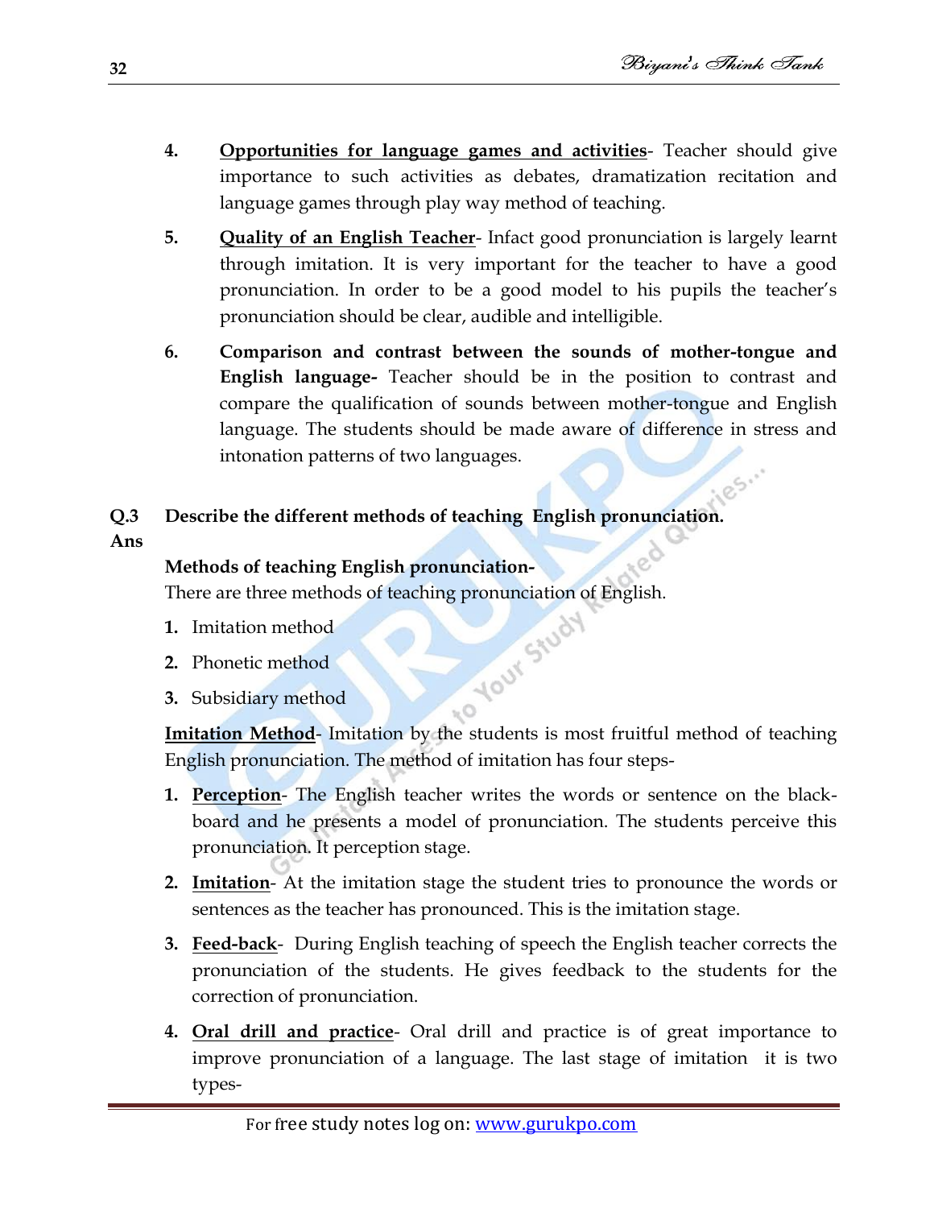4. **Opportunities for language games and activities**- Teacher should give importance to such activities as debates, dramatization recitation and language games through play way method of teaching.

5. **Quality of an English Teacher**- Infact good pronunciation is largely learnt through imitation. It is very important for the teacher to have a good pronunciation. In order to be a good model to his pupils the teacher's pronunciation should be clear, audible and intelligible.

6. **Comparison and contrast between the sounds of mother-tongue and English language-** Teacher should be in the position to contrast and compare the qualification of sounds between mother-tongue and English language. The students should be made aware of difference in stress and intonation patterns of two languages.

**Q.3 Describe the different methods of teaching English pronunciation.**

**Ans**

**Methods of teaching English pronunciation-**

There are three methods of teaching pronunciation of English.

1. Imitation method
2. Phonetic method
3. Subsidiary method

**Imitation Method**- Imitation by the students is most fruitful method of teaching English pronunciation. The method of imitation has four steps-

1. **Perception**- The English teacher writes the words or sentence on the black-board and he presents a model of pronunciation. The students perceive this pronunciation. It perception stage.

2. **Imitation**- At the imitation stage the student tries to pronounce the words or sentences as the teacher has pronounced. This is the imitation stage.

3. **Feed-back**- During English teaching of speech the English teacher corrects the pronunciation of the students. He gives feedback to the students for the correction of pronunciation.

4. **Oral drill and practice**- Oral drill and practice is of great importance to improve pronunciation of a language. The last stage of imitation it is two types-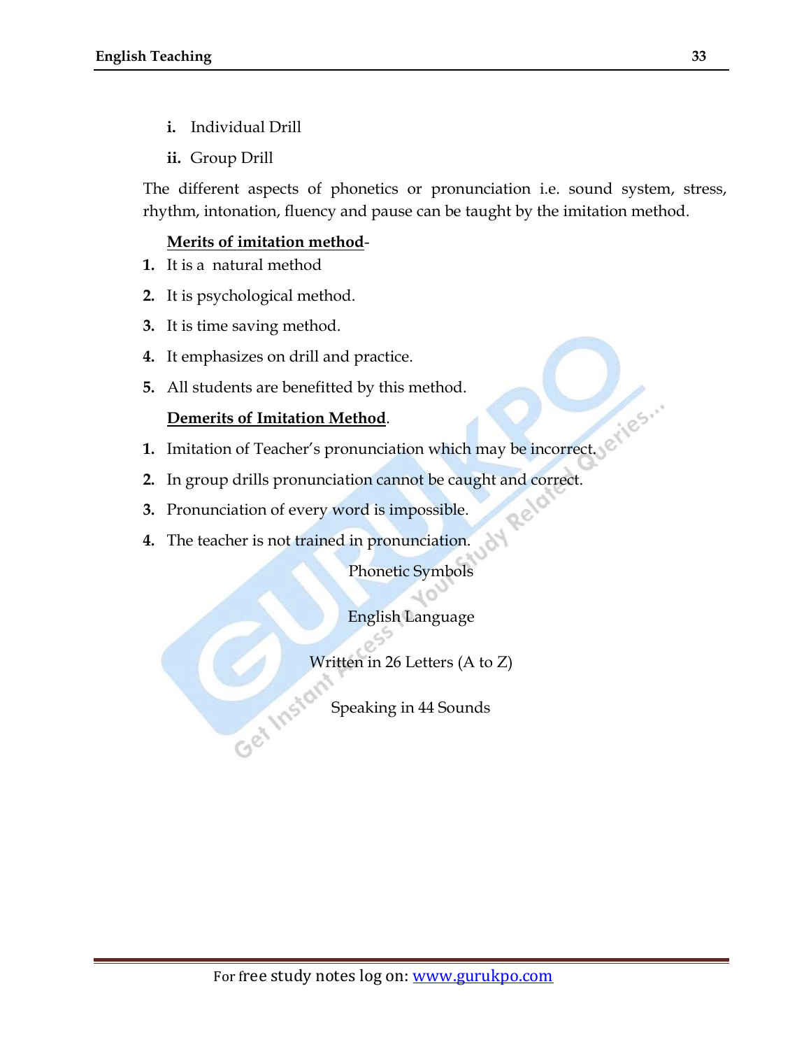i. Individual Drill

ii. Group Drill

The different aspects of phonetics or pronunciation i.e. sound system, stress, rhythm, intonation, fluency and pause can be taught by the imitation method.

**Merits of imitation method**-

1. It is a natural method
2. It is psychological method.
3. It is time saving method.
4. It emphasizes on drill and practice.
5. All students are benefitted by this method.

**Demerits of Imitation Method**.

1. Imitation of Teacher's pronunciation which may be incorrect.
2. In group drills pronunciation cannot be caught and correct.
3. Pronunciation of every word is impossible.
4. The teacher is not trained in pronunciation.

Phonetic Symbols

English Language

Written in 26 Letters (A to Z)

Speaking in 44 Sounds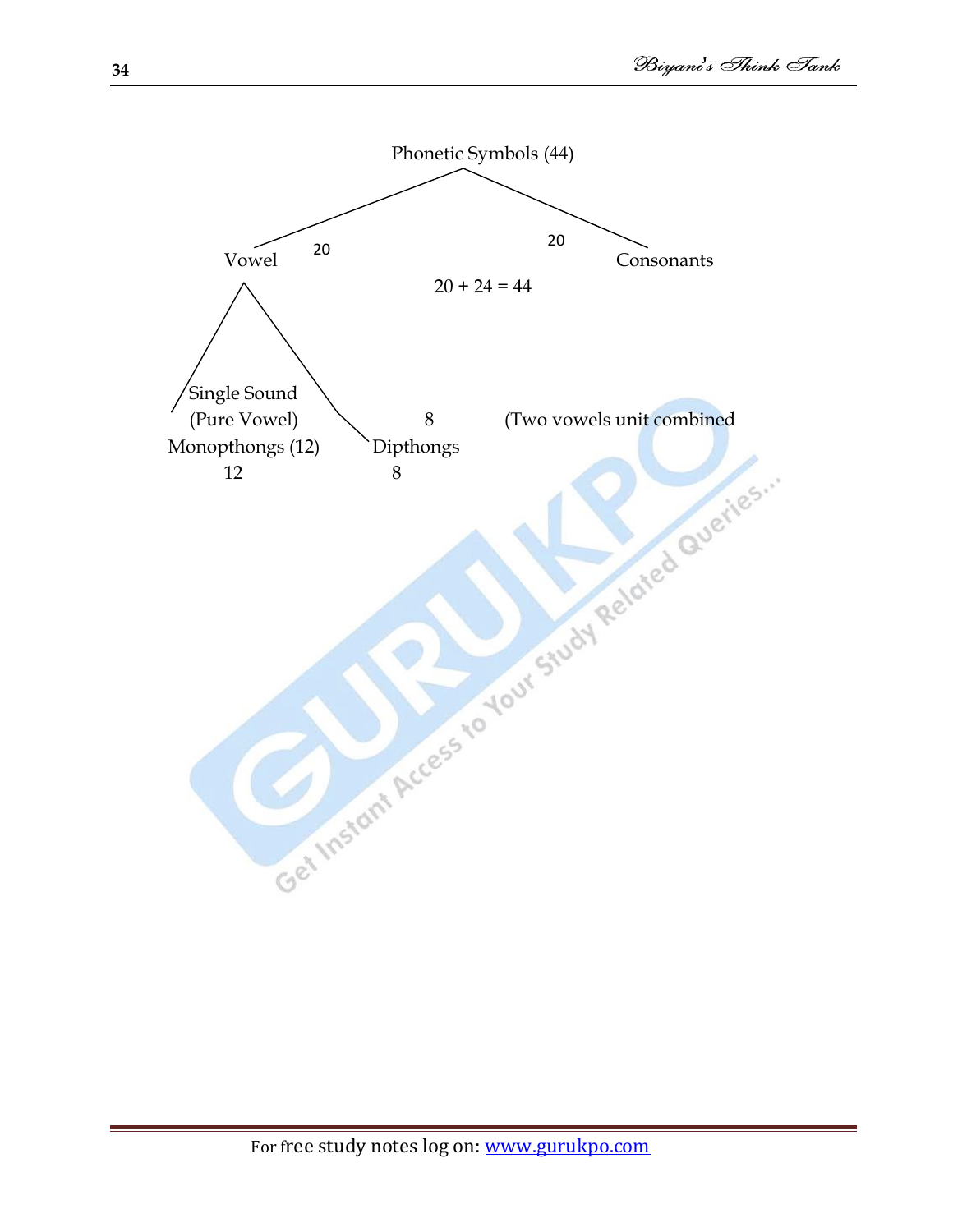Phonetic Symbols (44)

- Vowel — 20
  - Single Sound (Pure Vowel) Monopthongs (12) — 12
  - Dipthongs — 8 (Two vowels unit combined
- Consonants — 20

20 + 24 = 44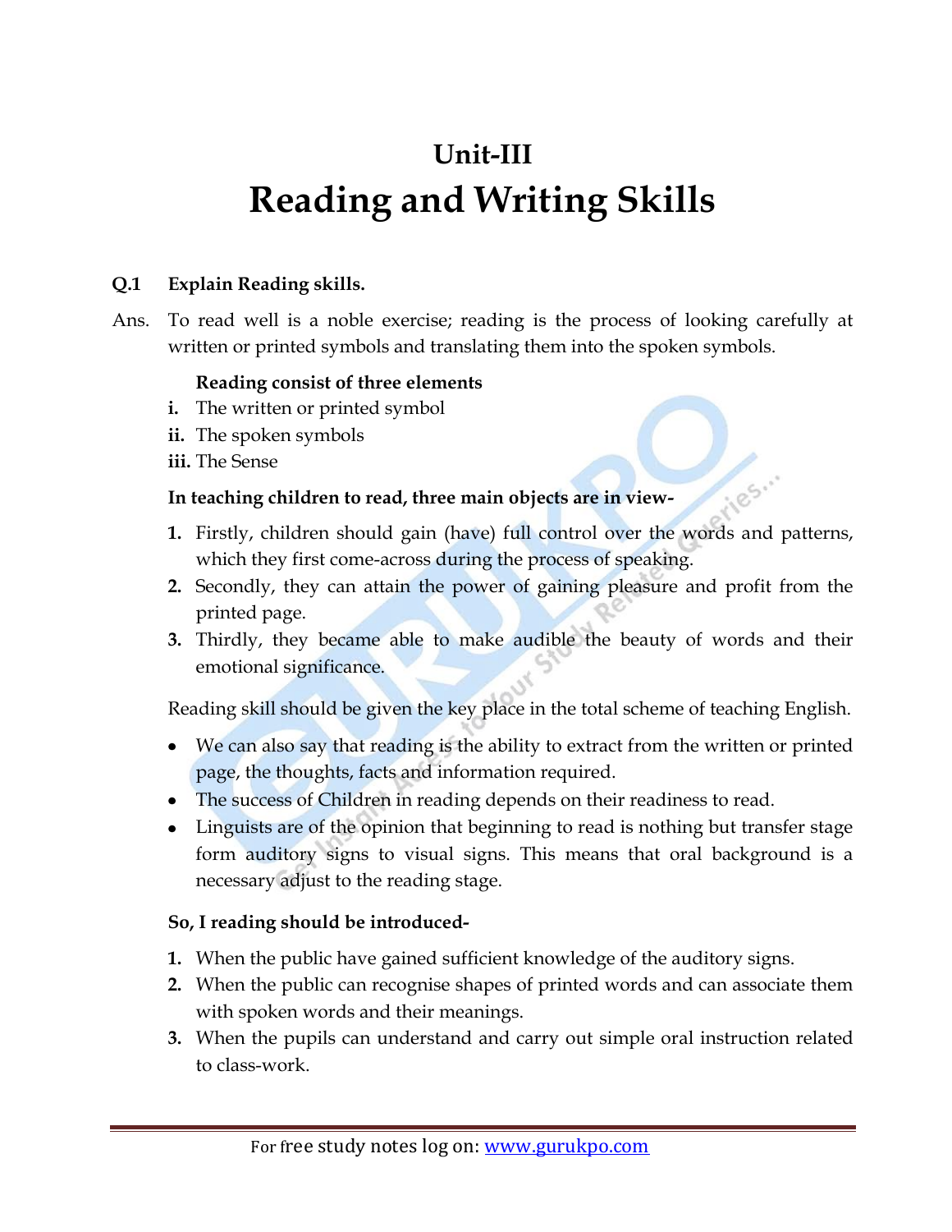# Unit-III
# Reading and Writing Skills

**Q.1 Explain Reading skills.**

Ans. To read well is a noble exercise; reading is the process of looking carefully at written or printed symbols and translating them into the spoken symbols.

**Reading consist of three elements**

- **i.** The written or printed symbol
- **ii.** The spoken symbols
- **iii.** The Sense

**In teaching children to read, three main objects are in view-**

1. Firstly, children should gain (have) full control over the words and patterns, which they first come-across during the process of speaking.
2. Secondly, they can attain the power of gaining pleasure and profit from the printed page.
3. Thirdly, they became able to make audible the beauty of words and their emotional significance.

Reading skill should be given the key place in the total scheme of teaching English.

- We can also say that reading is the ability to extract from the written or printed page, the thoughts, facts and information required.
- The success of Children in reading depends on their readiness to read.
- Linguists are of the opinion that beginning to read is nothing but transfer stage form auditory signs to visual signs. This means that oral background is a necessary adjust to the reading stage.

**So, I reading should be introduced-**

1. When the public have gained sufficient knowledge of the auditory signs.
2. When the public can recognise shapes of printed words and can associate them with spoken words and their meanings.
3. When the pupils can understand and carry out simple oral instruction related to class-work.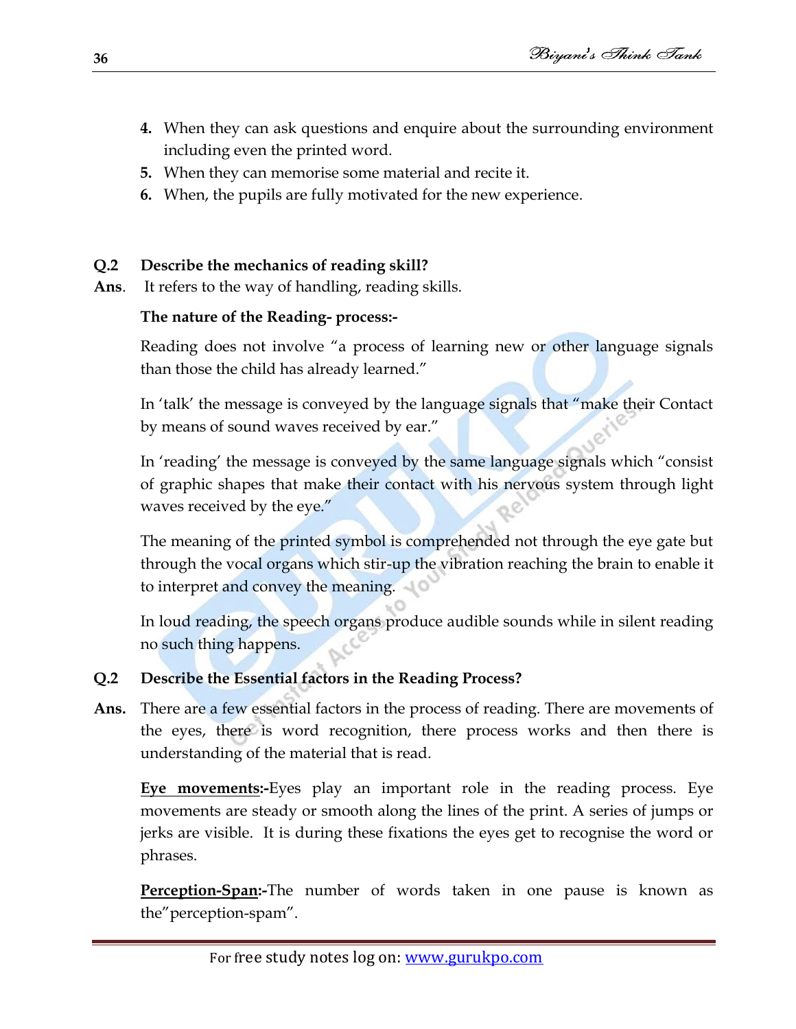4. When they can ask questions and enquire about the surrounding environment including even the printed word.
5. When they can memorise some material and recite it.
6. When, the pupils are fully motivated for the new experience.

**Q.2 Describe the mechanics of reading skill?**

**Ans**. It refers to the way of handling, reading skills.

**The nature of the Reading- process:-**

Reading does not involve "a process of learning new or other language signals than those the child has already learned."

In 'talk' the message is conveyed by the language signals that "make their Contact by means of sound waves received by ear."

In 'reading' the message is conveyed by the same language signals which "consist of graphic shapes that make their contact with his nervous system through light waves received by the eye."

The meaning of the printed symbol is comprehended not through the eye gate but through the vocal organs which stir-up the vibration reaching the brain to enable it to interpret and convey the meaning.

In loud reading, the speech organs produce audible sounds while in silent reading no such thing happens.

**Q.2 Describe the Essential factors in the Reading Process?**

**Ans.** There are a few essential factors in the process of reading. There are movements of the eyes, there is word recognition, there process works and then there is understanding of the material that is read.

**<u>Eye movements</u>:-**Eyes play an important role in the reading process. Eye movements are steady or smooth along the lines of the print. A series of jumps or jerks are visible. It is during these fixations the eyes get to recognise the word or phrases.

**<u>Perception-Span</u>:-**The number of words taken in one pause is known as the"perception-spam".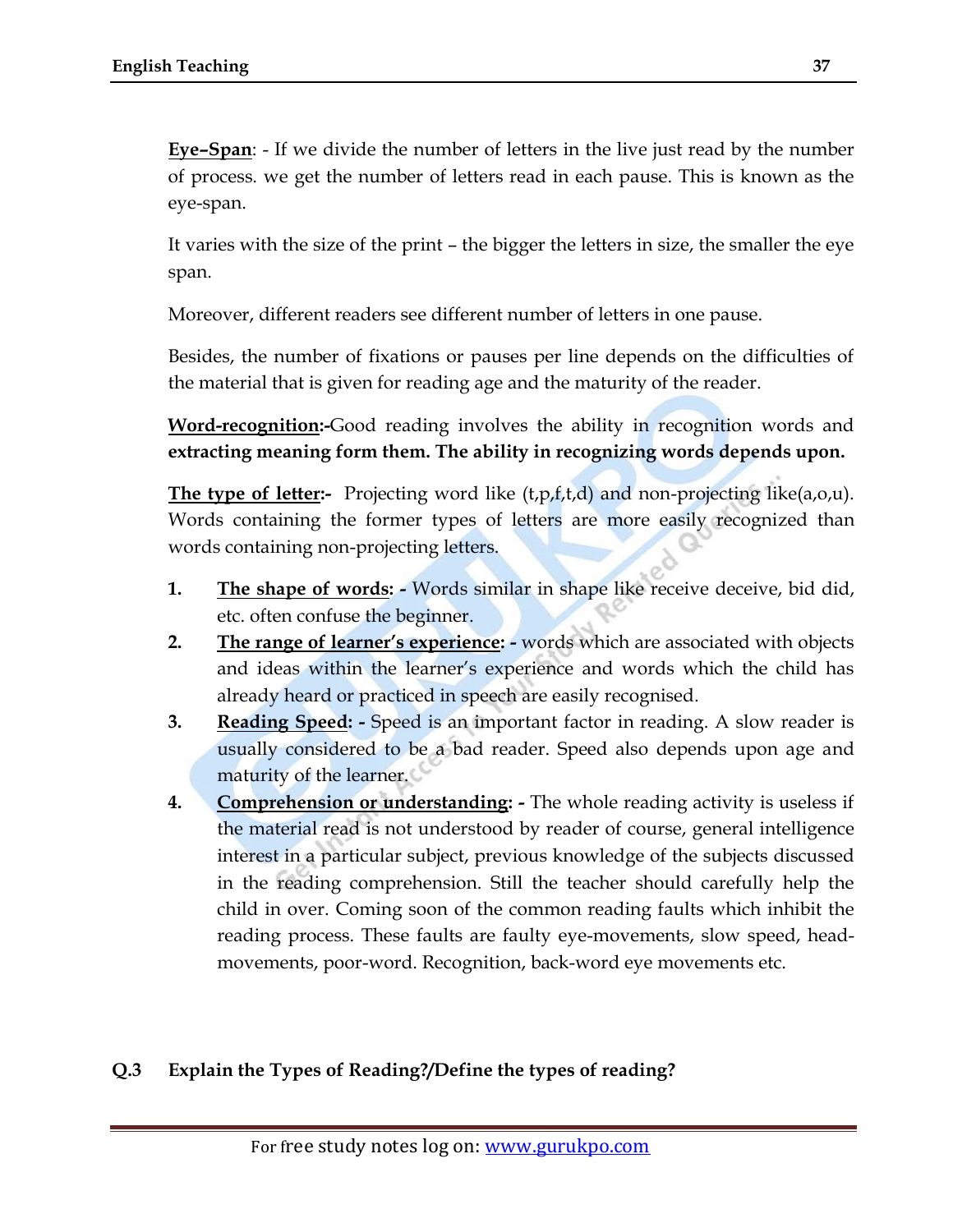**<u>Eye–Span</u>**: - If we divide the number of letters in the live just read by the number of process. we get the number of letters read in each pause. This is known as the eye-span.

It varies with the size of the print – the bigger the letters in size, the smaller the eye span.

Moreover, different readers see different number of letters in one pause.

Besides, the number of fixations or pauses per line depends on the difficulties of the material that is given for reading age and the maturity of the reader.

**<u>Word-recognition</u>:-**Good reading involves the ability in recognition words and **extracting meaning form them. The ability in recognizing words depends upon.**

**<u>The type of letter</u>:-** Projecting word like (t,p,f,t,d) and non-projecting like(a,o,u). Words containing the former types of letters are more easily recognized than words containing non-projecting letters.

1. **<u>The shape of words</u>: -** Words similar in shape like receive deceive, bid did, etc. often confuse the beginner.
2. **<u>The range of learner's experience</u>: -** words which are associated with objects and ideas within the learner's experience and words which the child has already heard or practiced in speech are easily recognised.
3. **<u>Reading Speed</u>: -** Speed is an important factor in reading. A slow reader is usually considered to be a bad reader. Speed also depends upon age and maturity of the learner.
4. **<u>Comprehension or understanding</u>: -** The whole reading activity is useless if the material read is not understood by reader of course, general intelligence interest in a particular subject, previous knowledge of the subjects discussed in the reading comprehension. Still the teacher should carefully help the child in over. Coming soon of the common reading faults which inhibit the reading process. These faults are faulty eye-movements, slow speed, head-movements, poor-word. Recognition, back-word eye movements etc.

**Q.3 Explain the Types of Reading?/Define the types of reading?**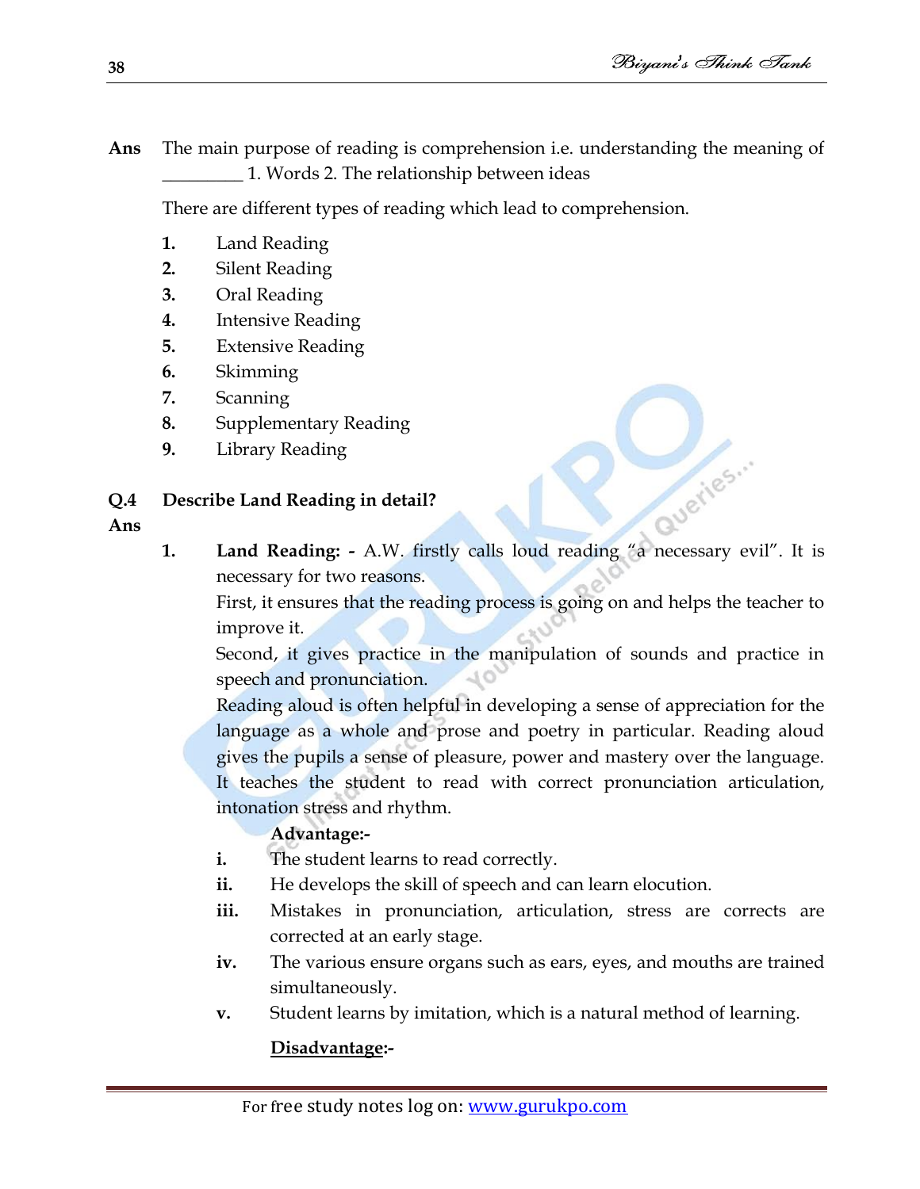**Ans** The main purpose of reading is comprehension i.e. understanding the meaning of _________ 1. Words 2. The relationship between ideas

There are different types of reading which lead to comprehension.

1. Land Reading
2. Silent Reading
3. Oral Reading
4. Intensive Reading
5. Extensive Reading
6. Skimming
7. Scanning
8. Supplementary Reading
9. Library Reading

**Q.4 Describe Land Reading in detail?**

**Ans**

1. **Land Reading: -** A.W. firstly calls loud reading "a necessary evil". It is necessary for two reasons.

   First, it ensures that the reading process is going on and helps the teacher to improve it.

   Second, it gives practice in the manipulation of sounds and practice in speech and pronunciation.

   Reading aloud is often helpful in developing a sense of appreciation for the language as a whole and prose and poetry in particular. Reading aloud gives the pupils a sense of pleasure, power and mastery over the language. It teaches the student to read with correct pronunciation articulation, intonation stress and rhythm.

   **Advantage:-**

   **i.** The student learns to read correctly.

   **ii.** He develops the skill of speech and can learn elocution.

   **iii.** Mistakes in pronunciation, articulation, stress are corrects are corrected at an early stage.

   **iv.** The various ensure organs such as ears, eyes, and mouths are trained simultaneously.

   **v.** Student learns by imitation, which is a natural method of learning.

   **<u>Disadvantage</u>:-**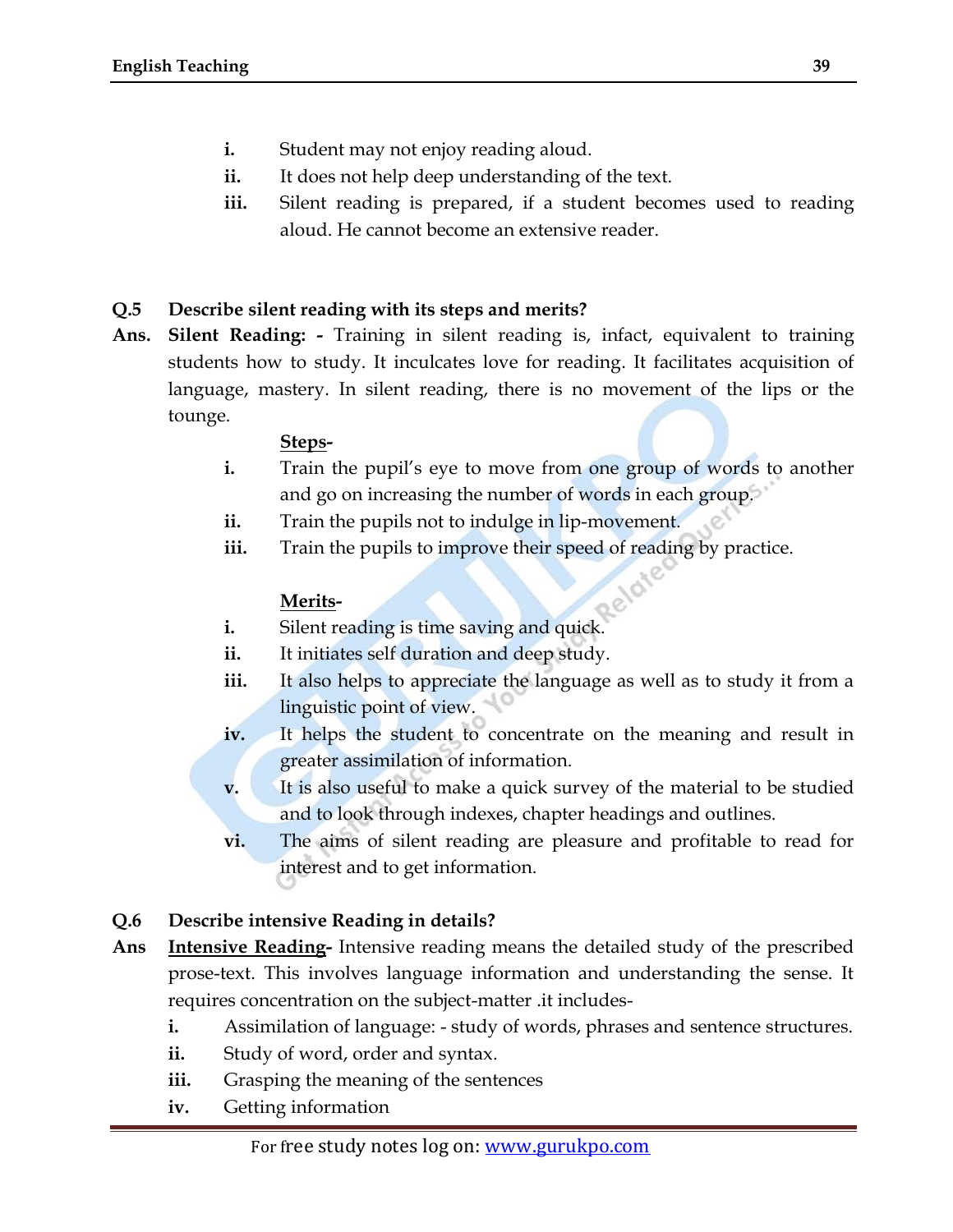i. Student may not enjoy reading aloud.
ii. It does not help deep understanding of the text.
iii. Silent reading is prepared, if a student becomes used to reading aloud. He cannot become an extensive reader.

**Q.5 Describe silent reading with its steps and merits?**

**Ans. Silent Reading: -** Training in silent reading is, infact, equivalent to training students how to study. It inculcates love for reading. It facilitates acquisition of language, mastery. In silent reading, there is no movement of the lips or the tounge.

**<u>Steps-</u>**

i. Train the pupil's eye to move from one group of words to another and go on increasing the number of words in each group.
ii. Train the pupils not to indulge in lip-movement.
iii. Train the pupils to improve their speed of reading by practice.

**<u>Merits-</u>**

i. Silent reading is time saving and quick.
ii. It initiates self duration and deep study.
iii. It also helps to appreciate the language as well as to study it from a linguistic point of view.
iv. It helps the student to concentrate on the meaning and result in greater assimilation of information.
v. It is also useful to make a quick survey of the material to be studied and to look through indexes, chapter headings and outlines.
vi. The aims of silent reading are pleasure and profitable to read for interest and to get information.

**Q.6 Describe intensive Reading in details?**

**Ans** **<u>Intensive Reading</u>-** Intensive reading means the detailed study of the prescribed prose-text. This involves language information and understanding the sense. It requires concentration on the subject-matter .it includes-

i. Assimilation of language: - study of words, phrases and sentence structures.
ii. Study of word, order and syntax.
iii. Grasping the meaning of the sentences
iv. Getting information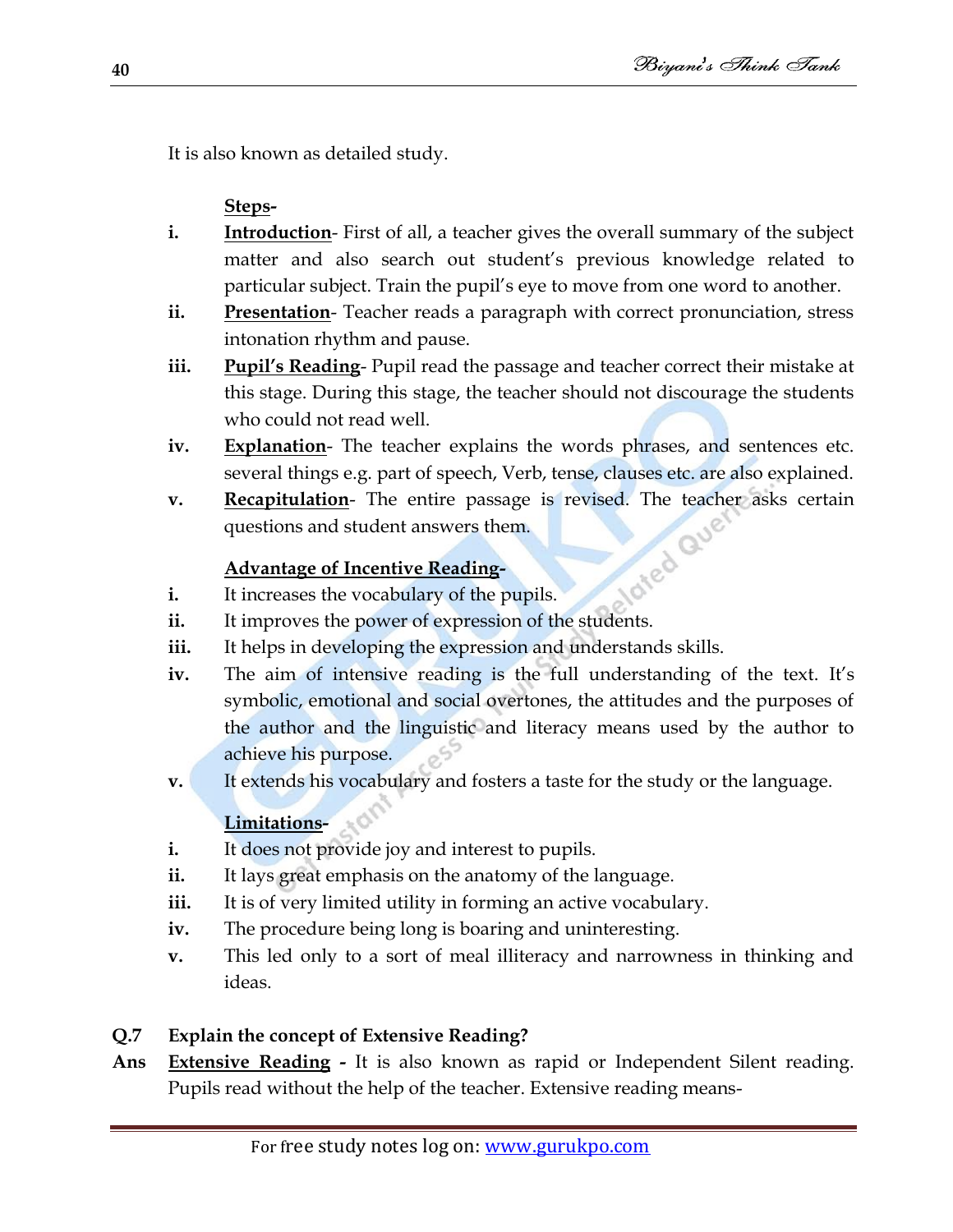It is also known as detailed study.

**Steps-**

i. **Introduction**- First of all, a teacher gives the overall summary of the subject matter and also search out student's previous knowledge related to particular subject. Train the pupil's eye to move from one word to another.
ii. **Presentation**- Teacher reads a paragraph with correct pronunciation, stress intonation rhythm and pause.
iii. **Pupil's Reading**- Pupil read the passage and teacher correct their mistake at this stage. During this stage, the teacher should not discourage the students who could not read well.
iv. **Explanation**- The teacher explains the words phrases, and sentences etc. several things e.g. part of speech, Verb, tense, clauses etc. are also explained.
v. **Recapitulation**- The entire passage is revised. The teacher asks certain questions and student answers them.

**Advantage of Incentive Reading-**

i. It increases the vocabulary of the pupils.
ii. It improves the power of expression of the students.
iii. It helps in developing the expression and understands skills.
iv. The aim of intensive reading is the full understanding of the text. It's symbolic, emotional and social overtones, the attitudes and the purposes of the author and the linguistic and literacy means used by the author to achieve his purpose.
v. It extends his vocabulary and fosters a taste for the study or the language.

**Limitations-**

i. It does not provide joy and interest to pupils.
ii. It lays great emphasis on the anatomy of the language.
iii. It is of very limited utility in forming an active vocabulary.
iv. The procedure being long is boaring and uninteresting.
v. This led only to a sort of meal illiteracy and narrowness in thinking and ideas.

**Q.7 Explain the concept of Extensive Reading?**

**Ans** **Extensive Reading -** It is also known as rapid or Independent Silent reading. Pupils read without the help of the teacher. Extensive reading means-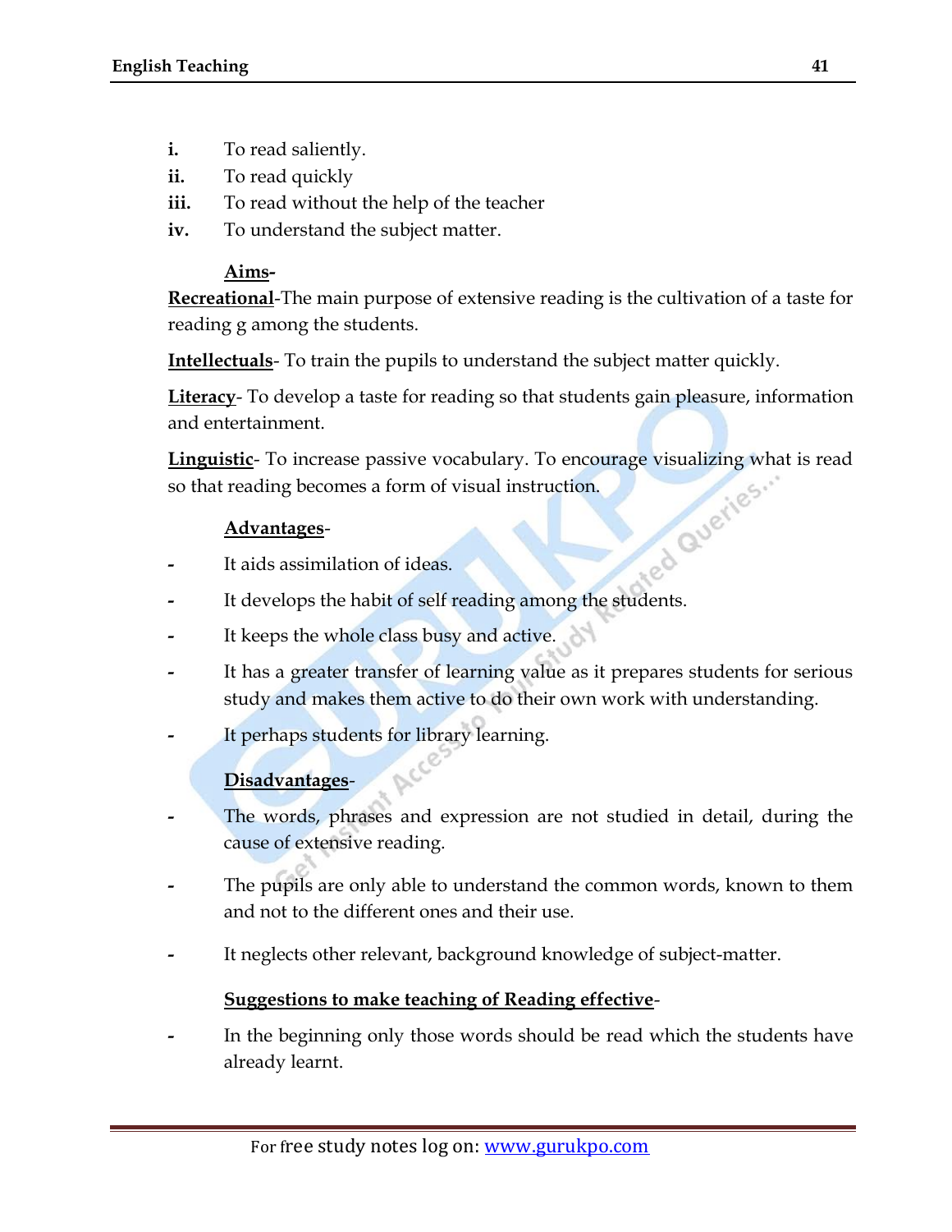i. To read saliently.
ii. To read quickly
iii. To read without the help of the teacher
iv. To understand the subject matter.

**Aims-**

**Recreational**-The main purpose of extensive reading is the cultivation of a taste for reading g among the students.

**Intellectuals**- To train the pupils to understand the subject matter quickly.

**Literacy**- To develop a taste for reading so that students gain pleasure, information and entertainment.

**Linguistic**- To increase passive vocabulary. To encourage visualizing what is read so that reading becomes a form of visual instruction.

**Advantages**-

- It aids assimilation of ideas.
- It develops the habit of self reading among the students.
- It keeps the whole class busy and active.
- It has a greater transfer of learning value as it prepares students for serious study and makes them active to do their own work with understanding.
- It perhaps students for library learning.

**Disadvantages**-

- The words, phrases and expression are not studied in detail, during the cause of extensive reading.
- The pupils are only able to understand the common words, known to them and not to the different ones and their use.
- It neglects other relevant, background knowledge of subject-matter.

**Suggestions to make teaching of Reading effective**-

- In the beginning only those words should be read which the students have already learnt.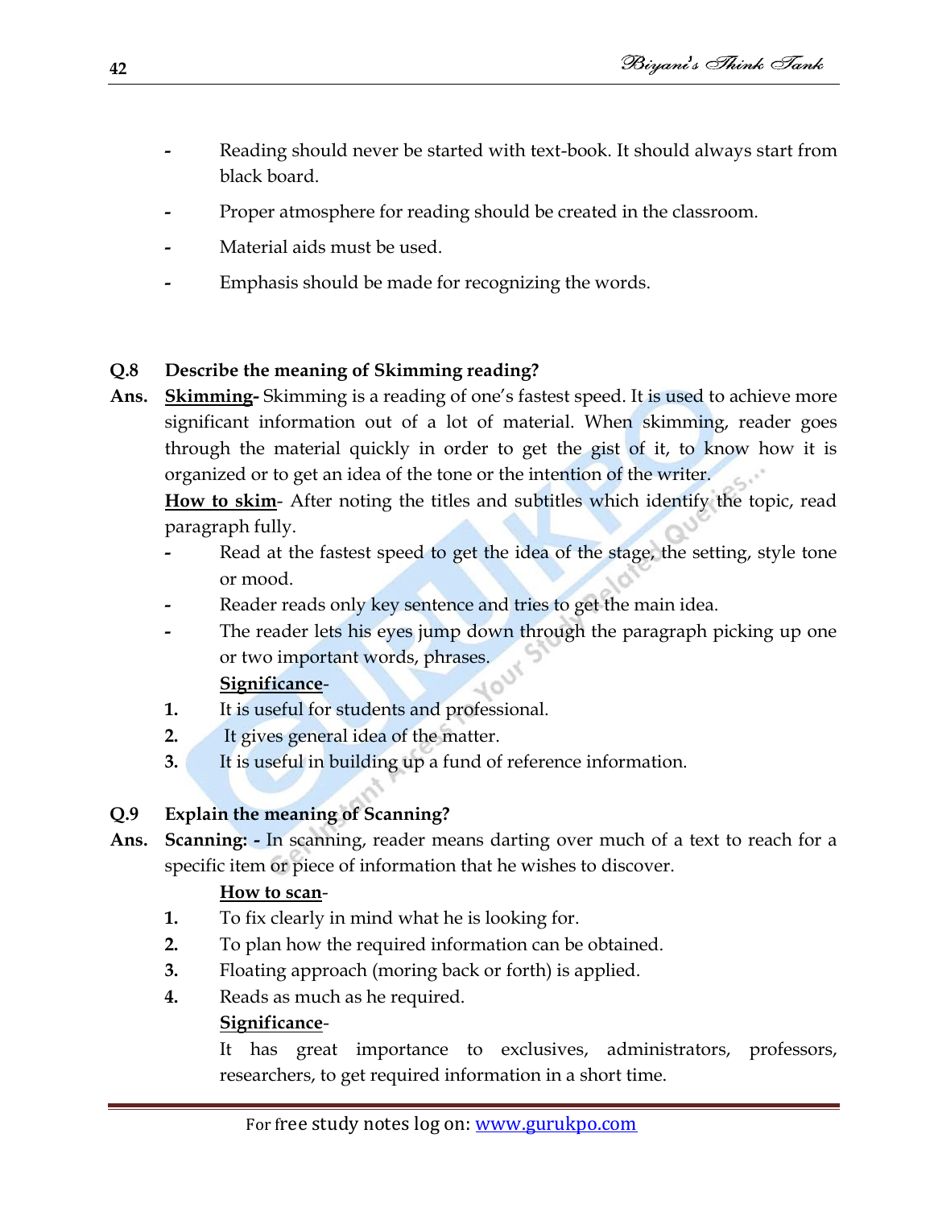- Reading should never be started with text-book. It should always start from black board.
- Proper atmosphere for reading should be created in the classroom.
- Material aids must be used.
- Emphasis should be made for recognizing the words.

**Q.8 Describe the meaning of Skimming reading?**

**Ans.** **<u>Skimming</u>-** Skimming is a reading of one's fastest speed. It is used to achieve more significant information out of a lot of material. When skimming, reader goes through the material quickly in order to get the gist of it, to know how it is organized or to get an idea of the tone or the intention of the writer.

**<u>How to skim</u>**- After noting the titles and subtitles which identify the topic, read paragraph fully.

- Read at the fastest speed to get the idea of the stage, the setting, style tone or mood.
- Reader reads only key sentence and tries to get the main idea.
- The reader lets his eyes jump down through the paragraph picking up one or two important words, phrases.

**<u>Significance</u>**-

1. It is useful for students and professional.
2. It gives general idea of the matter.
3. It is useful in building up a fund of reference information.

**Q.9 Explain the meaning of Scanning?**

**Ans.** **Scanning: -** In scanning, reader means darting over much of a text to reach for a specific item or piece of information that he wishes to discover.

**<u>How to scan</u>**-

1. To fix clearly in mind what he is looking for.
2. To plan how the required information can be obtained.
3. Floating approach (moring back or forth) is applied.
4. Reads as much as he required.

**<u>Significance</u>**-

It has great importance to exclusives, administrators, professors, researchers, to get required information in a short time.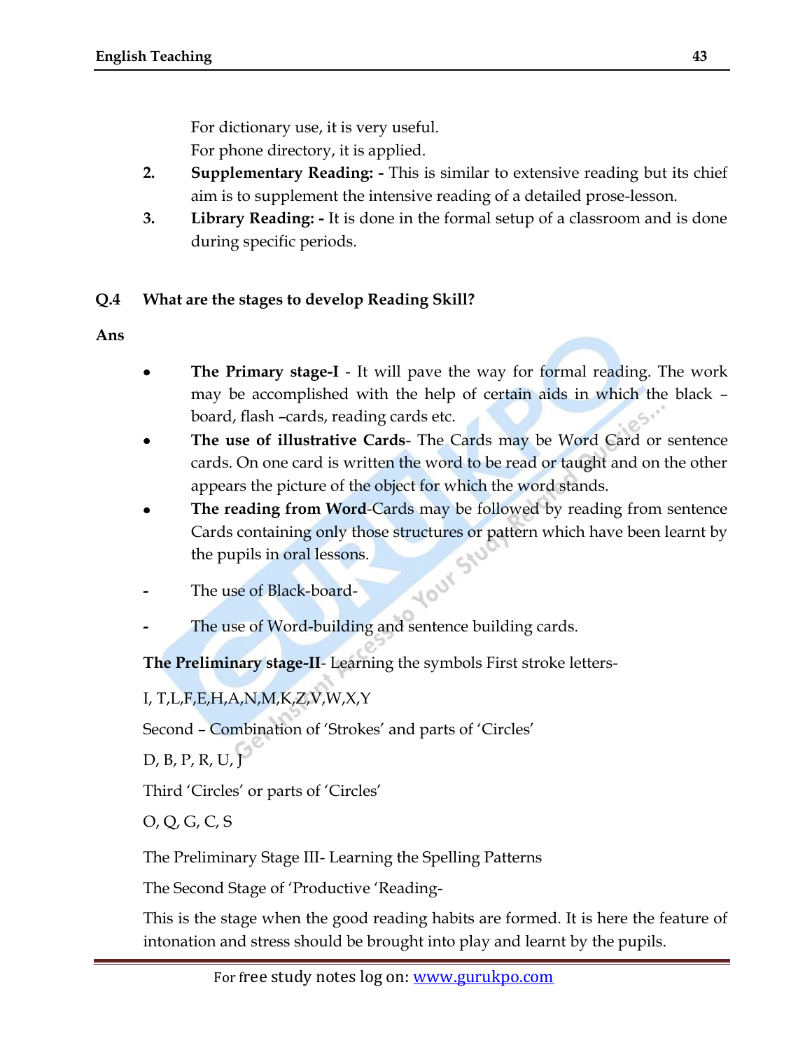For dictionary use, it is very useful.
For phone directory, it is applied.

2. **Supplementary Reading: -** This is similar to extensive reading but its chief aim is to supplement the intensive reading of a detailed prose-lesson.
3. **Library Reading: -** It is done in the formal setup of a classroom and is done during specific periods.

**Q.4 What are the stages to develop Reading Skill?**

**Ans**

- **The Primary stage-I** - It will pave the way for formal reading. The work may be accomplished with the help of certain aids in which the black – board, flash –cards, reading cards etc.
- **The use of illustrative Cards**- The Cards may be Word Card or sentence cards. On one card is written the word to be read or taught and on the other appears the picture of the object for which the word stands.
- **The reading from Word**-Cards may be followed by reading from sentence Cards containing only those structures or pattern which have been learnt by the pupils in oral lessons.

- The use of Black-board-
- The use of Word-building and sentence building cards.

**The Preliminary stage-II**- Learning the symbols First stroke letters-

I, T,L,F,E,H,A,N,M,K,Z,V,W,X,Y

Second – Combination of 'Strokes' and parts of 'Circles'

D, B, P, R, U, J

Third 'Circles' or parts of 'Circles'

O, Q, G, C, S

The Preliminary Stage III- Learning the Spelling Patterns

The Second Stage of 'Productive 'Reading-

This is the stage when the good reading habits are formed. It is here the feature of intonation and stress should be brought into play and learnt by the pupils.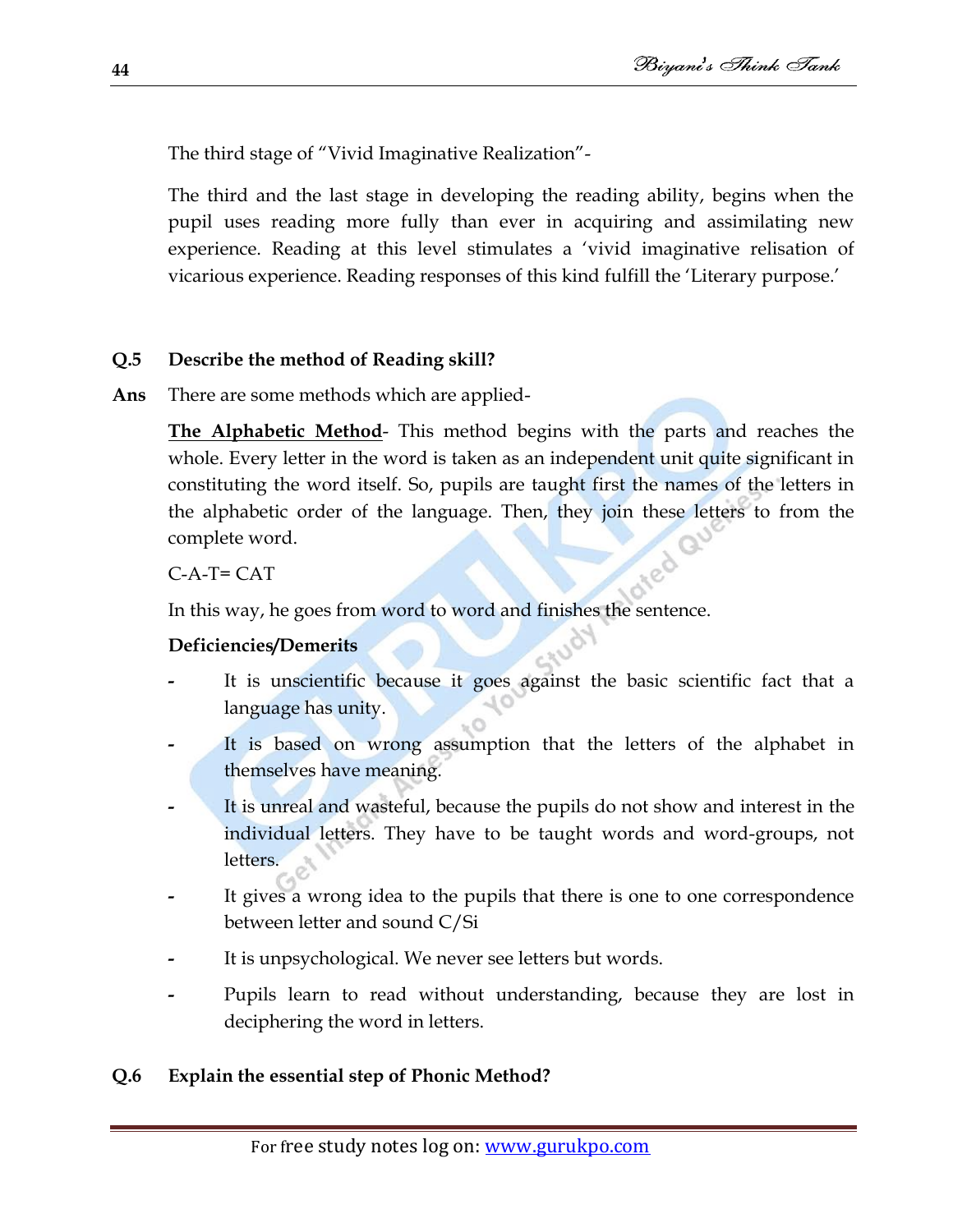The third stage of "Vivid Imaginative Realization"-

The third and the last stage in developing the reading ability, begins when the pupil uses reading more fully than ever in acquiring and assimilating new experience. Reading at this level stimulates a 'vivid imaginative relisation of vicarious experience. Reading responses of this kind fulfill the 'Literary purpose.'

**Q.5 Describe the method of Reading skill?**

**Ans** There are some methods which are applied-

**The Alphabetic Method**- This method begins with the parts and reaches the whole. Every letter in the word is taken as an independent unit quite significant in constituting the word itself. So, pupils are taught first the names of the letters in the alphabetic order of the language. Then, they join these letters to from the complete word.

C-A-T= CAT

In this way, he goes from word to word and finishes the sentence.

**Deficiencies/Demerits**

- It is unscientific because it goes against the basic scientific fact that a language has unity.
- It is based on wrong assumption that the letters of the alphabet in themselves have meaning.
- It is unreal and wasteful, because the pupils do not show and interest in the individual letters. They have to be taught words and word-groups, not letters.
- It gives a wrong idea to the pupils that there is one to one correspondence between letter and sound C/Si
- It is unpsychological. We never see letters but words.
- Pupils learn to read without understanding, because they are lost in deciphering the word in letters.

**Q.6 Explain the essential step of Phonic Method?**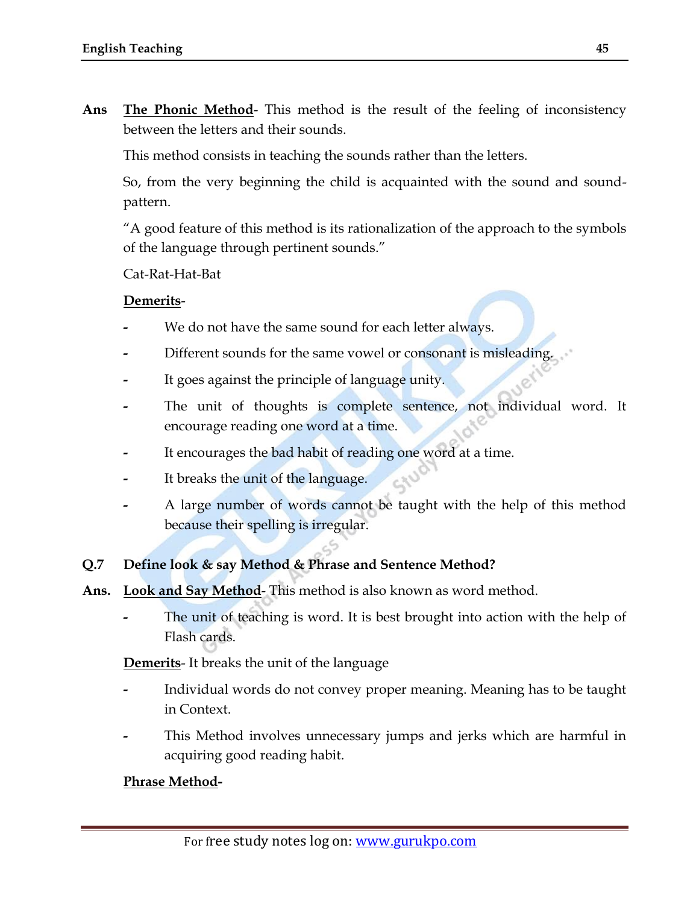**Ans** **<u>The Phonic Method</u>**- This method is the result of the feeling of inconsistency between the letters and their sounds.

This method consists in teaching the sounds rather than the letters.

So, from the very beginning the child is acquainted with the sound and sound-pattern.

"A good feature of this method is its rationalization of the approach to the symbols of the language through pertinent sounds."

Cat-Rat-Hat-Bat

**<u>Demerits</u>**-

- We do not have the same sound for each letter always.
- Different sounds for the same vowel or consonant is misleading.
- It goes against the principle of language unity.
- The unit of thoughts is complete sentence, not individual word. It encourage reading one word at a time.
- It encourages the bad habit of reading one word at a time.
- It breaks the unit of the language.
- A large number of words cannot be taught with the help of this method because their spelling is irregular.

**Q.7 Define look & say Method & Phrase and Sentence Method?**

**Ans.** **<u>Look and Say Method</u>**- This method is also known as word method.

- The unit of teaching is word. It is best brought into action with the help of Flash cards.

**<u>Demerits</u>**- It breaks the unit of the language

- Individual words do not convey proper meaning. Meaning has to be taught in Context.
- This Method involves unnecessary jumps and jerks which are harmful in acquiring good reading habit.

**<u>Phrase Method</u>-**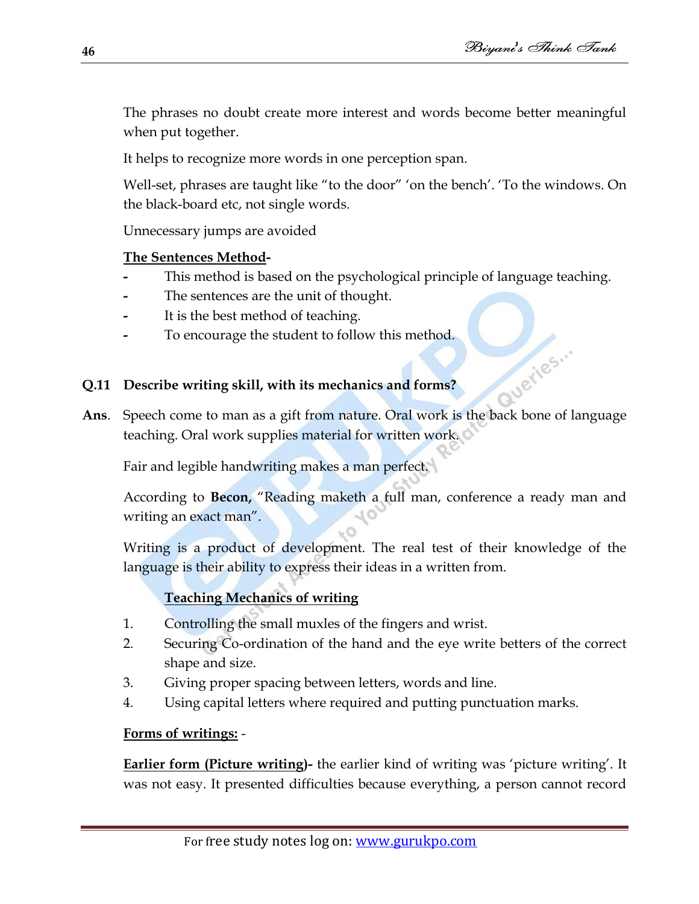The phrases no doubt create more interest and words become better meaningful when put together.

It helps to recognize more words in one perception span.

Well-set, phrases are taught like "to the door" 'on the bench'. 'To the windows. On the black-board etc, not single words.

Unnecessary jumps are avoided

**The Sentences Method-**

- This method is based on the psychological principle of language teaching.
- The sentences are the unit of thought.
- It is the best method of teaching.
- To encourage the student to follow this method.

**Q.11 Describe writing skill, with its mechanics and forms?**

**Ans**. Speech come to man as a gift from nature. Oral work is the back bone of language teaching. Oral work supplies material for written work.

Fair and legible handwriting makes a man perfect.

According to **Becon,** "Reading maketh a full man, conference a ready man and writing an exact man".

Writing is a product of development. The real test of their knowledge of the language is their ability to express their ideas in a written from.

**Teaching Mechanics of writing**

1. Controlling the small muxles of the fingers and wrist.
2. Securing Co-ordination of the hand and the eye write betters of the correct shape and size.
3. Giving proper spacing between letters, words and line.
4. Using capital letters where required and putting punctuation marks.

**Forms of writings:** -

**Earlier form (Picture writing)-** the earlier kind of writing was 'picture writing'. It was not easy. It presented difficulties because everything, a person cannot record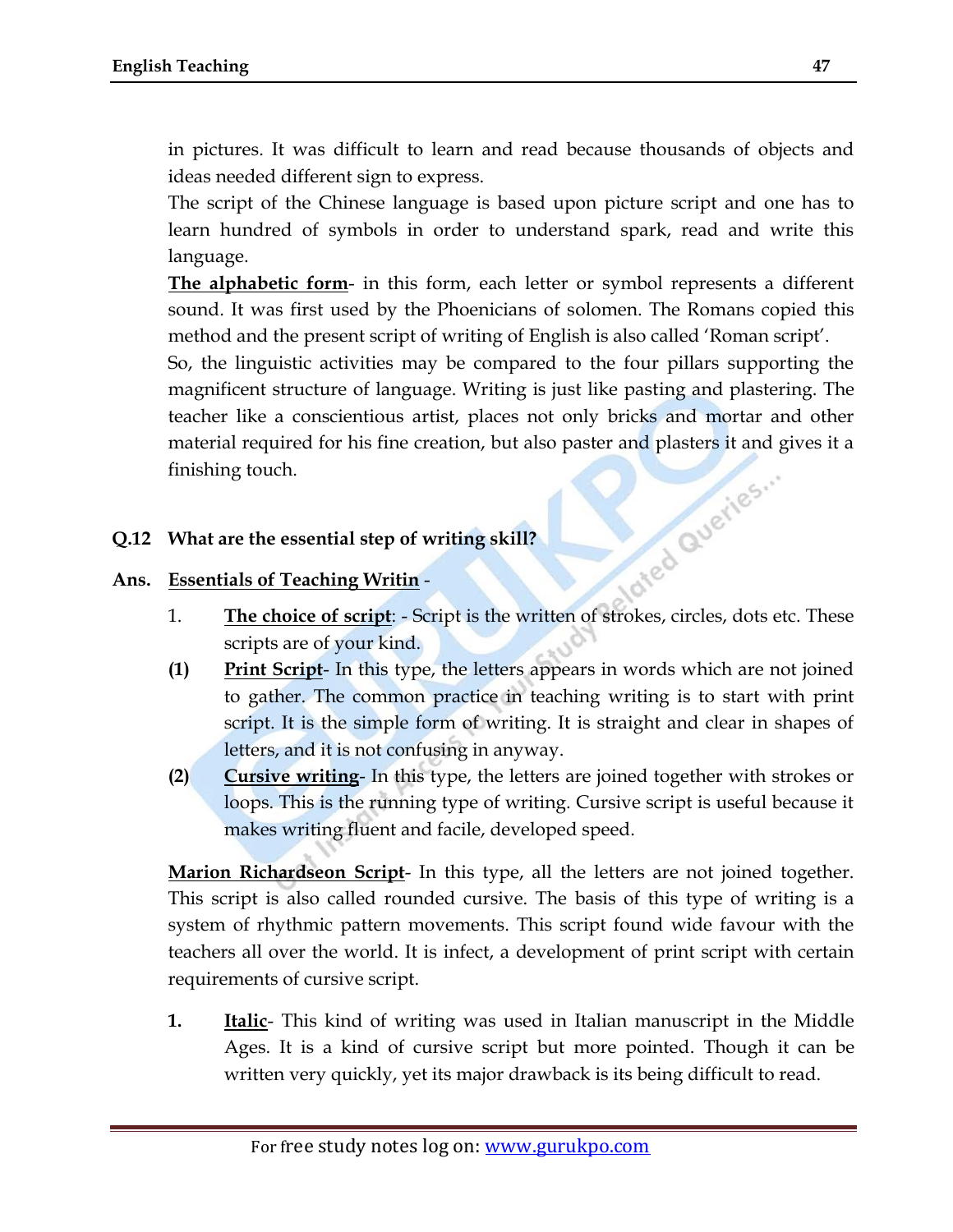in pictures. It was difficult to learn and read because thousands of objects and ideas needed different sign to express.

The script of the Chinese language is based upon picture script and one has to learn hundred of symbols in order to understand spark, read and write this language.

**The alphabetic form**- in this form, each letter or symbol represents a different sound. It was first used by the Phoenicians of solomen. The Romans copied this method and the present script of writing of English is also called 'Roman script'.

So, the linguistic activities may be compared to the four pillars supporting the magnificent structure of language. Writing is just like pasting and plastering. The teacher like a conscientious artist, places not only bricks and mortar and other material required for his fine creation, but also paster and plasters it and gives it a finishing touch.

**Q.12 What are the essential step of writing skill?**

**Ans. Essentials of Teaching Writin** -

1. **The choice of script**: - Script is the written of strokes, circles, dots etc. These scripts are of your kind.

**(1) Print Script**- In this type, the letters appears in words which are not joined to gather. The common practice in teaching writing is to start with print script. It is the simple form of writing. It is straight and clear in shapes of letters, and it is not confusing in anyway.

**(2) Cursive writing**- In this type, the letters are joined together with strokes or loops. This is the running type of writing. Cursive script is useful because it makes writing fluent and facile, developed speed.

**Marion Richardseon Script**- In this type, all the letters are not joined together. This script is also called rounded cursive. The basis of this type of writing is a system of rhythmic pattern movements. This script found wide favour with the teachers all over the world. It is infect, a development of print script with certain requirements of cursive script.

**1. Italic**- This kind of writing was used in Italian manuscript in the Middle Ages. It is a kind of cursive script but more pointed. Though it can be written very quickly, yet its major drawback is its being difficult to read.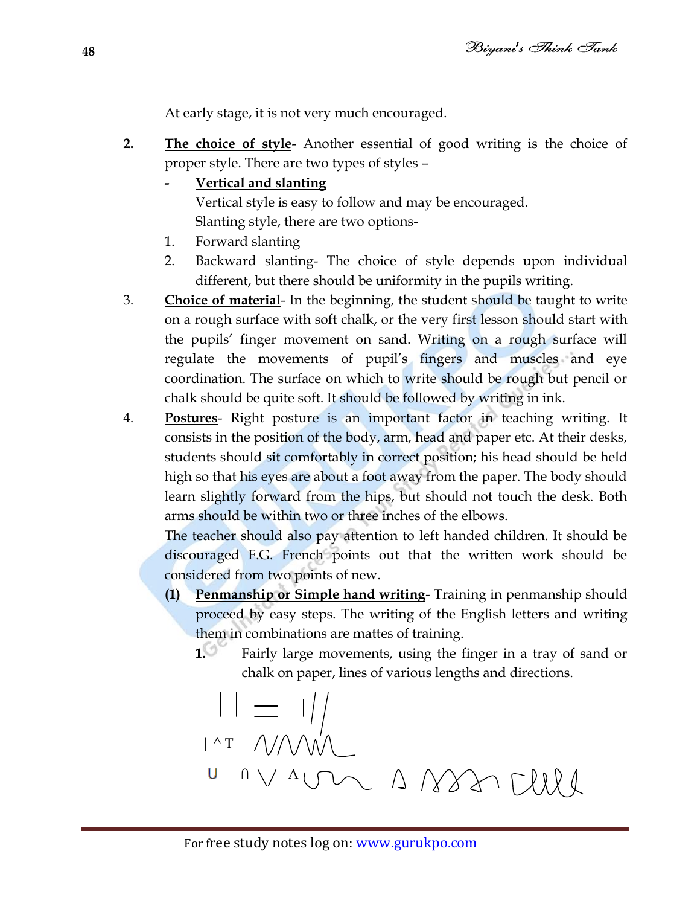At early stage, it is not very much encouraged.

2. **The choice of style**- Another essential of good writing is the choice of proper style. There are two types of styles –

- **Vertical and slanting**

  Vertical style is easy to follow and may be encouraged.

  Slanting style, there are two options-

1. Forward slanting
2. Backward slanting- The choice of style depends upon individual different, but there should be uniformity in the pupils writing.

3. **Choice of material**- In the beginning, the student should be taught to write on a rough surface with soft chalk, or the very first lesson should start with the pupils' finger movement on sand. Writing on a rough surface will regulate the movements of pupil's fingers and muscles and eye coordination. The surface on which to write should be rough but pencil or chalk should be quite soft. It should be followed by writing in ink.

4. **Postures**- Right posture is an important factor in teaching writing. It consists in the position of the body, arm, head and paper etc. At their desks, students should sit comfortably in correct position; his head should be held high so that his eyes are about a foot away from the paper. The body should learn slightly forward from the hips, but should not touch the desk. Both arms should be within two or three inches of the elbows.

   The teacher should also pay attention to left handed children. It should be discouraged F.G. French points out that the written work should be considered from two points of new.

   **(1) Penmanship or Simple hand writing**- Training in penmanship should proceed by easy steps. The writing of the English letters and writing them in combinations are mattes of training.

   **1.** Fairly large movements, using the finger in a tray of sand or chalk on paper, lines of various lengths and directions.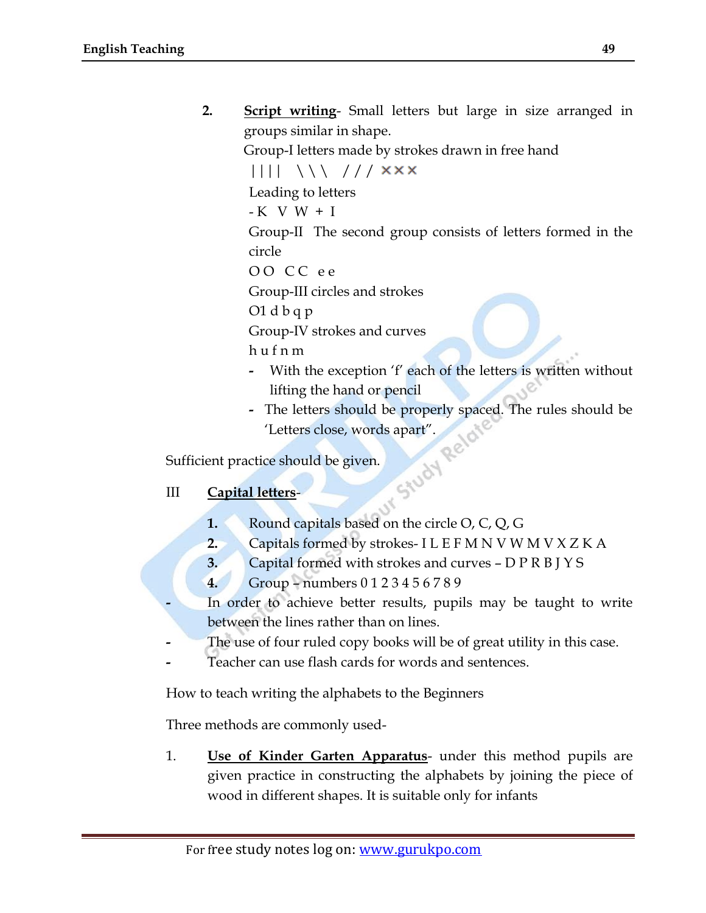2. **Script writing**- Small letters but large in size arranged in groups similar in shape.

   Group-I letters made by strokes drawn in free hand

   | | | |  \ \ \  / / /  × × ×

   Leading to letters

   - K V W + I

   Group-II The second group consists of letters formed in the circle

   O O C C e e

   Group-III circles and strokes

   O1 d b q p

   Group-IV strokes and curves

   h u f n m

   - With the exception 'f' each of the letters is written without lifting the hand or pencil
   - The letters should be properly spaced. The rules should be 'Letters close, words apart".

Sufficient practice should be given.

III **Capital letters**-

1. Round capitals based on the circle O, C, Q, G
2. Capitals formed by strokes- I L E F M N V W M V X Z K A
3. Capital formed with strokes and curves – D P R B J Y S
4. Group – numbers 0 1 2 3 4 5 6 7 8 9

- In order to achieve better results, pupils may be taught to write between the lines rather than on lines.
- The use of four ruled copy books will be of great utility in this case.
- Teacher can use flash cards for words and sentences.

How to teach writing the alphabets to the Beginners

Three methods are commonly used-

1. **Use of Kinder Garten Apparatus**- under this method pupils are given practice in constructing the alphabets by joining the piece of wood in different shapes. It is suitable only for infants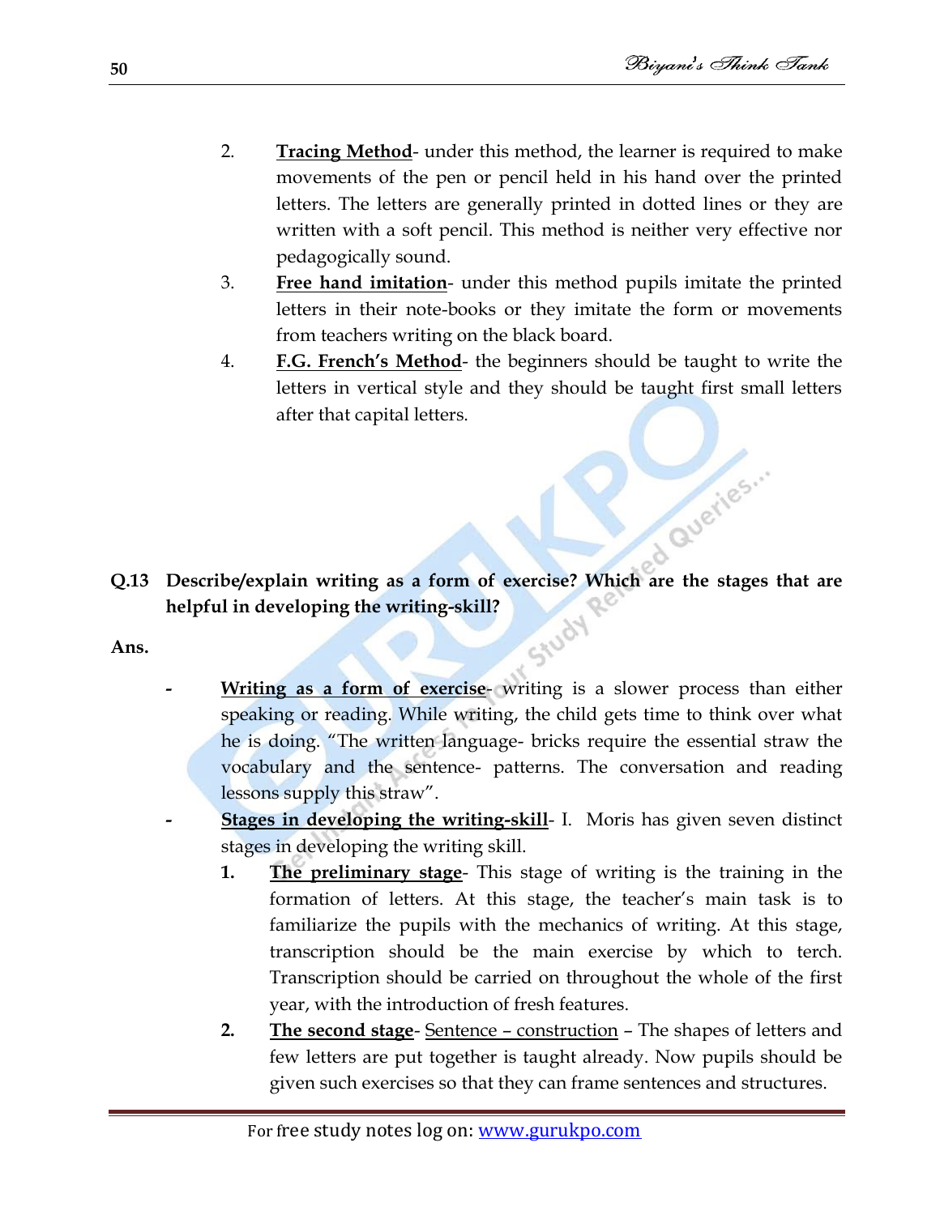2. **Tracing Method**- under this method, the learner is required to make movements of the pen or pencil held in his hand over the printed letters. The letters are generally printed in dotted lines or they are written with a soft pencil. This method is neither very effective nor pedagogically sound.
3. **Free hand imitation**- under this method pupils imitate the printed letters in their note-books or they imitate the form or movements from teachers writing on the black board.
4. **F.G. French's Method**- the beginners should be taught to write the letters in vertical style and they should be taught first small letters after that capital letters.

**Q.13 Describe/explain writing as a form of exercise? Which are the stages that are helpful in developing the writing-skill?**

**Ans.**

- **Writing as a form of exercise**- writing is a slower process than either speaking or reading. While writing, the child gets time to think over what he is doing. "The written language- bricks require the essential straw the vocabulary and the sentence- patterns. The conversation and reading lessons supply this straw".
- **Stages in developing the writing-skill**- I. Moris has given seven distinct stages in developing the writing skill.
  1. **The preliminary stage**- This stage of writing is the training in the formation of letters. At this stage, the teacher's main task is to familiarize the pupils with the mechanics of writing. At this stage, transcription should be the main exercise by which to terch. Transcription should be carried on throughout the whole of the first year, with the introduction of fresh features.
  2. **The second stage**- Sentence – construction – The shapes of letters and few letters are put together is taught already. Now pupils should be given such exercises so that they can frame sentences and structures.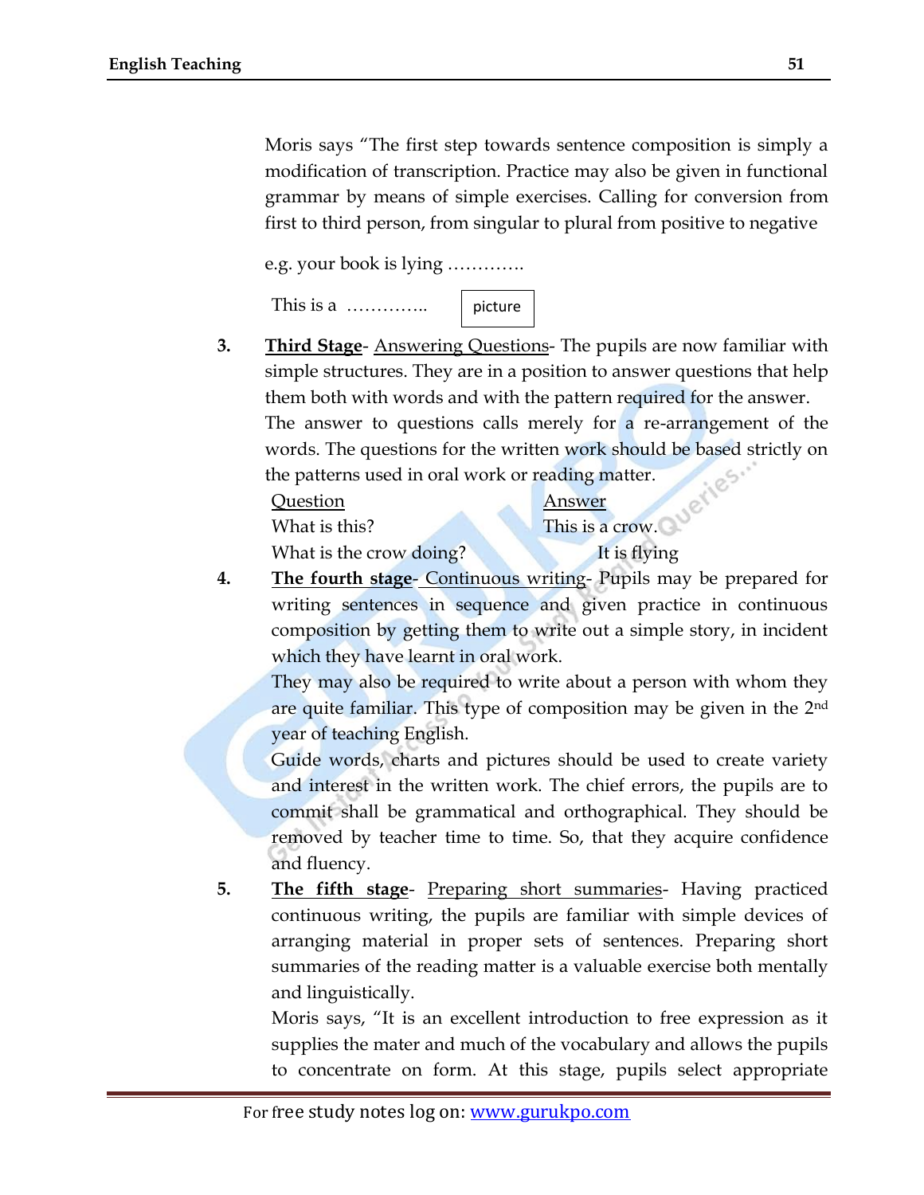Moris says "The first step towards sentence composition is simply a modification of transcription. Practice may also be given in functional grammar by means of simple exercises. Calling for conversion from first to third person, from singular to plural from positive to negative

e.g. your book is lying ………….

This is a ………….. | picture |

3. **Third Stage**- Answering Questions- The pupils are now familiar with simple structures. They are in a position to answer questions that help them both with words and with the pattern required for the answer. The answer to questions calls merely for a re-arrangement of the words. The questions for the written work should be based strictly on the patterns used in oral work or reading matter.

| Question | Answer |
|---|---|
| What is this? | This is a crow. |
| What is the crow doing? | It is flying |

4. **The fourth stage**- Continuous writing- Pupils may be prepared for writing sentences in sequence and given practice in continuous composition by getting them to write out a simple story, in incident which they have learnt in oral work.

   They may also be required to write about a person with whom they are quite familiar. This type of composition may be given in the 2nd year of teaching English.

   Guide words, charts and pictures should be used to create variety and interest in the written work. The chief errors, the pupils are to commit shall be grammatical and orthographical. They should be removed by teacher time to time. So, that they acquire confidence and fluency.

5. **The fifth stage**- Preparing short summaries- Having practiced continuous writing, the pupils are familiar with simple devices of arranging material in proper sets of sentences. Preparing short summaries of the reading matter is a valuable exercise both mentally and linguistically.

   Moris says, "It is an excellent introduction to free expression as it supplies the mater and much of the vocabulary and allows the pupils to concentrate on form. At this stage, pupils select appropriate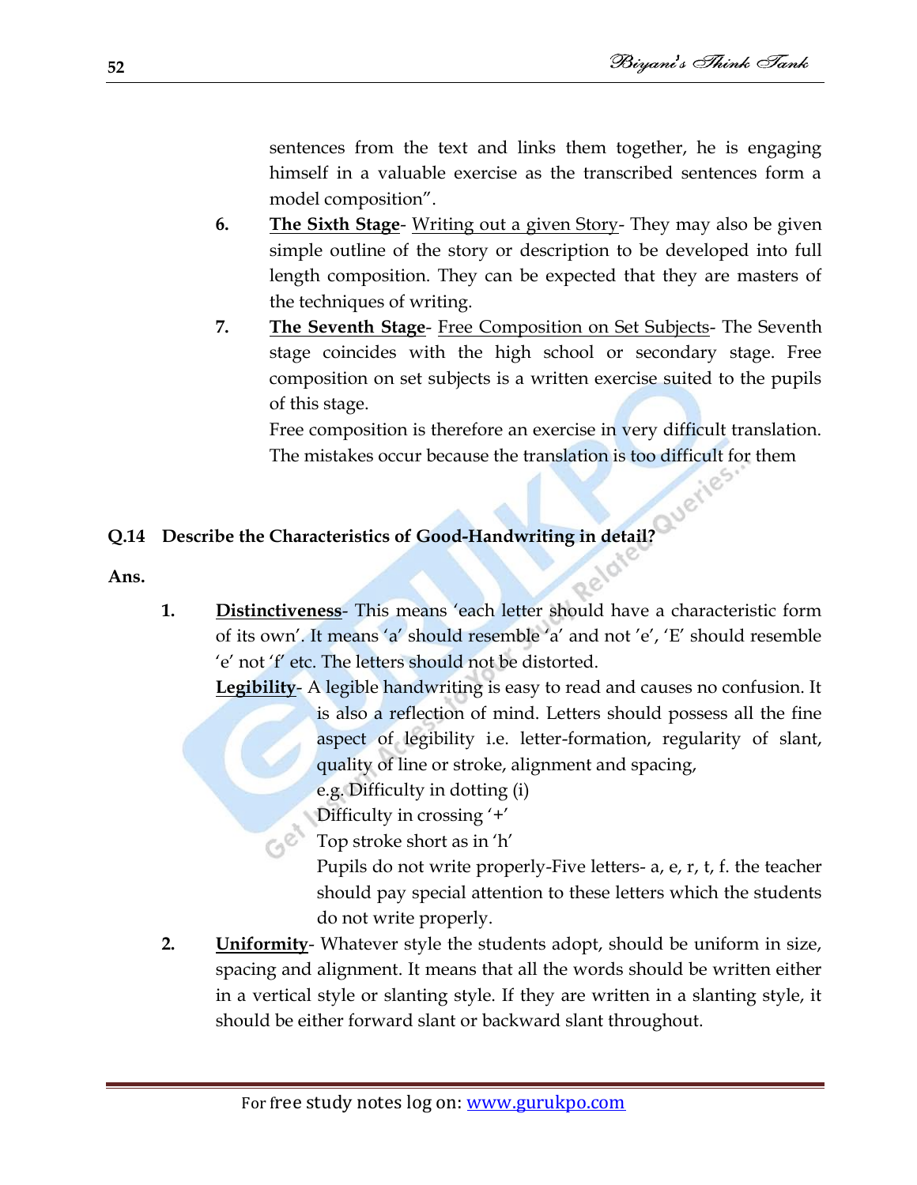sentences from the text and links them together, he is engaging himself in a valuable exercise as the transcribed sentences form a model composition".

6. **The Sixth Stage**- Writing out a given Story- They may also be given simple outline of the story or description to be developed into full length composition. They can be expected that they are masters of the techniques of writing.

7. **The Seventh Stage**- Free Composition on Set Subjects- The Seventh stage coincides with the high school or secondary stage. Free composition on set subjects is a written exercise suited to the pupils of this stage.

   Free composition is therefore an exercise in very difficult translation. The mistakes occur because the translation is too difficult for them

**Q.14 Describe the Characteristics of Good-Handwriting in detail?**

**Ans.**

1. **Distinctiveness**- This means 'each letter should have a characteristic form of its own'. It means 'a' should resemble 'a' and not 'e', 'E' should resemble 'e' not 'f' etc. The letters should not be distorted.

   **Legibility**- A legible handwriting is easy to read and causes no confusion. It is also a reflection of mind. Letters should possess all the fine aspect of legibility i.e. letter-formation, regularity of slant, quality of line or stroke, alignment and spacing,

   e.g. Difficulty in dotting (i)

   Difficulty in crossing '+'

   Top stroke short as in 'h'

   Pupils do not write properly-Five letters- a, e, r, t, f. the teacher should pay special attention to these letters which the students do not write properly.

2. **Uniformity**- Whatever style the students adopt, should be uniform in size, spacing and alignment. It means that all the words should be written either in a vertical style or slanting style. If they are written in a slanting style, it should be either forward slant or backward slant throughout.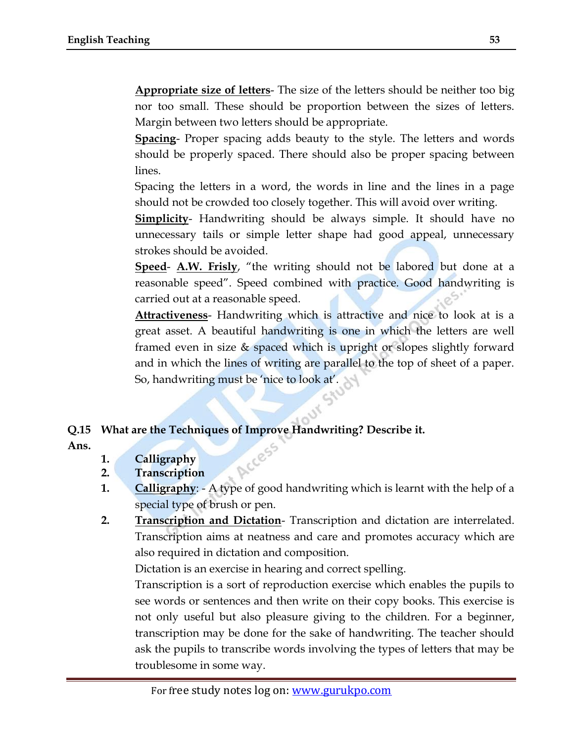**Appropriate size of letters**- The size of the letters should be neither too big nor too small. These should be proportion between the sizes of letters. Margin between two letters should be appropriate.

**Spacing**- Proper spacing adds beauty to the style. The letters and words should be properly spaced. There should also be proper spacing between lines.

Spacing the letters in a word, the words in line and the lines in a page should not be crowded too closely together. This will avoid over writing.

**Simplicity**- Handwriting should be always simple. It should have no unnecessary tails or simple letter shape had good appeal, unnecessary strokes should be avoided.

**Speed**- **A.W. Frisly**, "the writing should not be labored but done at a reasonable speed". Speed combined with practice. Good handwriting is carried out at a reasonable speed.

**Attractiveness**- Handwriting which is attractive and nice to look at is a great asset. A beautiful handwriting is one in which the letters are well framed even in size & spaced which is upright or slopes slightly forward and in which the lines of writing are parallel to the top of sheet of a paper. So, handwriting must be 'nice to look at'.

**Q.15 What are the Techniques of Improve Handwriting? Describe it.**

**Ans.**

1. **Calligraphy**
2. **Transcription**

1. **Calligraphy**: - A type of good handwriting which is learnt with the help of a special type of brush or pen.
2. **Transcription and Dictation**- Transcription and dictation are interrelated. Transcription aims at neatness and care and promotes accuracy which are also required in dictation and composition.

   Dictation is an exercise in hearing and correct spelling.

   Transcription is a sort of reproduction exercise which enables the pupils to see words or sentences and then write on their copy books. This exercise is not only useful but also pleasure giving to the children. For a beginner, transcription may be done for the sake of handwriting. The teacher should ask the pupils to transcribe words involving the types of letters that may be troublesome in some way.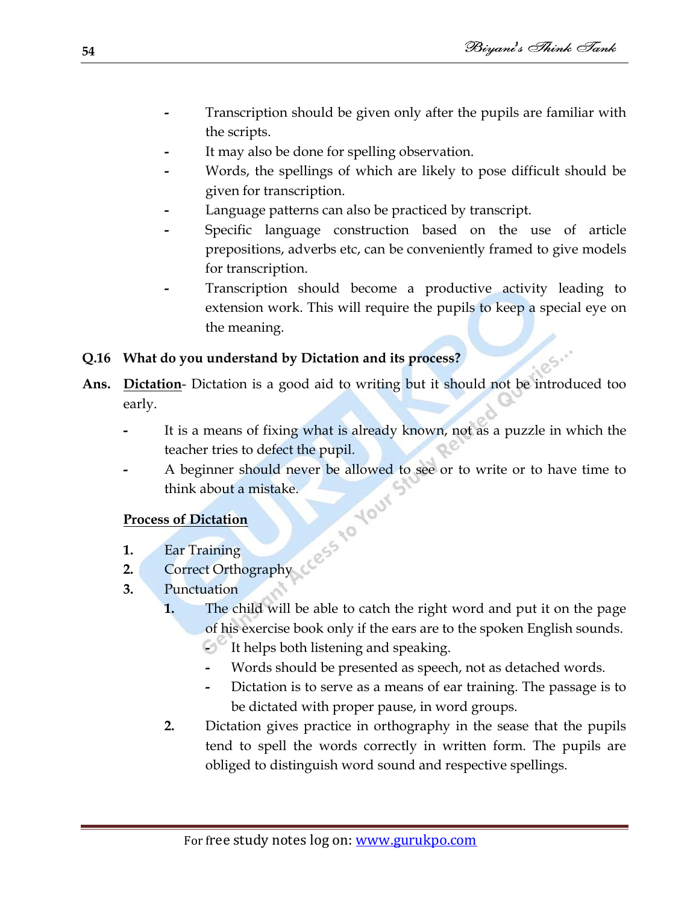- Transcription should be given only after the pupils are familiar with the scripts.
- It may also be done for spelling observation.
- Words, the spellings of which are likely to pose difficult should be given for transcription.
- Language patterns can also be practiced by transcript.
- Specific language construction based on the use of article prepositions, adverbs etc, can be conveniently framed to give models for transcription.
- Transcription should become a productive activity leading to extension work. This will require the pupils to keep a special eye on the meaning.

**Q.16 What do you understand by Dictation and its process?**

**Ans.** **<u>Dictation</u>**- Dictation is a good aid to writing but it should not be introduced too early.

- It is a means of fixing what is already known, not as a puzzle in which the teacher tries to defect the pupil.
- A beginner should never be allowed to see or to write or to have time to think about a mistake.

**<u>Process of Dictation</u>**

1. Ear Training
2. Correct Orthography
3. Punctuation

   1. The child will be able to catch the right word and put it on the page of his exercise book only if the ears are to the spoken English sounds.
      - It helps both listening and speaking.
      - Words should be presented as speech, not as detached words.
      - Dictation is to serve as a means of ear training. The passage is to be dictated with proper pause, in word groups.
   2. Dictation gives practice in orthography in the sease that the pupils tend to spell the words correctly in written form. The pupils are obliged to distinguish word sound and respective spellings.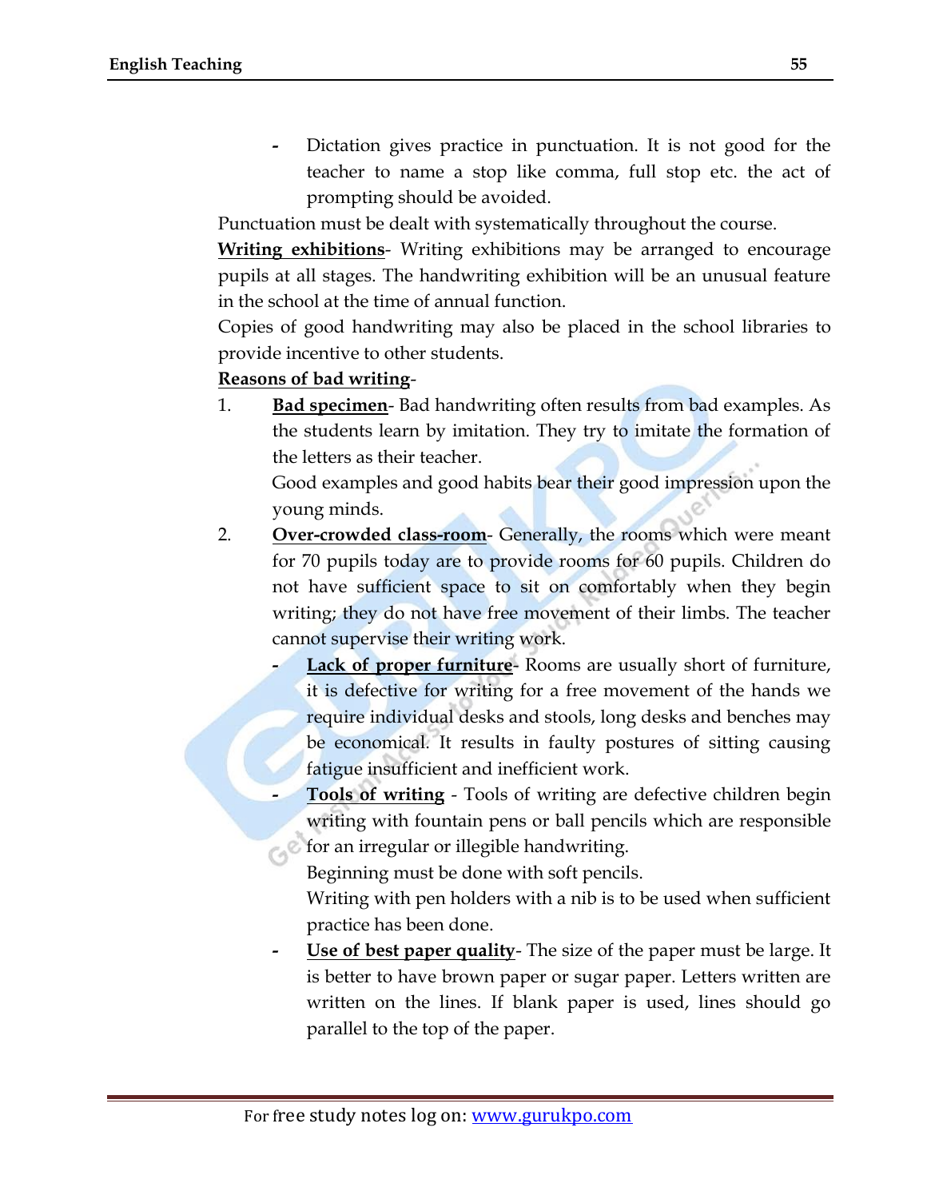- Dictation gives practice in punctuation. It is not good for the teacher to name a stop like comma, full stop etc. the act of prompting should be avoided.

Punctuation must be dealt with systematically throughout the course.

**Writing exhibitions**- Writing exhibitions may be arranged to encourage pupils at all stages. The handwriting exhibition will be an unusual feature in the school at the time of annual function.

Copies of good handwriting may also be placed in the school libraries to provide incentive to other students.

**Reasons of bad writing**-

1. **Bad specimen**- Bad handwriting often results from bad examples. As the students learn by imitation. They try to imitate the formation of the letters as their teacher.

   Good examples and good habits bear their good impression upon the young minds.

2. **Over-crowded class-room**- Generally, the rooms which were meant for 70 pupils today are to provide rooms for 60 pupils. Children do not have sufficient space to sit on comfortably when they begin writing; they do not have free movement of their limbs. The teacher cannot supervise their writing work.

   - **Lack of proper furniture**- Rooms are usually short of furniture, it is defective for writing for a free movement of the hands we require individual desks and stools, long desks and benches may be economical. It results in faulty postures of sitting causing fatigue insufficient and inefficient work.
   - **Tools of writing** - Tools of writing are defective children begin writing with fountain pens or ball pencils which are responsible for an irregular or illegible handwriting.

     Beginning must be done with soft pencils.

     Writing with pen holders with a nib is to be used when sufficient practice has been done.
   - **Use of best paper quality**- The size of the paper must be large. It is better to have brown paper or sugar paper. Letters written are written on the lines. If blank paper is used, lines should go parallel to the top of the paper.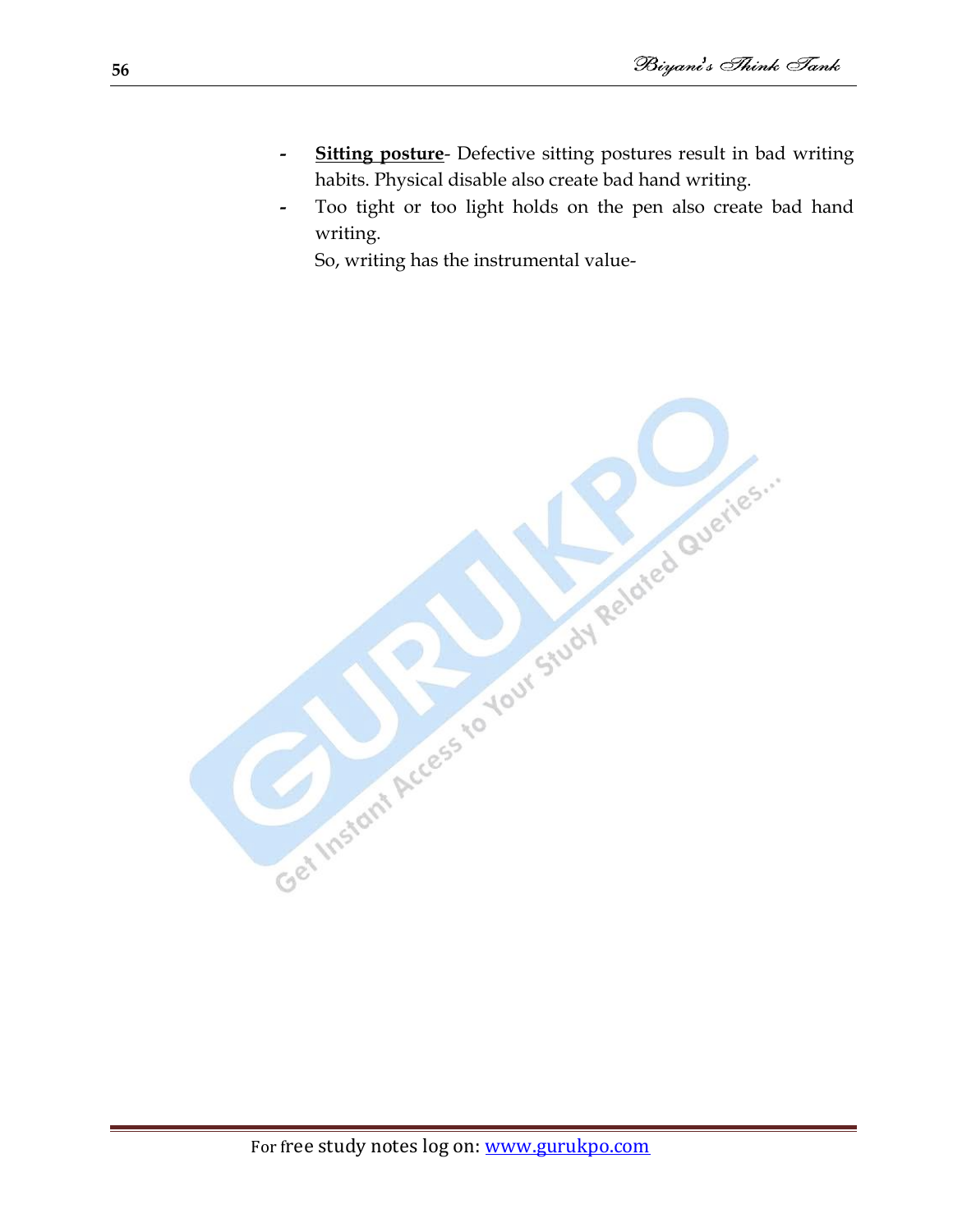- **Sitting posture**- Defective sitting postures result in bad writing habits. Physical disable also create bad hand writing.
- Too tight or too light holds on the pen also create bad hand writing.

  So, writing has the instrumental value-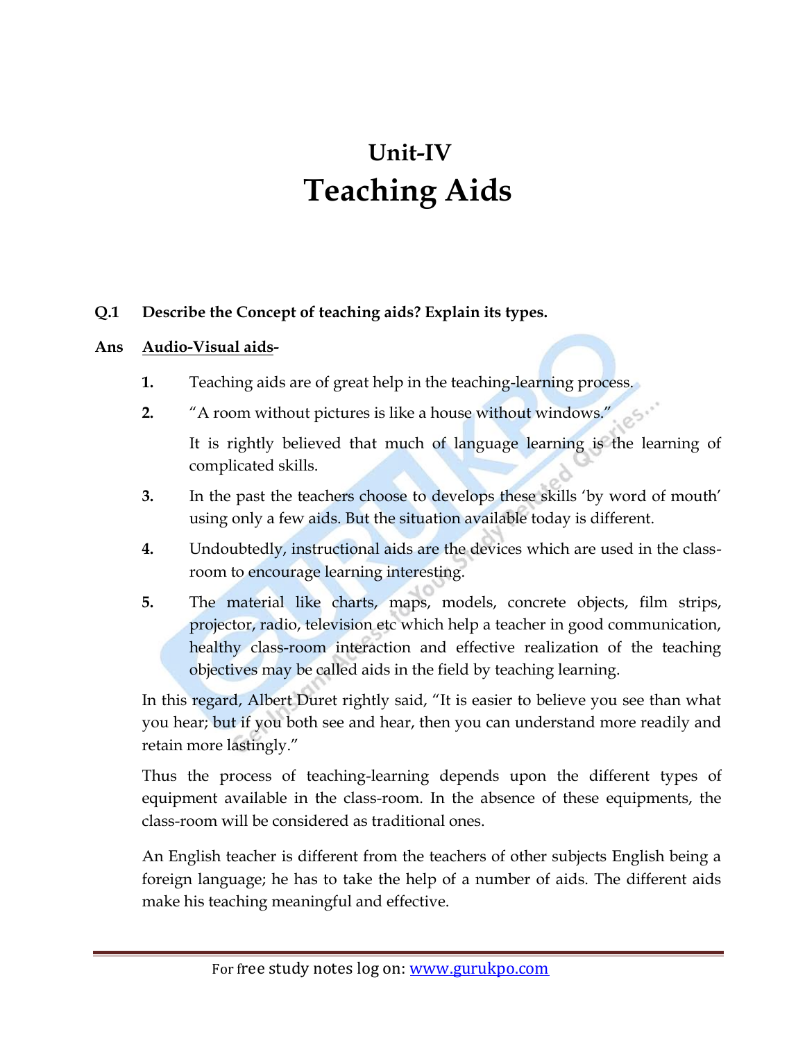# Unit-IV
# Teaching Aids

**Q.1 Describe the Concept of teaching aids? Explain its types.**

**Ans** **Audio-Visual aids-**

1. Teaching aids are of great help in the teaching-learning process.
2. "A room without pictures is like a house without windows."

   It is rightly believed that much of language learning is the learning of complicated skills.
3. In the past the teachers choose to develops these skills 'by word of mouth' using only a few aids. But the situation available today is different.
4. Undoubtedly, instructional aids are the devices which are used in the class-room to encourage learning interesting.
5. The material like charts, maps, models, concrete objects, film strips, projector, radio, television etc which help a teacher in good communication, healthy class-room interaction and effective realization of the teaching objectives may be called aids in the field by teaching learning.

In this regard, Albert Duret rightly said, "It is easier to believe you see than what you hear; but if you both see and hear, then you can understand more readily and retain more lastingly."

Thus the process of teaching-learning depends upon the different types of equipment available in the class-room. In the absence of these equipments, the class-room will be considered as traditional ones.

An English teacher is different from the teachers of other subjects English being a foreign language; he has to take the help of a number of aids. The different aids make his teaching meaningful and effective.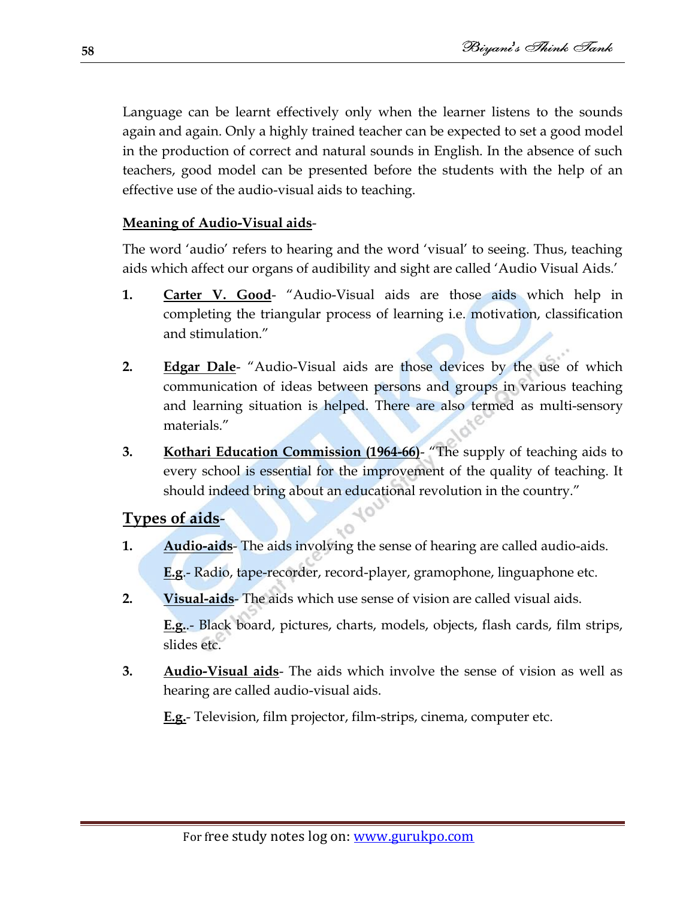Language can be learnt effectively only when the learner listens to the sounds again and again. Only a highly trained teacher can be expected to set a good model in the production of correct and natural sounds in English. In the absence of such teachers, good model can be presented before the students with the help of an effective use of the audio-visual aids to teaching.

**Meaning of Audio-Visual aids**-

The word 'audio' refers to hearing and the word 'visual' to seeing. Thus, teaching aids which affect our organs of audibility and sight are called 'Audio Visual Aids.'

1. **Carter V. Good**- "Audio-Visual aids are those aids which help in completing the triangular process of learning i.e. motivation, classification and stimulation."

2. **Edgar Dale**- "Audio-Visual aids are those devices by the use of which communication of ideas between persons and groups in various teaching and learning situation is helped. There are also termed as multi-sensory materials."

3. **Kothari Education Commission (1964-66)**- "The supply of teaching aids to every school is essential for the improvement of the quality of teaching. It should indeed bring about an educational revolution in the country."

## Types of aids-

1. **Audio-aids**- The aids involving the sense of hearing are called audio-aids.

   **E.g**.- Radio, tape-recorder, record-player, gramophone, linguaphone etc.

2. **Visual-aids**- The aids which use sense of vision are called visual aids.

   **E.g.**.- Black board, pictures, charts, models, objects, flash cards, film strips, slides etc.

3. **Audio-Visual aids**- The aids which involve the sense of vision as well as hearing are called audio-visual aids.

   **E.g.**- Television, film projector, film-strips, cinema, computer etc.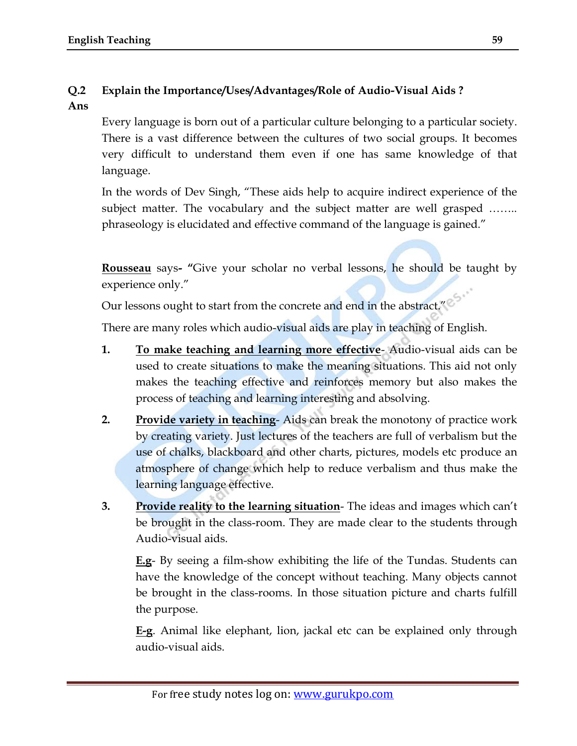**Q.2 Explain the Importance/Uses/Advantages/Role of Audio-Visual Aids ?**

**Ans**

Every language is born out of a particular culture belonging to a particular society. There is a vast difference between the cultures of two social groups. It becomes very difficult to understand them even if one has same knowledge of that language.

In the words of Dev Singh, "These aids help to acquire indirect experience of the subject matter. The vocabulary and the subject matter are well grasped …….. phraseology is elucidated and effective command of the language is gained."

**Rousseau** says**- "**Give your scholar no verbal lessons, he should be taught by experience only."

Our lessons ought to start from the concrete and end in the abstract."

There are many roles which audio-visual aids are play in teaching of English.

1. **To make teaching and learning more effective**- Audio-visual aids can be used to create situations to make the meaning situations. This aid not only makes the teaching effective and reinforces memory but also makes the process of teaching and learning interesting and absolving.

2. **Provide variety in teaching**- Aids can break the monotony of practice work by creating variety. Just lectures of the teachers are full of verbalism but the use of chalks, blackboard and other charts, pictures, models etc produce an atmosphere of change which help to reduce verbalism and thus make the learning language effective.

3. **Provide reality to the learning situation**- The ideas and images which can't be brought in the class-room. They are made clear to the students through Audio-visual aids.

   **E.g**- By seeing a film-show exhibiting the life of the Tundas. Students can have the knowledge of the concept without teaching. Many objects cannot be brought in the class-rooms. In those situation picture and charts fulfill the purpose.

   **E-g**. Animal like elephant, lion, jackal etc can be explained only through audio-visual aids.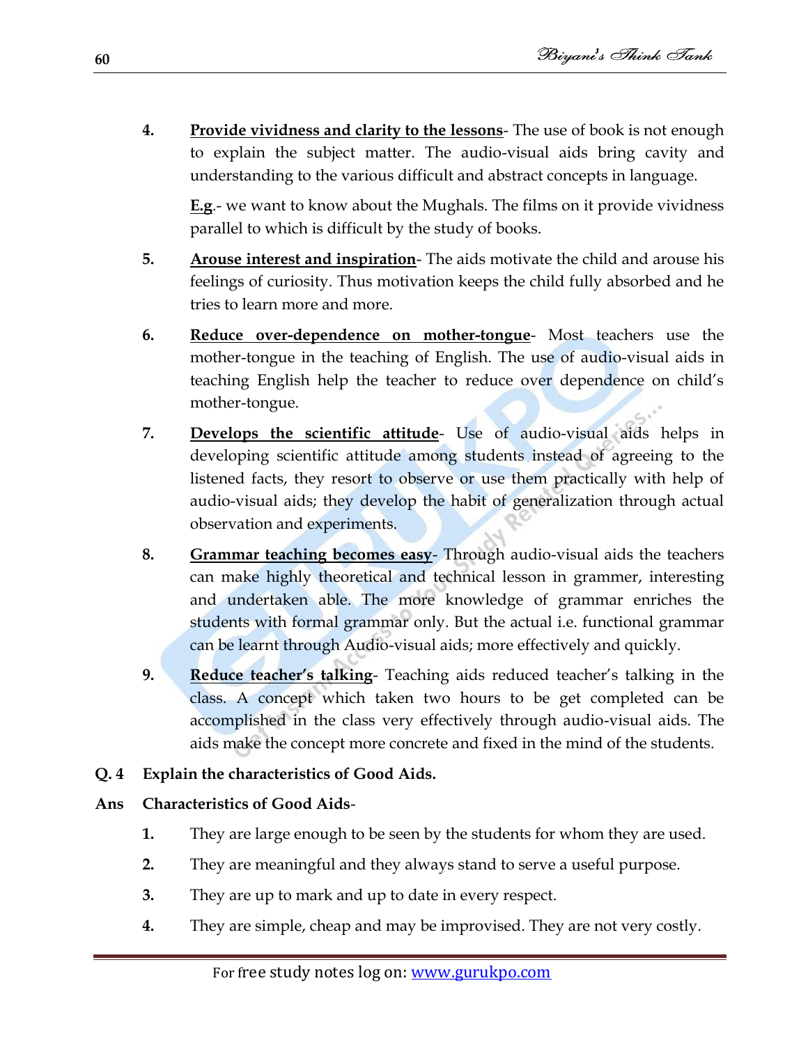4. **Provide vividness and clarity to the lessons**- The use of book is not enough to explain the subject matter. The audio-visual aids bring cavity and understanding to the various difficult and abstract concepts in language.

   **E.g**.- we want to know about the Mughals. The films on it provide vividness parallel to which is difficult by the study of books.

5. **Arouse interest and inspiration**- The aids motivate the child and arouse his feelings of curiosity. Thus motivation keeps the child fully absorbed and he tries to learn more and more.

6. **Reduce over-dependence on mother-tongue**- Most teachers use the mother-tongue in the teaching of English. The use of audio-visual aids in teaching English help the teacher to reduce over dependence on child's mother-tongue.

7. **Develops the scientific attitude**- Use of audio-visual aids helps in developing scientific attitude among students instead of agreeing to the listened facts, they resort to observe or use them practically with help of audio-visual aids; they develop the habit of generalization through actual observation and experiments.

8. **Grammar teaching becomes easy**- Through audio-visual aids the teachers can make highly theoretical and technical lesson in grammer, interesting and undertaken able. The more knowledge of grammar enriches the students with formal grammar only. But the actual i.e. functional grammar can be learnt through Audio-visual aids; more effectively and quickly.

9. **Reduce teacher's talking**- Teaching aids reduced teacher's talking in the class. A concept which taken two hours to be get completed can be accomplished in the class very effectively through audio-visual aids. The aids make the concept more concrete and fixed in the mind of the students.

**Q. 4 Explain the characteristics of Good Aids.**

**Ans Characteristics of Good Aids**-

1. They are large enough to be seen by the students for whom they are used.
2. They are meaningful and they always stand to serve a useful purpose.
3. They are up to mark and up to date in every respect.
4. They are simple, cheap and may be improvised. They are not very costly.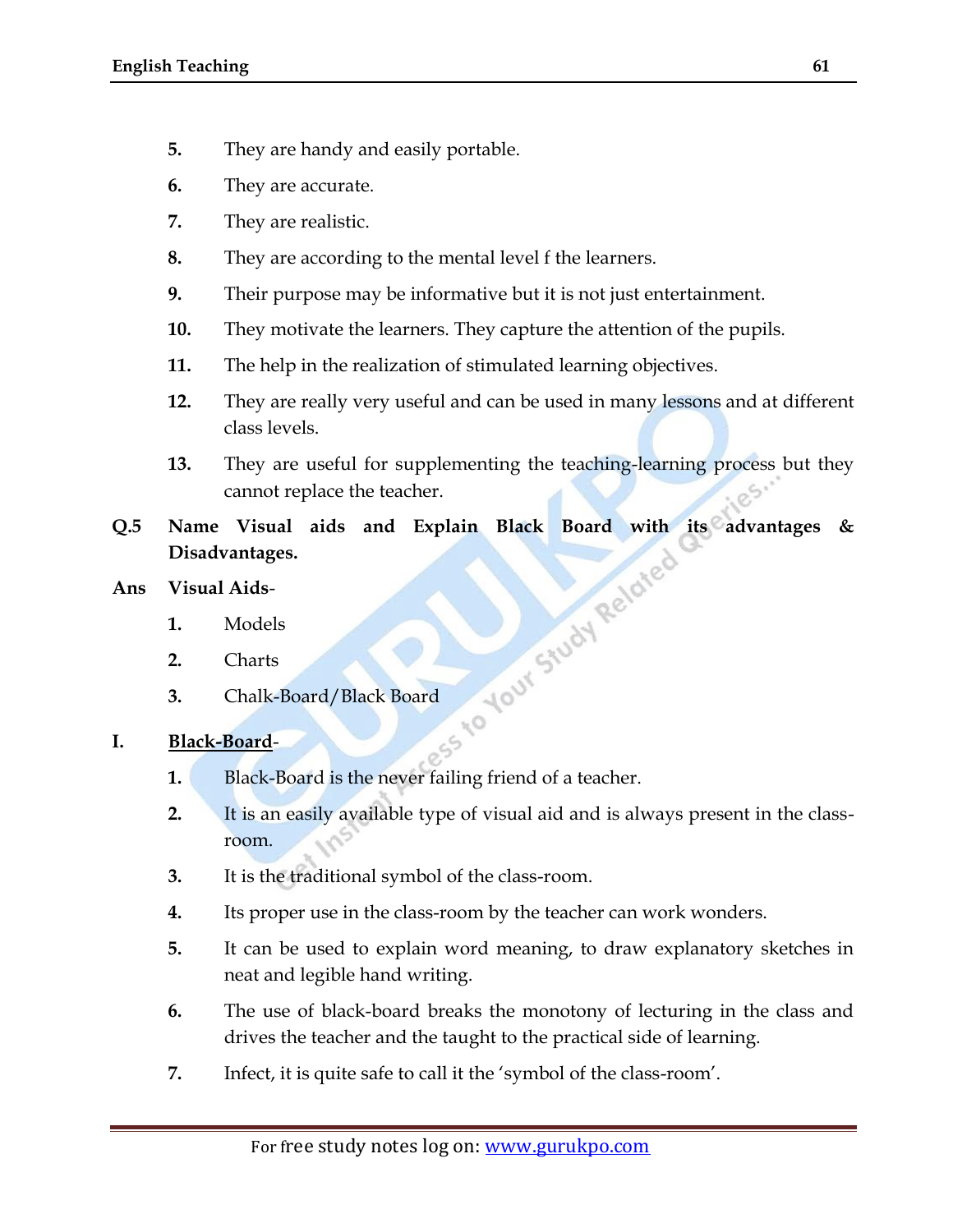5. They are handy and easily portable.
6. They are accurate.
7. They are realistic.
8. They are according to the mental level f the learners.
9. Their purpose may be informative but it is not just entertainment.
10. They motivate the learners. They capture the attention of the pupils.
11. The help in the realization of stimulated learning objectives.
12. They are really very useful and can be used in many lessons and at different class levels.
13. They are useful for supplementing the teaching-learning process but they cannot replace the teacher.

**Q.5 Name Visual aids and Explain Black Board with its advantages & Disadvantages.**

**Ans Visual Aids-**

1. Models
2. Charts
3. Chalk-Board/Black Board

**I. <u>Black-Board</u>-**

1. Black-Board is the never failing friend of a teacher.
2. It is an easily available type of visual aid and is always present in the class-room.
3. It is the traditional symbol of the class-room.
4. Its proper use in the class-room by the teacher can work wonders.
5. It can be used to explain word meaning, to draw explanatory sketches in neat and legible hand writing.
6. The use of black-board breaks the monotony of lecturing in the class and drives the teacher and the taught to the practical side of learning.
7. Infect, it is quite safe to call it the 'symbol of the class-room'.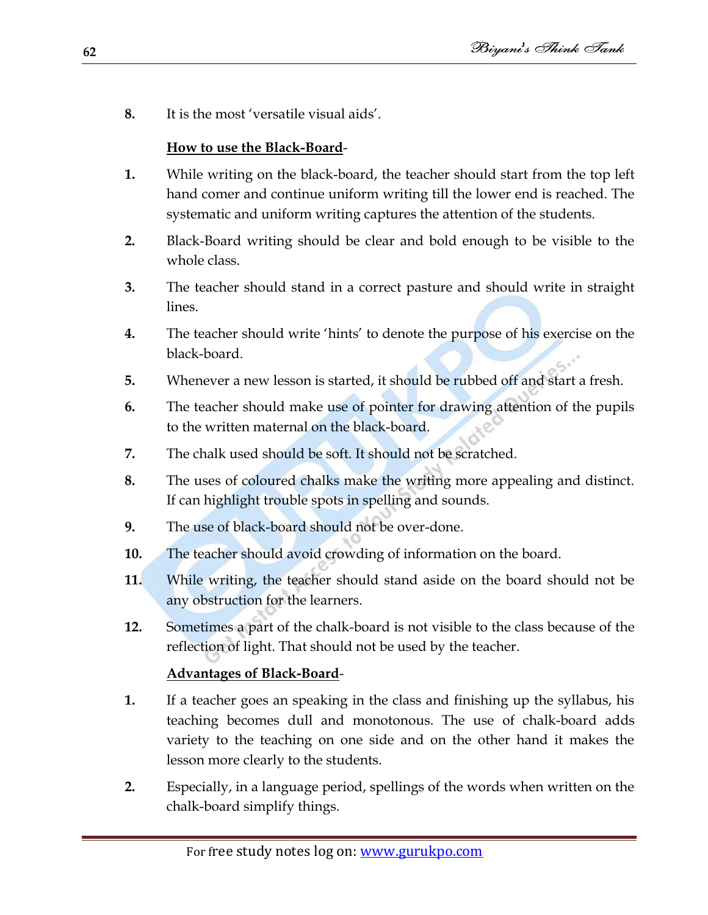8. It is the most 'versatile visual aids'.

**<u>How to use the Black-Board</u>**-

1. While writing on the black-board, the teacher should start from the top left hand comer and continue uniform writing till the lower end is reached. The systematic and uniform writing captures the attention of the students.
2. Black-Board writing should be clear and bold enough to be visible to the whole class.
3. The teacher should stand in a correct pasture and should write in straight lines.
4. The teacher should write 'hints' to denote the purpose of his exercise on the black-board.
5. Whenever a new lesson is started, it should be rubbed off and start a fresh.
6. The teacher should make use of pointer for drawing attention of the pupils to the written maternal on the black-board.
7. The chalk used should be soft. It should not be scratched.
8. The uses of coloured chalks make the writing more appealing and distinct. If can highlight trouble spots in spelling and sounds.
9. The use of black-board should not be over-done.
10. The teacher should avoid crowding of information on the board.
11. While writing, the teacher should stand aside on the board should not be any obstruction for the learners.
12. Sometimes a part of the chalk-board is not visible to the class because of the reflection of light. That should not be used by the teacher.

**<u>Advantages of Black-Board</u>**-

1. If a teacher goes an speaking in the class and finishing up the syllabus, his teaching becomes dull and monotonous. The use of chalk-board adds variety to the teaching on one side and on the other hand it makes the lesson more clearly to the students.
2. Especially, in a language period, spellings of the words when written on the chalk-board simplify things.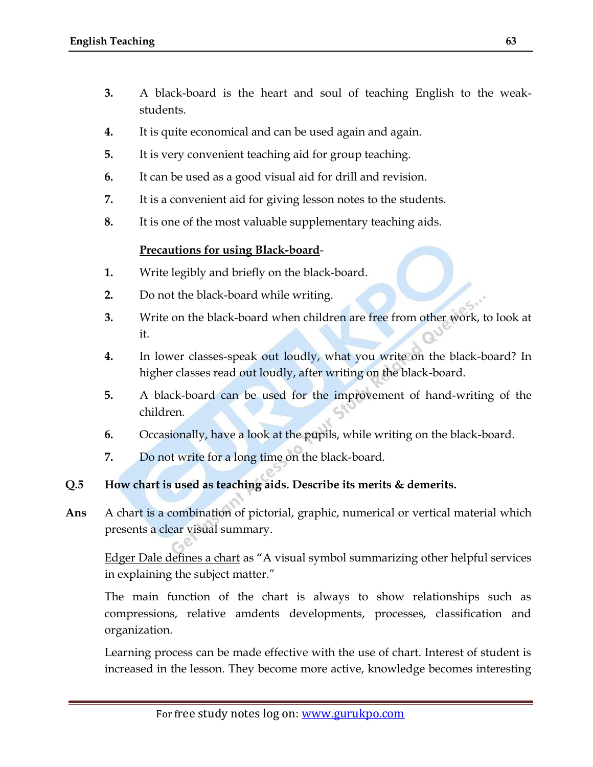3. A black-board is the heart and soul of teaching English to the weak-students.
4. It is quite economical and can be used again and again.
5. It is very convenient teaching aid for group teaching.
6. It can be used as a good visual aid for drill and revision.
7. It is a convenient aid for giving lesson notes to the students.
8. It is one of the most valuable supplementary teaching aids.

<u>**Precautions for using Black-board**</u>-

1. Write legibly and briefly on the black-board.
2. Do not the black-board while writing.
3. Write on the black-board when children are free from other work, to look at it.
4. In lower classes-speak out loudly, what you write on the black-board? In higher classes read out loudly, after writing on the black-board.
5. A black-board can be used for the improvement of hand-writing of the children.
6. Occasionally, have a look at the pupils, while writing on the black-board.
7. Do not write for a long time on the black-board.

**Q.5 How chart is used as teaching aids. Describe its merits & demerits.**

**Ans** A chart is a combination of pictorial, graphic, numerical or vertical material which presents a clear visual summary.

<u>Edger Dale defines a chart</u> as "A visual symbol summarizing other helpful services in explaining the subject matter."

The main function of the chart is always to show relationships such as compressions, relative amdents developments, processes, classification and organization.

Learning process can be made effective with the use of chart. Interest of student is increased in the lesson. They become more active, knowledge becomes interesting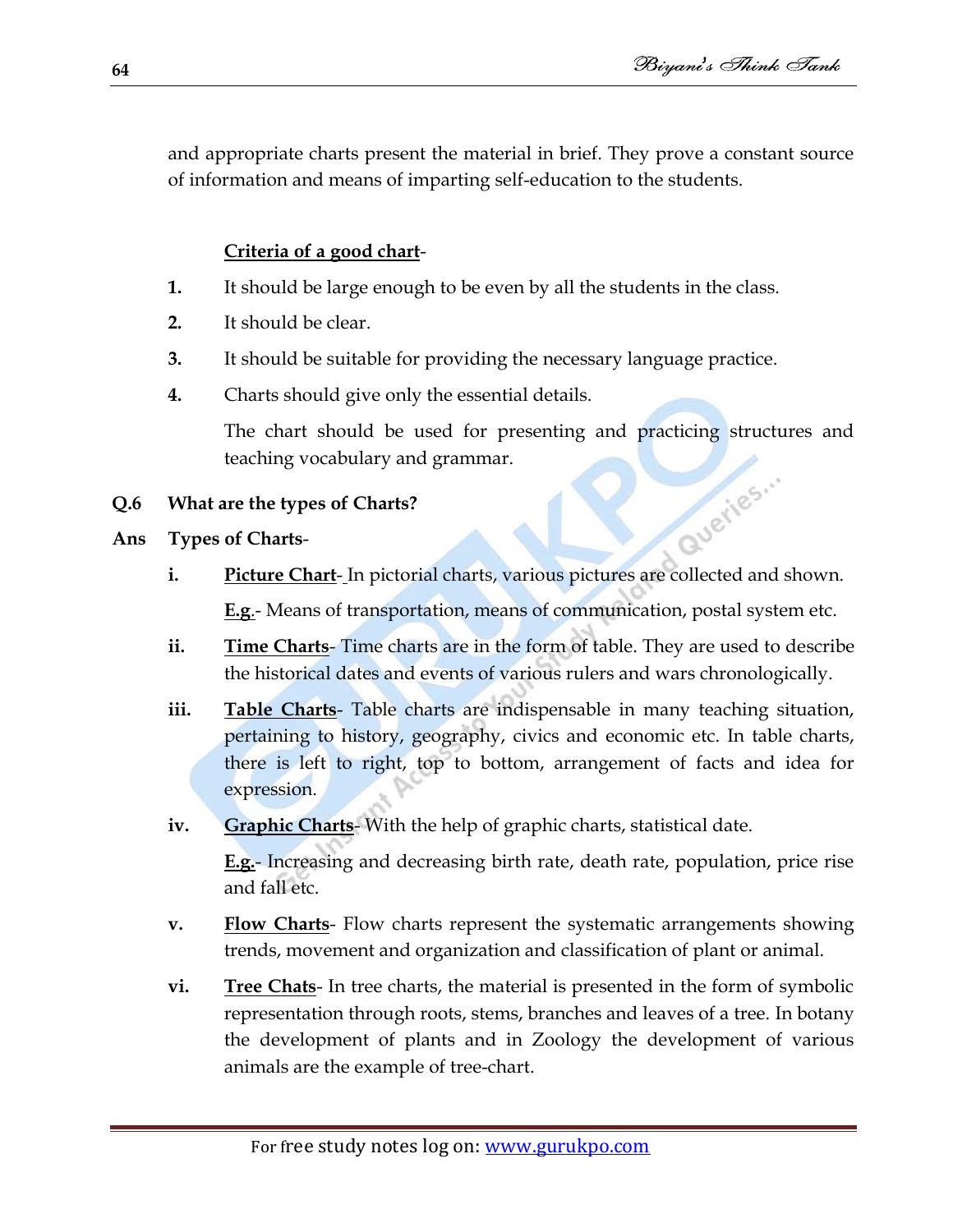and appropriate charts present the material in brief. They prove a constant source of information and means of imparting self-education to the students.

**Criteria of a good chart**-

1. It should be large enough to be even by all the students in the class.
2. It should be clear.
3. It should be suitable for providing the necessary language practice.
4. Charts should give only the essential details.

   The chart should be used for presenting and practicing structures and teaching vocabulary and grammar.

**Q.6 What are the types of Charts?**

**Ans Types of Charts**-

i. **Picture Chart**- In pictorial charts, various pictures are collected and shown.

   **E.g.**- Means of transportation, means of communication, postal system etc.

ii. **Time Charts**- Time charts are in the form of table. They are used to describe the historical dates and events of various rulers and wars chronologically.

iii. **Table Charts**- Table charts are indispensable in many teaching situation, pertaining to history, geography, civics and economic etc. In table charts, there is left to right, top to bottom, arrangement of facts and idea for expression.

iv. **Graphic Charts**- With the help of graphic charts, statistical date.

   **E.g.**- Increasing and decreasing birth rate, death rate, population, price rise and fall etc.

v. **Flow Charts**- Flow charts represent the systematic arrangements showing trends, movement and organization and classification of plant or animal.

vi. **Tree Chats**- In tree charts, the material is presented in the form of symbolic representation through roots, stems, branches and leaves of a tree. In botany the development of plants and in Zoology the development of various animals are the example of tree-chart.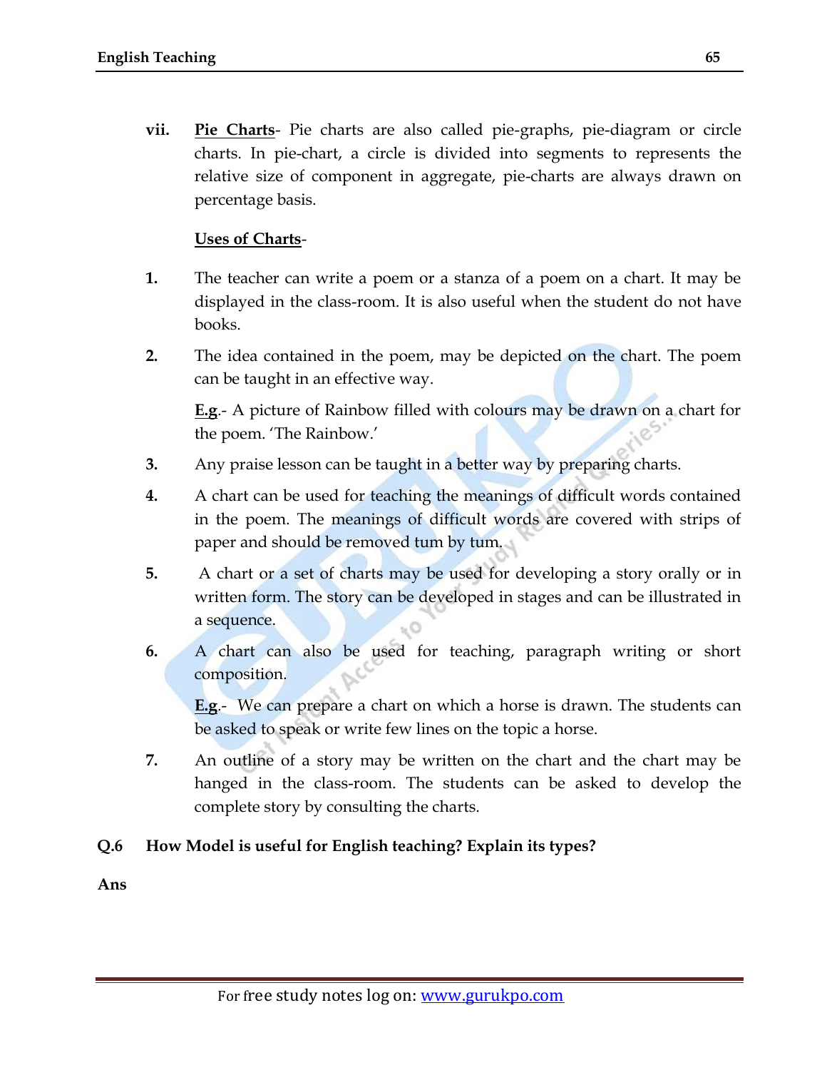vii. **<u>Pie Charts</u>**- Pie charts are also called pie-graphs, pie-diagram or circle charts. In pie-chart, a circle is divided into segments to represents the relative size of component in aggregate, pie-charts are always drawn on percentage basis.

**<u>Uses of Charts</u>**-

1. The teacher can write a poem or a stanza of a poem on a chart. It may be displayed in the class-room. It is also useful when the student do not have books.

2. The idea contained in the poem, may be depicted on the chart. The poem can be taught in an effective way.

   **<u>E.g</u>**.- A picture of Rainbow filled with colours may be drawn on a chart for the poem. 'The Rainbow.'

3. Any praise lesson can be taught in a better way by preparing charts.

4. A chart can be used for teaching the meanings of difficult words contained in the poem. The meanings of difficult words are covered with strips of paper and should be removed tum by tum.

5. A chart or a set of charts may be used for developing a story orally or in written form. The story can be developed in stages and can be illustrated in a sequence.

6. A chart can also be used for teaching, paragraph writing or short composition.

   **<u>E.g</u>**.- We can prepare a chart on which a horse is drawn. The students can be asked to speak or write few lines on the topic a horse.

7. An outline of a story may be written on the chart and the chart may be hanged in the class-room. The students can be asked to develop the complete story by consulting the charts.

**Q.6 How Model is useful for English teaching? Explain its types?**

**Ans**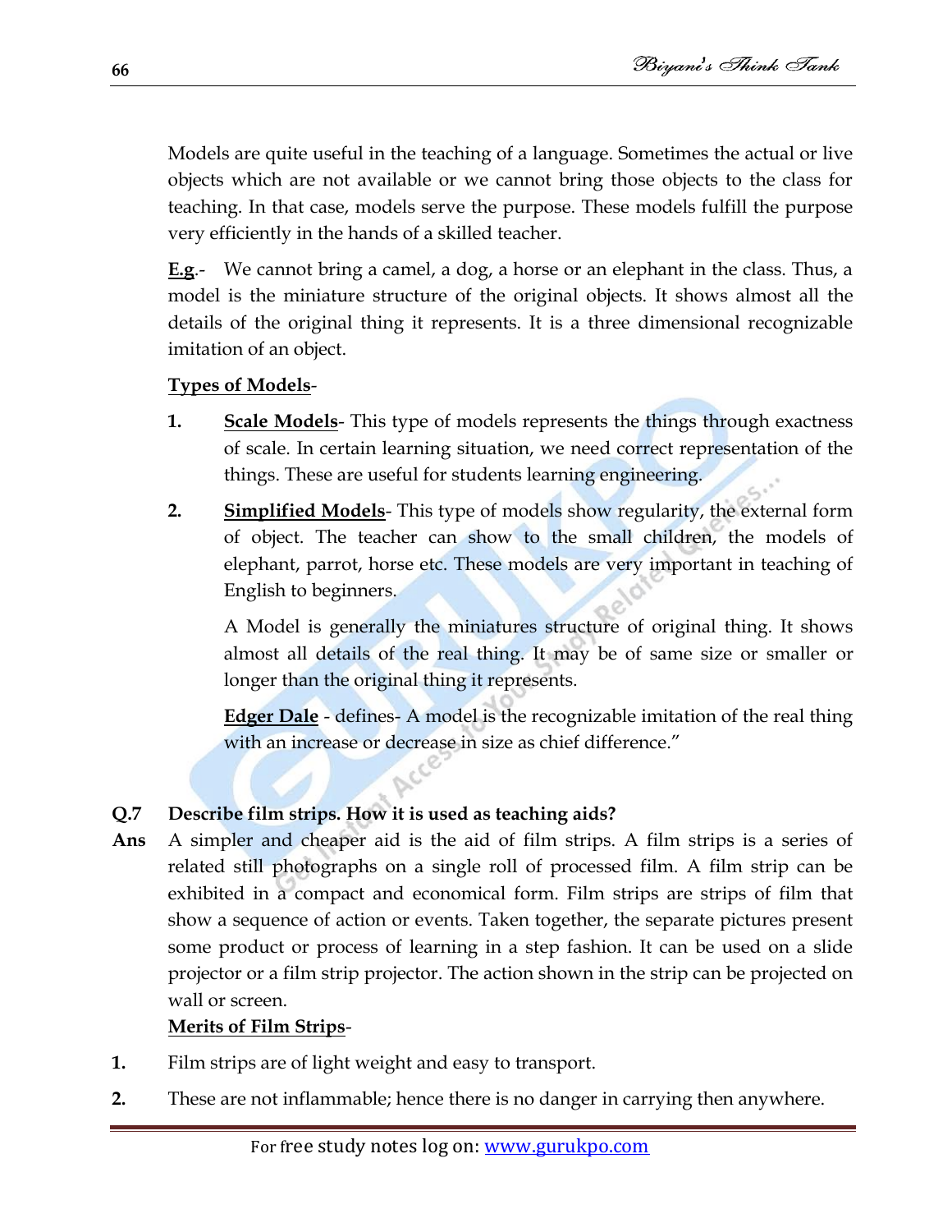Models are quite useful in the teaching of a language. Sometimes the actual or live objects which are not available or we cannot bring those objects to the class for teaching. In that case, models serve the purpose. These models fulfill the purpose very efficiently in the hands of a skilled teacher.

**E.g**.- We cannot bring a camel, a dog, a horse or an elephant in the class. Thus, a model is the miniature structure of the original objects. It shows almost all the details of the original thing it represents. It is a three dimensional recognizable imitation of an object.

**Types of Models**-

1. **Scale Models**- This type of models represents the things through exactness of scale. In certain learning situation, we need correct representation of the things. These are useful for students learning engineering.

2. **Simplified Models**- This type of models show regularity, the external form of object. The teacher can show to the small children, the models of elephant, parrot, horse etc. These models are very important in teaching of English to beginners.

   A Model is generally the miniatures structure of original thing. It shows almost all details of the real thing. It may be of same size or smaller or longer than the original thing it represents.

   **Edger Dale** - defines- A model is the recognizable imitation of the real thing with an increase or decrease in size as chief difference."

**Q.7 Describe film strips. How it is used as teaching aids?**

**Ans** A simpler and cheaper aid is the aid of film strips. A film strips is a series of related still photographs on a single roll of processed film. A film strip can be exhibited in a compact and economical form. Film strips are strips of film that show a sequence of action or events. Taken together, the separate pictures present some product or process of learning in a step fashion. It can be used on a slide projector or a film strip projector. The action shown in the strip can be projected on wall or screen.

**Merits of Film Strips**-

1. Film strips are of light weight and easy to transport.
2. These are not inflammable; hence there is no danger in carrying then anywhere.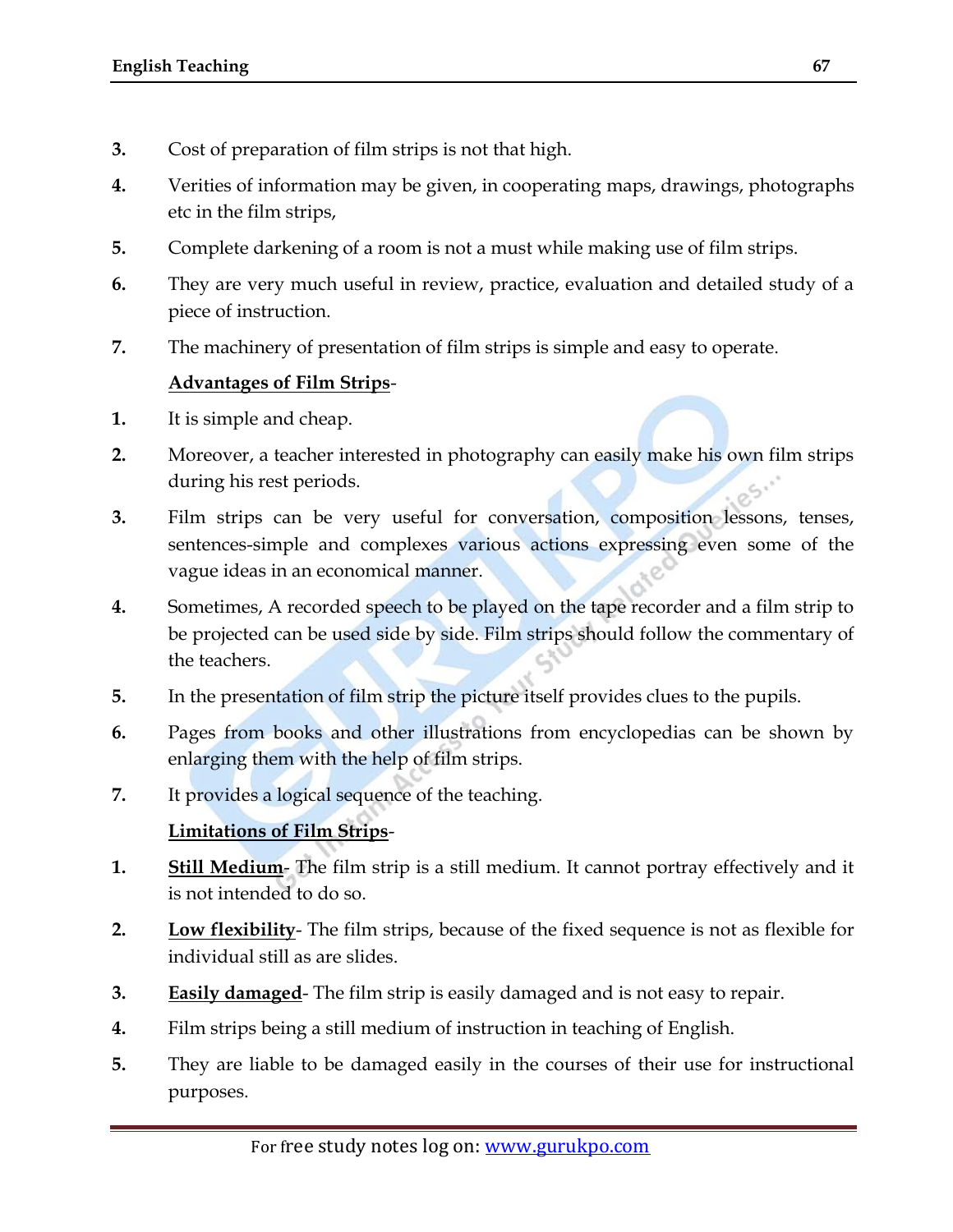3. Cost of preparation of film strips is not that high.
4. Verities of information may be given, in cooperating maps, drawings, photographs etc in the film strips,
5. Complete darkening of a room is not a must while making use of film strips.
6. They are very much useful in review, practice, evaluation and detailed study of a piece of instruction.
7. The machinery of presentation of film strips is simple and easy to operate.

**<u>Advantages of Film Strips</u>**-

1. It is simple and cheap.
2. Moreover, a teacher interested in photography can easily make his own film strips during his rest periods.
3. Film strips can be very useful for conversation, composition lessons, tenses, sentences-simple and complexes various actions expressing even some of the vague ideas in an economical manner.
4. Sometimes, A recorded speech to be played on the tape recorder and a film strip to be projected can be used side by side. Film strips should follow the commentary of the teachers.
5. In the presentation of film strip the picture itself provides clues to the pupils.
6. Pages from books and other illustrations from encyclopedias can be shown by enlarging them with the help of film strips.
7. It provides a logical sequence of the teaching.

**<u>Limitations of Film Strips</u>**-

1. **<u>Still Medium</u>**- The film strip is a still medium. It cannot portray effectively and it is not intended to do so.
2. **<u>Low flexibility</u>**- The film strips, because of the fixed sequence is not as flexible for individual still as are slides.
3. **<u>Easily damaged</u>**- The film strip is easily damaged and is not easy to repair.
4. Film strips being a still medium of instruction in teaching of English.
5. They are liable to be damaged easily in the courses of their use for instructional purposes.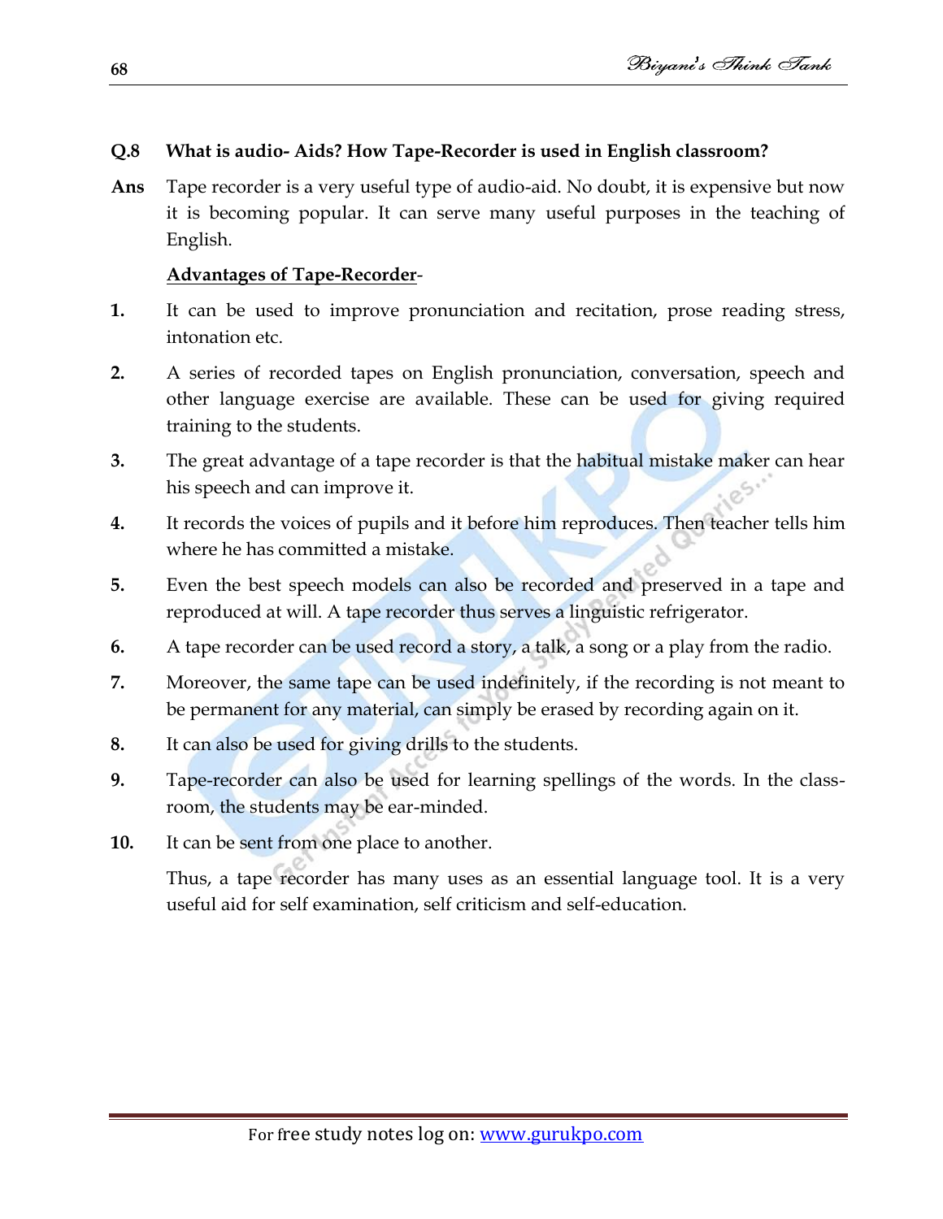**Q.8 What is audio- Aids? How Tape-Recorder is used in English classroom?**

**Ans** Tape recorder is a very useful type of audio-aid. No doubt, it is expensive but now it is becoming popular. It can serve many useful purposes in the teaching of English.

**<u>Advantages of Tape-Recorder</u>**-

1. It can be used to improve pronunciation and recitation, prose reading stress, intonation etc.
2. A series of recorded tapes on English pronunciation, conversation, speech and other language exercise are available. These can be used for giving required training to the students.
3. The great advantage of a tape recorder is that the habitual mistake maker can hear his speech and can improve it.
4. It records the voices of pupils and it before him reproduces. Then teacher tells him where he has committed a mistake.
5. Even the best speech models can also be recorded and preserved in a tape and reproduced at will. A tape recorder thus serves a linguistic refrigerator.
6. A tape recorder can be used record a story, a talk, a song or a play from the radio.
7. Moreover, the same tape can be used indefinitely, if the recording is not meant to be permanent for any material, can simply be erased by recording again on it.
8. It can also be used for giving drills to the students.
9. Tape-recorder can also be used for learning spellings of the words. In the class-room, the students may be ear-minded.
10. It can be sent from one place to another.

Thus, a tape recorder has many uses as an essential language tool. It is a very useful aid for self examination, self criticism and self-education.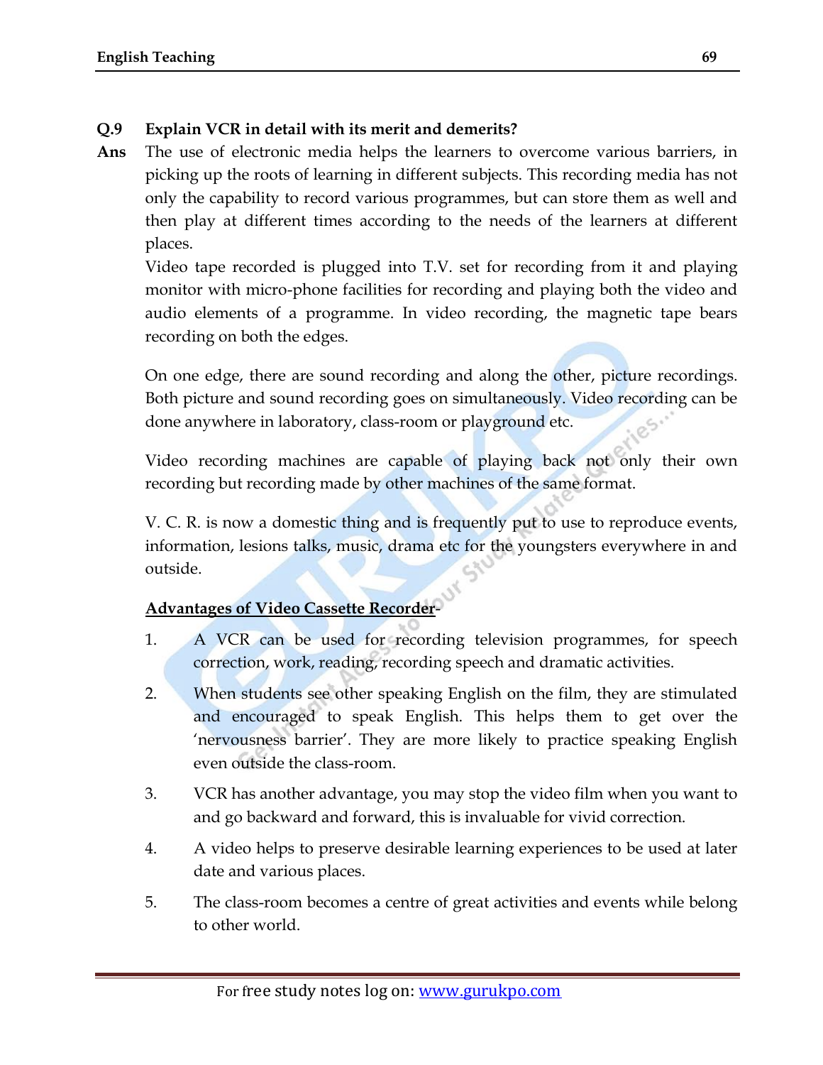**Q.9 Explain VCR in detail with its merit and demerits?**

**Ans** The use of electronic media helps the learners to overcome various barriers, in picking up the roots of learning in different subjects. This recording media has not only the capability to record various programmes, but can store them as well and then play at different times according to the needs of the learners at different places.

Video tape recorded is plugged into T.V. set for recording from it and playing monitor with micro-phone facilities for recording and playing both the video and audio elements of a programme. In video recording, the magnetic tape bears recording on both the edges.

On one edge, there are sound recording and along the other, picture recordings. Both picture and sound recording goes on simultaneously. Video recording can be done anywhere in laboratory, class-room or playground etc.

Video recording machines are capable of playing back not only their own recording but recording made by other machines of the same format.

V. C. R. is now a domestic thing and is frequently put to use to reproduce events, information, lesions talks, music, drama etc for the youngsters everywhere in and outside.

<u>**Advantages of Video Cassette Recorder**</u>-

1. A VCR can be used for recording television programmes, for speech correction, work, reading, recording speech and dramatic activities.
2. When students see other speaking English on the film, they are stimulated and encouraged to speak English. This helps them to get over the 'nervousness barrier'. They are more likely to practice speaking English even outside the class-room.
3. VCR has another advantage, you may stop the video film when you want to and go backward and forward, this is invaluable for vivid correction.
4. A video helps to preserve desirable learning experiences to be used at later date and various places.
5. The class-room becomes a centre of great activities and events while belong to other world.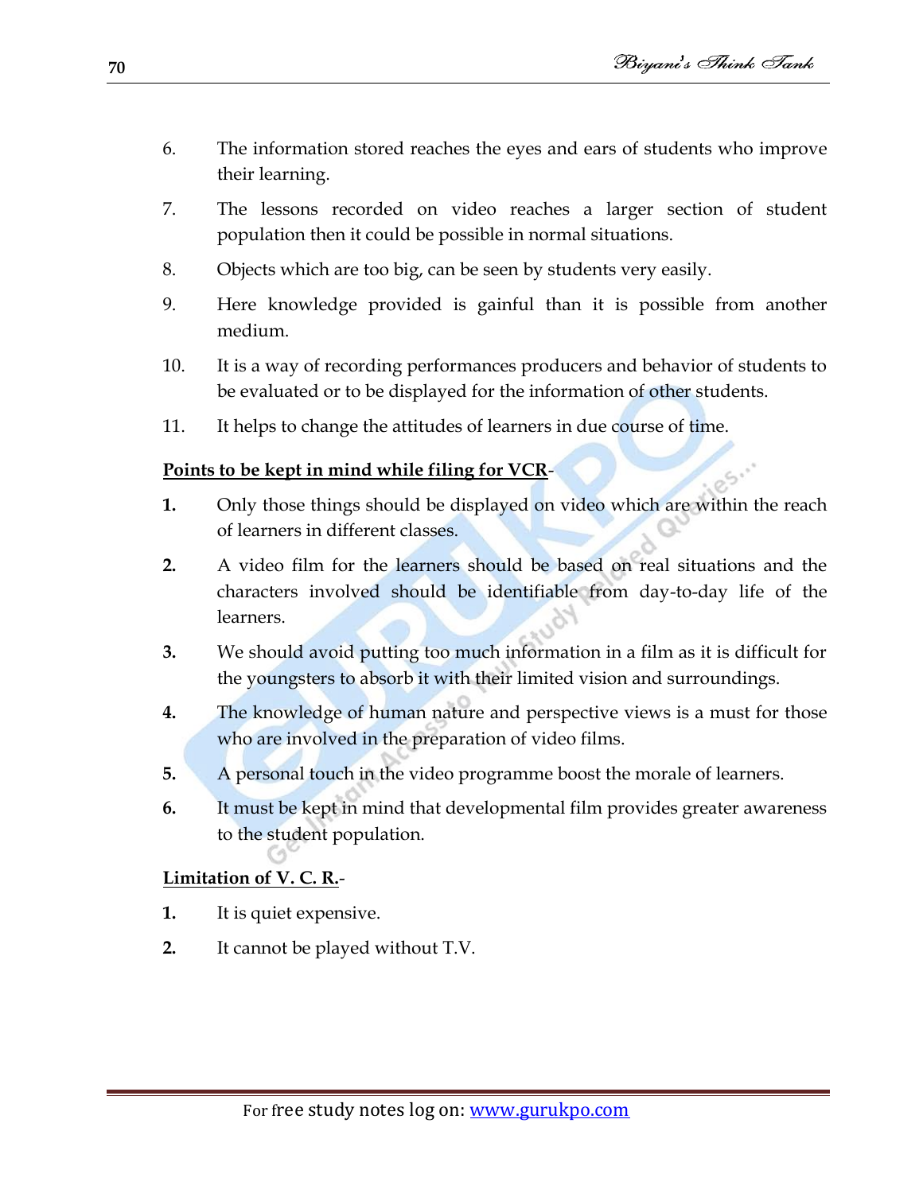6. The information stored reaches the eyes and ears of students who improve their learning.

7. The lessons recorded on video reaches a larger section of student population then it could be possible in normal situations.

8. Objects which are too big, can be seen by students very easily.

9. Here knowledge provided is gainful than it is possible from another medium.

10. It is a way of recording performances producers and behavior of students to be evaluated or to be displayed for the information of other students.

11. It helps to change the attitudes of learners in due course of time.

**Points to be kept in mind while filing for VCR-**

**1.** Only those things should be displayed on video which are within the reach of learners in different classes.

**2.** A video film for the learners should be based on real situations and the characters involved should be identifiable from day-to-day life of the learners.

**3.** We should avoid putting too much information in a film as it is difficult for the youngsters to absorb it with their limited vision and surroundings.

**4.** The knowledge of human nature and perspective views is a must for those who are involved in the preparation of video films.

**5.** A personal touch in the video programme boost the morale of learners.

**6.** It must be kept in mind that developmental film provides greater awareness to the student population.

**Limitation of V. C. R.-**

**1.** It is quiet expensive.

**2.** It cannot be played without T.V.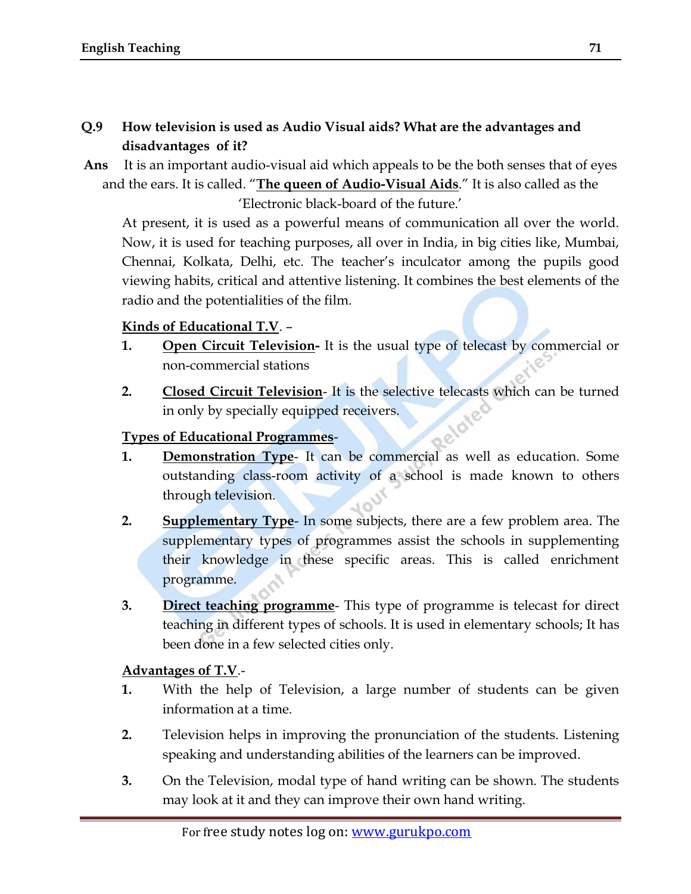**Q.9 How television is used as Audio Visual aids? What are the advantages and disadvantages of it?**

**Ans** It is an important audio-visual aid which appeals to be the both senses that of eyes and the ears. It is called. "**<u>The queen of Audio-Visual Aids</u>**." It is also called as the 'Electronic black-board of the future.'

At present, it is used as a powerful means of communication all over the world. Now, it is used for teaching purposes, all over in India, in big cities like, Mumbai, Chennai, Kolkata, Delhi, etc. The teacher's inculcator among the pupils good viewing habits, critical and attentive listening. It combines the best elements of the radio and the potentialities of the film.

**<u>Kinds of Educational T.V</u>**. –

1. **<u>Open Circuit Television</u>-** It is the usual type of telecast by commercial or non-commercial stations
2. **<u>Closed Circuit Television</u>**- It is the selective telecasts which can be turned in only by specially equipped receivers.

**<u>Types of Educational Programmes</u>**-

1. **<u>Demonstration Type</u>**- It can be commercial as well as education. Some outstanding class-room activity of a school is made known to others through television.
2. **<u>Supplementary Type</u>**- In some subjects, there are a few problem area. The supplementary types of programmes assist the schools in supplementing their knowledge in these specific areas. This is called enrichment programme.
3. **<u>Direct teaching programme</u>**- This type of programme is telecast for direct teaching in different types of schools. It is used in elementary schools; It has been done in a few selected cities only.

**<u>Advantages of T.V</u>**.-

1. With the help of Television, a large number of students can be given information at a time.
2. Television helps in improving the pronunciation of the students. Listening speaking and understanding abilities of the learners can be improved.
3. On the Television, modal type of hand writing can be shown. The students may look at it and they can improve their own hand writing.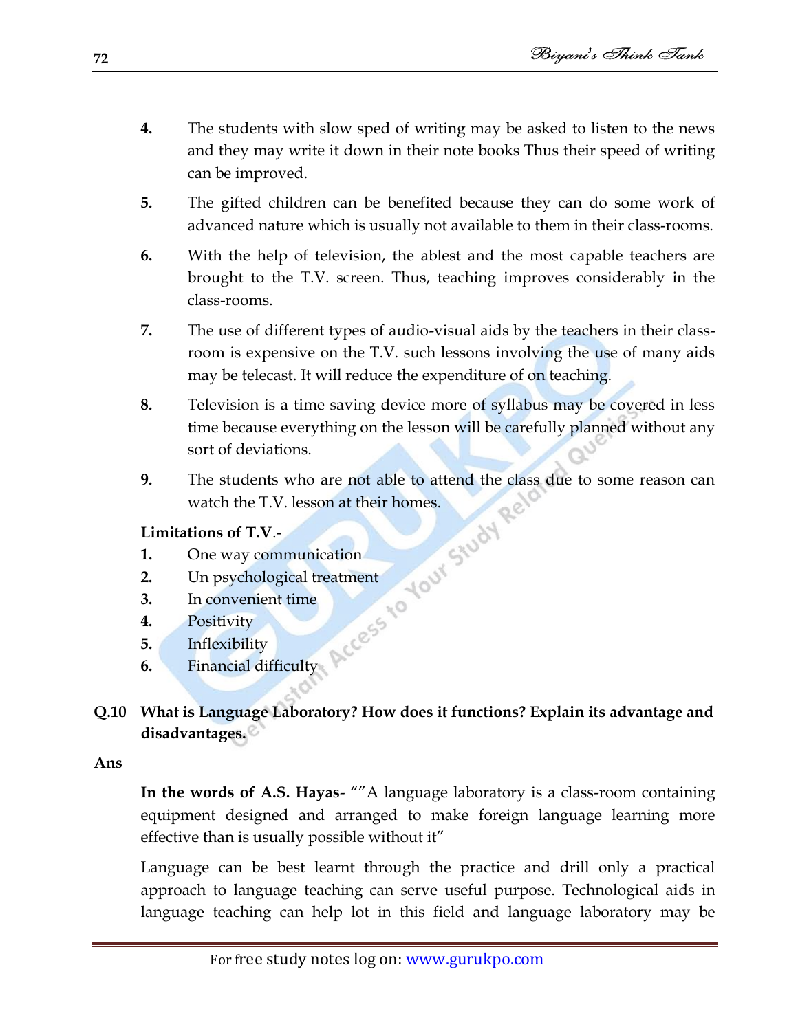4. The students with slow sped of writing may be asked to listen to the news and they may write it down in their note books Thus their speed of writing can be improved.

5. The gifted children can be benefited because they can do some work of advanced nature which is usually not available to them in their class-rooms.

6. With the help of television, the ablest and the most capable teachers are brought to the T.V. screen. Thus, teaching improves considerably in the class-rooms.

7. The use of different types of audio-visual aids by the teachers in their class-room is expensive on the T.V. such lessons involving the use of many aids may be telecast. It will reduce the expenditure of on teaching.

8. Television is a time saving device more of syllabus may be covered in less time because everything on the lesson will be carefully planned without any sort of deviations.

9. The students who are not able to attend the class due to some reason can watch the T.V. lesson at their homes.

<u>**Limitations of T.V**</u>.-

1. One way communication
2. Un psychological treatment
3. In convenient time
4. Positivity
5. Inflexibility
6. Financial difficulty

**Q.10 What is Language Laboratory? How does it functions? Explain its advantage and disadvantages.**

<u>**Ans**</u>

**In the words of A.S. Hayas**- ""A language laboratory is a class-room containing equipment designed and arranged to make foreign language learning more effective than is usually possible without it"

Language can be best learnt through the practice and drill only a practical approach to language teaching can serve useful purpose. Technological aids in language teaching can help lot in this field and language laboratory may be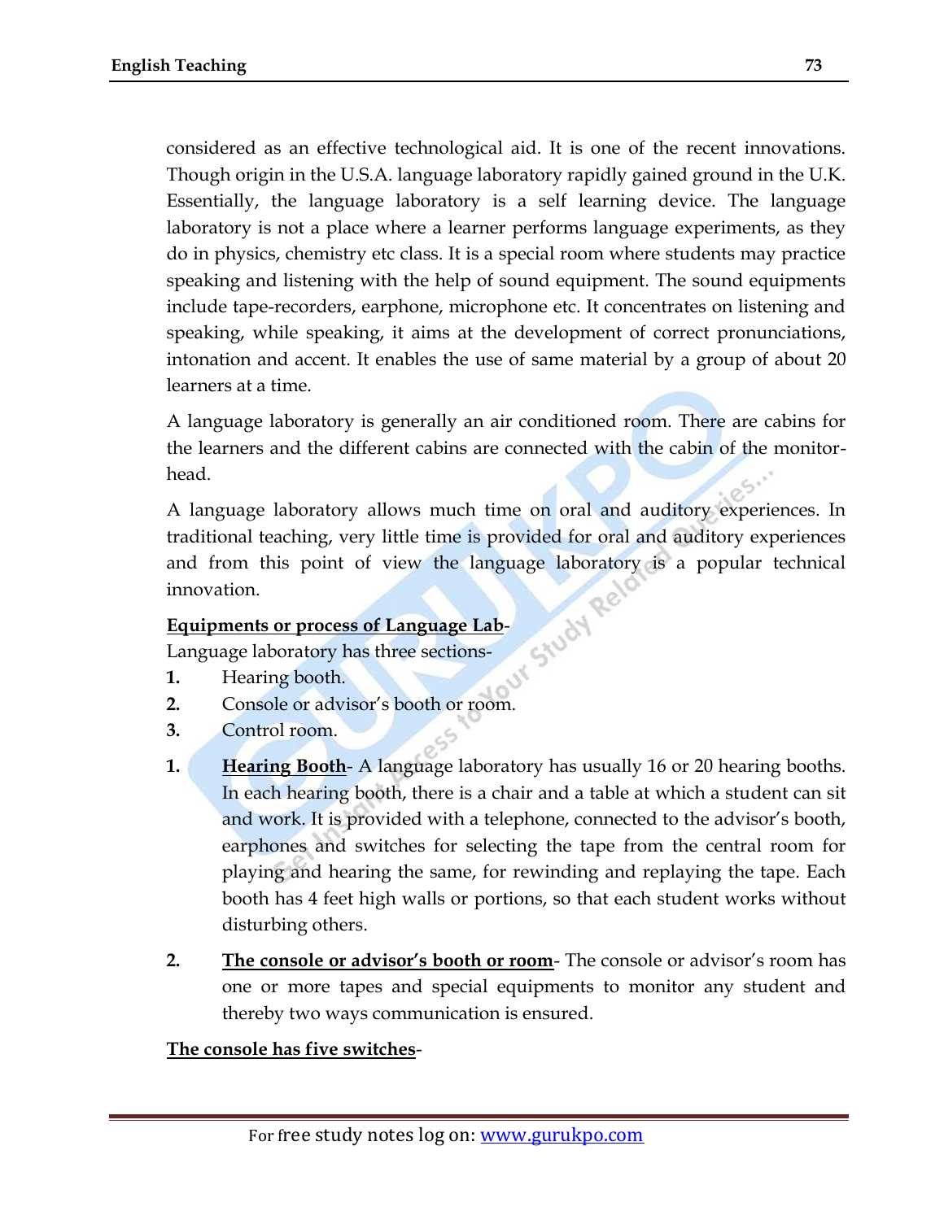considered as an effective technological aid. It is one of the recent innovations. Though origin in the U.S.A. language laboratory rapidly gained ground in the U.K. Essentially, the language laboratory is a self learning device. The language laboratory is not a place where a learner performs language experiments, as they do in physics, chemistry etc class. It is a special room where students may practice speaking and listening with the help of sound equipment. The sound equipments include tape-recorders, earphone, microphone etc. It concentrates on listening and speaking, while speaking, it aims at the development of correct pronunciations, intonation and accent. It enables the use of same material by a group of about 20 learners at a time.

A language laboratory is generally an air conditioned room. There are cabins for the learners and the different cabins are connected with the cabin of the monitor-head.

A language laboratory allows much time on oral and auditory experiences. In traditional teaching, very little time is provided for oral and auditory experiences and from this point of view the language laboratory is a popular technical innovation.

**<u>Equipments or process of Language Lab</u>**-

Language laboratory has three sections-

1. Hearing booth.
2. Console or advisor's booth or room.
3. Control room.

1. **<u>Hearing Booth</u>**- A language laboratory has usually 16 or 20 hearing booths. In each hearing booth, there is a chair and a table at which a student can sit and work. It is provided with a telephone, connected to the advisor's booth, earphones and switches for selecting the tape from the central room for playing and hearing the same, for rewinding and replaying the tape. Each booth has 4 feet high walls or portions, so that each student works without disturbing others.

2. **<u>The console or advisor's booth or room</u>**- The console or advisor's room has one or more tapes and special equipments to monitor any student and thereby two ways communication is ensured.

**<u>The console has five switches</u>**-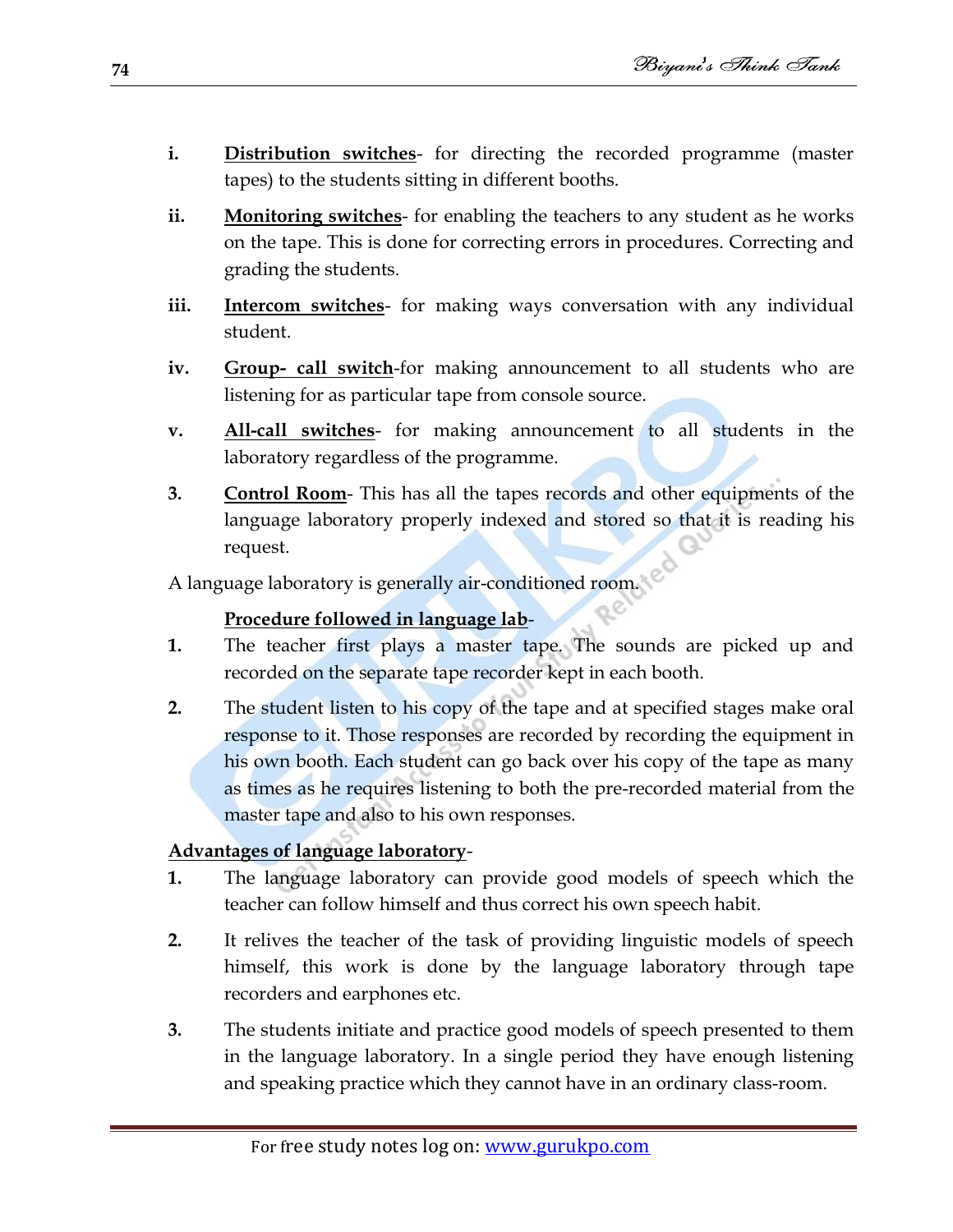i. **<u>Distribution switches</u>**- for directing the recorded programme (master tapes) to the students sitting in different booths.

ii. **<u>Monitoring switches</u>**- for enabling the teachers to any student as he works on the tape. This is done for correcting errors in procedures. Correcting and grading the students.

iii. **<u>Intercom switches</u>**- for making ways conversation with any individual student.

iv. **<u>Group- call switch</u>**-for making announcement to all students who are listening for as particular tape from console source.

v. **<u>All-call switches</u>**- for making announcement to all students in the laboratory regardless of the programme.

3. **<u>Control Room</u>**- This has all the tapes records and other equipments of the language laboratory properly indexed and stored so that it is reading his request.

A language laboratory is generally air-conditioned room.

**<u>Procedure followed in language lab</u>**-

1. The teacher first plays a master tape. The sounds are picked up and recorded on the separate tape recorder kept in each booth.

2. The student listen to his copy of the tape and at specified stages make oral response to it. Those responses are recorded by recording the equipment in his own booth. Each student can go back over his copy of the tape as many as times as he requires listening to both the pre-recorded material from the master tape and also to his own responses.

**<u>Advantages of language laboratory</u>**-

1. The language laboratory can provide good models of speech which the teacher can follow himself and thus correct his own speech habit.

2. It relives the teacher of the task of providing linguistic models of speech himself, this work is done by the language laboratory through tape recorders and earphones etc.

3. The students initiate and practice good models of speech presented to them in the language laboratory. In a single period they have enough listening and speaking practice which they cannot have in an ordinary class-room.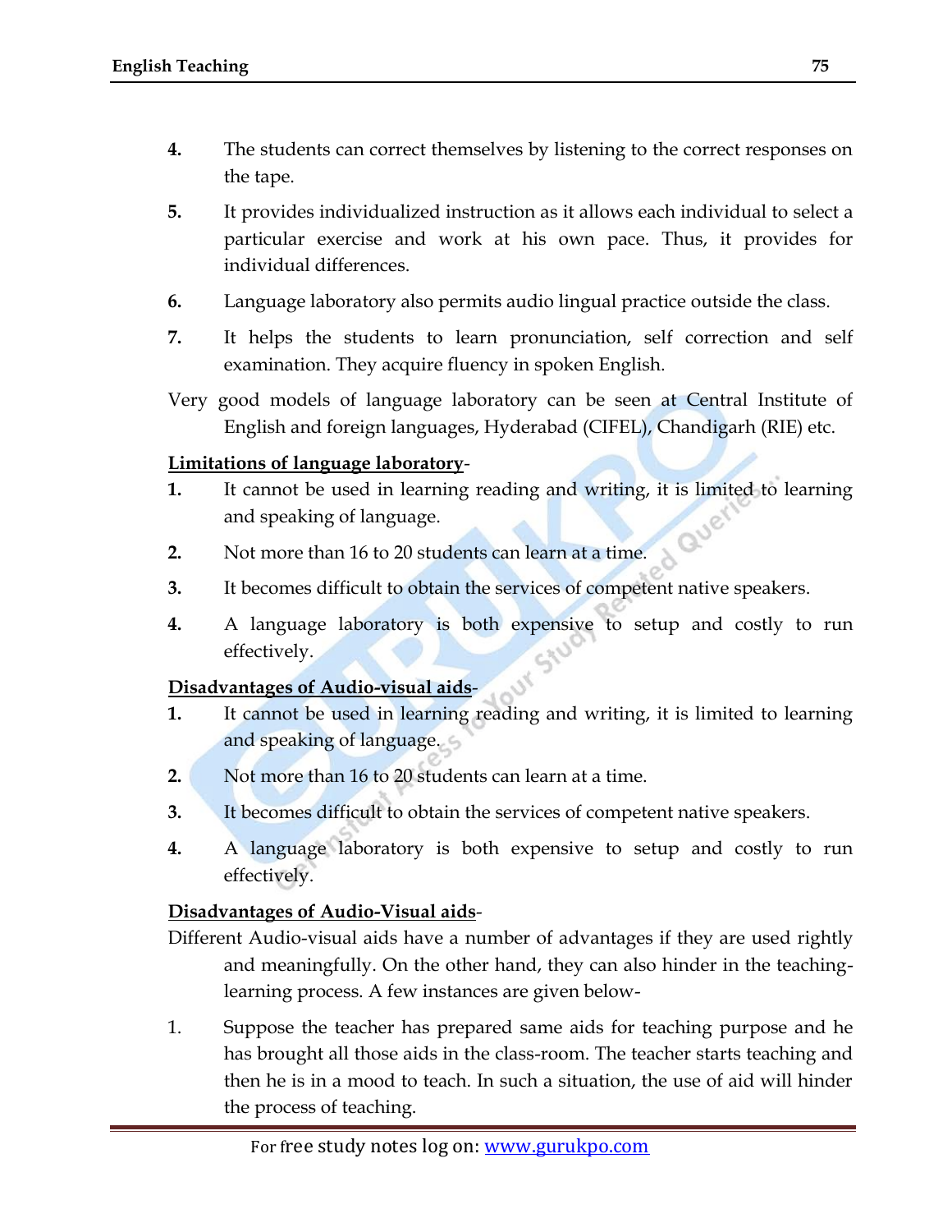4. The students can correct themselves by listening to the correct responses on the tape.

5. It provides individualized instruction as it allows each individual to select a particular exercise and work at his own pace. Thus, it provides for individual differences.

6. Language laboratory also permits audio lingual practice outside the class.

7. It helps the students to learn pronunciation, self correction and self examination. They acquire fluency in spoken English.

Very good models of language laboratory can be seen at Central Institute of English and foreign languages, Hyderabad (CIFEL), Chandigarh (RIE) etc.

**Limitations of language laboratory**-

1. It cannot be used in learning reading and writing, it is limited to learning and speaking of language.

2. Not more than 16 to 20 students can learn at a time.

3. It becomes difficult to obtain the services of competent native speakers.

4. A language laboratory is both expensive to setup and costly to run effectively.

**Disadvantages of Audio-visual aids**-

1. It cannot be used in learning reading and writing, it is limited to learning and speaking of language.

2. Not more than 16 to 20 students can learn at a time.

3. It becomes difficult to obtain the services of competent native speakers.

4. A language laboratory is both expensive to setup and costly to run effectively.

**Disadvantages of Audio-Visual aids**-

Different Audio-visual aids have a number of advantages if they are used rightly and meaningfully. On the other hand, they can also hinder in the teaching-learning process. A few instances are given below-

1. Suppose the teacher has prepared same aids for teaching purpose and he has brought all those aids in the class-room. The teacher starts teaching and then he is in a mood to teach. In such a situation, the use of aid will hinder the process of teaching.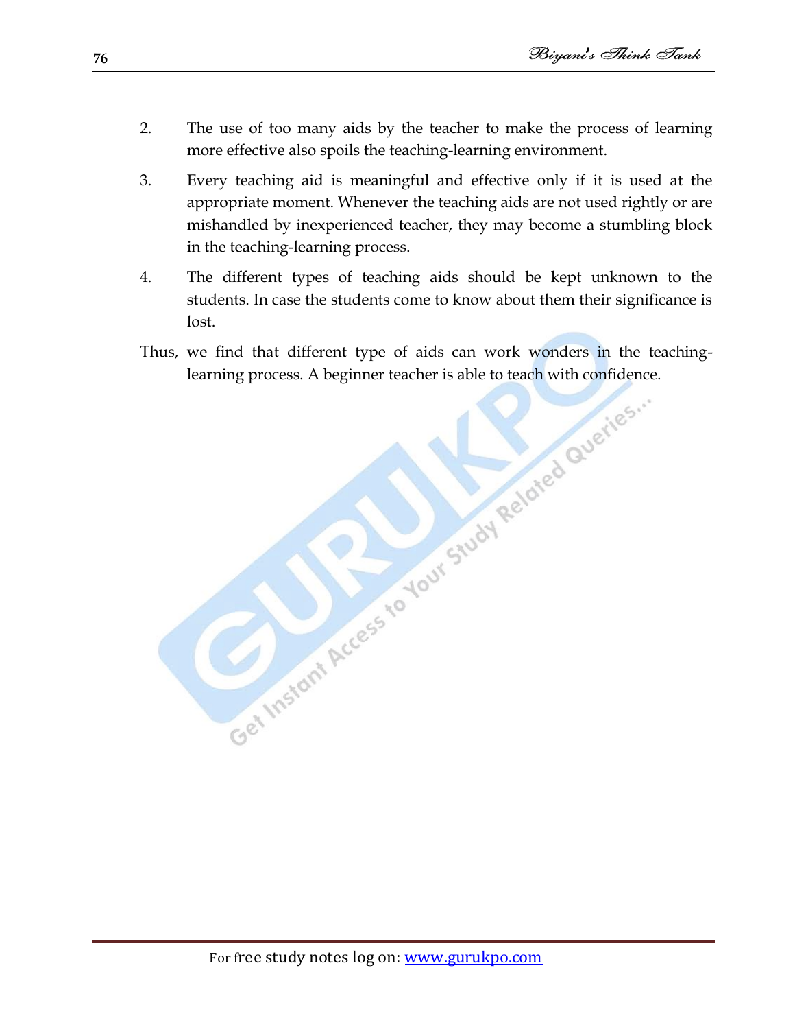2. The use of too many aids by the teacher to make the process of learning more effective also spoils the teaching-learning environment.
3. Every teaching aid is meaningful and effective only if it is used at the appropriate moment. Whenever the teaching aids are not used rightly or are mishandled by inexperienced teacher, they may become a stumbling block in the teaching-learning process.
4. The different types of teaching aids should be kept unknown to the students. In case the students come to know about them their significance is lost.

Thus, we find that different type of aids can work wonders in the teaching-learning process. A beginner teacher is able to teach with confidence.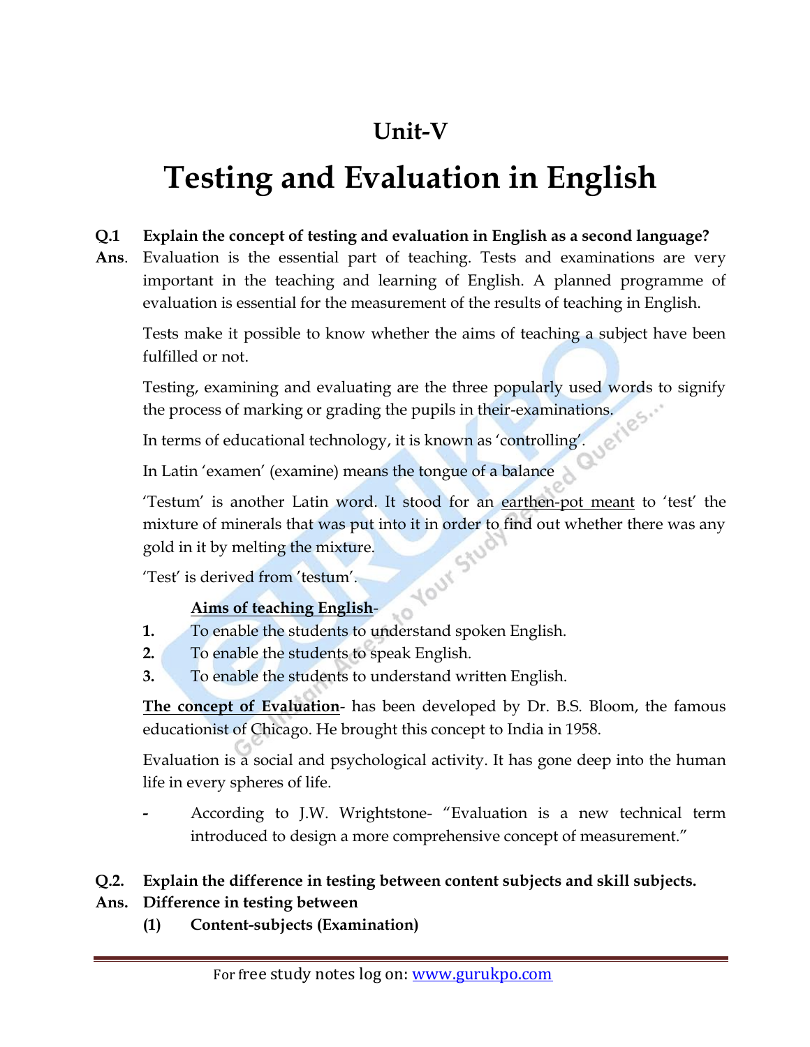# Unit-V

# Testing and Evaluation in English

**Q.1 Explain the concept of testing and evaluation in English as a second language?**

**Ans**. Evaluation is the essential part of teaching. Tests and examinations are very important in the teaching and learning of English. A planned programme of evaluation is essential for the measurement of the results of teaching in English.

Tests make it possible to know whether the aims of teaching a subject have been fulfilled or not.

Testing, examining and evaluating are the three popularly used words to signify the process of marking or grading the pupils in their-examinations.

In terms of educational technology, it is known as 'controlling'.

In Latin 'examen' (examine) means the tongue of a balance

'Testum' is another Latin word. It stood for an <u>earthen-pot meant</u> to 'test' the mixture of minerals that was put into it in order to find out whether there was any gold in it by melting the mixture.

'Test' is derived from 'testum'.

**<u>Aims of teaching English</u>**-

1. To enable the students to understand spoken English.
2. To enable the students to speak English.
3. To enable the students to understand written English.

**<u>The concept of Evaluation</u>**- has been developed by Dr. B.S. Bloom, the famous educationist of Chicago. He brought this concept to India in 1958.

Evaluation is a social and psychological activity. It has gone deep into the human life in every spheres of life.

- According to J.W. Wrightstone- "Evaluation is a new technical term introduced to design a more comprehensive concept of measurement."

**Q.2. Explain the difference in testing between content subjects and skill subjects.**

**Ans. Difference in testing between**

**(1) Content-subjects (Examination)**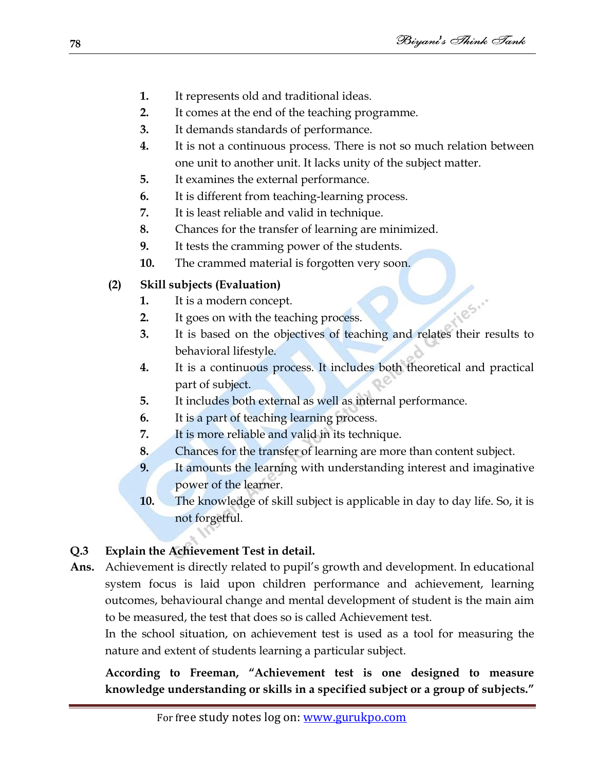1. It represents old and traditional ideas.
2. It comes at the end of the teaching programme.
3. It demands standards of performance.
4. It is not a continuous process. There is not so much relation between one unit to another unit. It lacks unity of the subject matter.
5. It examines the external performance.
6. It is different from teaching-learning process.
7. It is least reliable and valid in technique.
8. Chances for the transfer of learning are minimized.
9. It tests the cramming power of the students.
10. The crammed material is forgotten very soon.

**(2) Skill subjects (Evaluation)**

1. It is a modern concept.
2. It goes on with the teaching process.
3. It is based on the objectives of teaching and relates their results to behavioral lifestyle.
4. It is a continuous process. It includes both theoretical and practical part of subject.
5. It includes both external as well as internal performance.
6. It is a part of teaching learning process.
7. It is more reliable and valid in its technique.
8. Chances for the transfer of learning are more than content subject.
9. It amounts the learning with understanding interest and imaginative power of the learner.
10. The knowledge of skill subject is applicable in day to day life. So, it is not forgetful.

**Q.3 Explain the Achievement Test in detail.**

**Ans.** Achievement is directly related to pupil's growth and development. In educational system focus is laid upon children performance and achievement, learning outcomes, behavioural change and mental development of student is the main aim to be measured, the test that does so is called Achievement test.

In the school situation, on achievement test is used as a tool for measuring the nature and extent of students learning a particular subject.

**According to Freeman, "Achievement test is one designed to measure knowledge understanding or skills in a specified subject or a group of subjects."**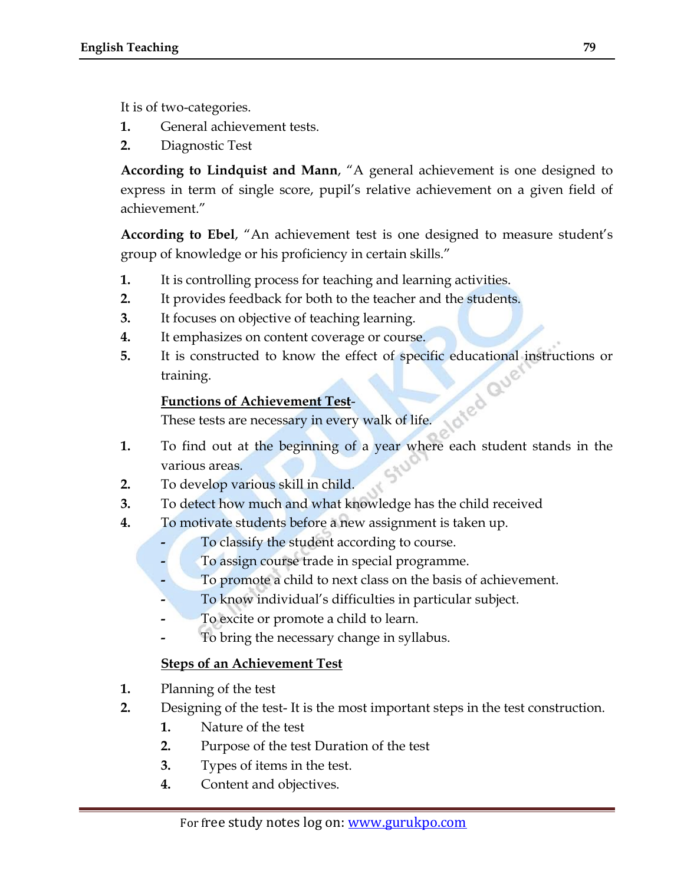It is of two-categories.

1. General achievement tests.
2. Diagnostic Test

**According to Lindquist and Mann**, "A general achievement is one designed to express in term of single score, pupil's relative achievement on a given field of achievement."

**According to Ebel**, "An achievement test is one designed to measure student's group of knowledge or his proficiency in certain skills."

1. It is controlling process for teaching and learning activities.
2. It provides feedback for both to the teacher and the students.
3. It focuses on objective of teaching learning.
4. It emphasizes on content coverage or course.
5. It is constructed to know the effect of specific educational instructions or training.

**Functions of Achievement Test**-

These tests are necessary in every walk of life.

1. To find out at the beginning of a year where each student stands in the various areas.
2. To develop various skill in child.
3. To detect how much and what knowledge has the child received
4. To motivate students before a new assignment is taken up.
   - To classify the student according to course.
   - To assign course trade in special programme.
   - To promote a child to next class on the basis of achievement.
   - To know individual's difficulties in particular subject.
   - To excite or promote a child to learn.
   - To bring the necessary change in syllabus.

**Steps of an Achievement Test**

1. Planning of the test
2. Designing of the test- It is the most important steps in the test construction.
   1. Nature of the test
   2. Purpose of the test Duration of the test
   3. Types of items in the test.
   4. Content and objectives.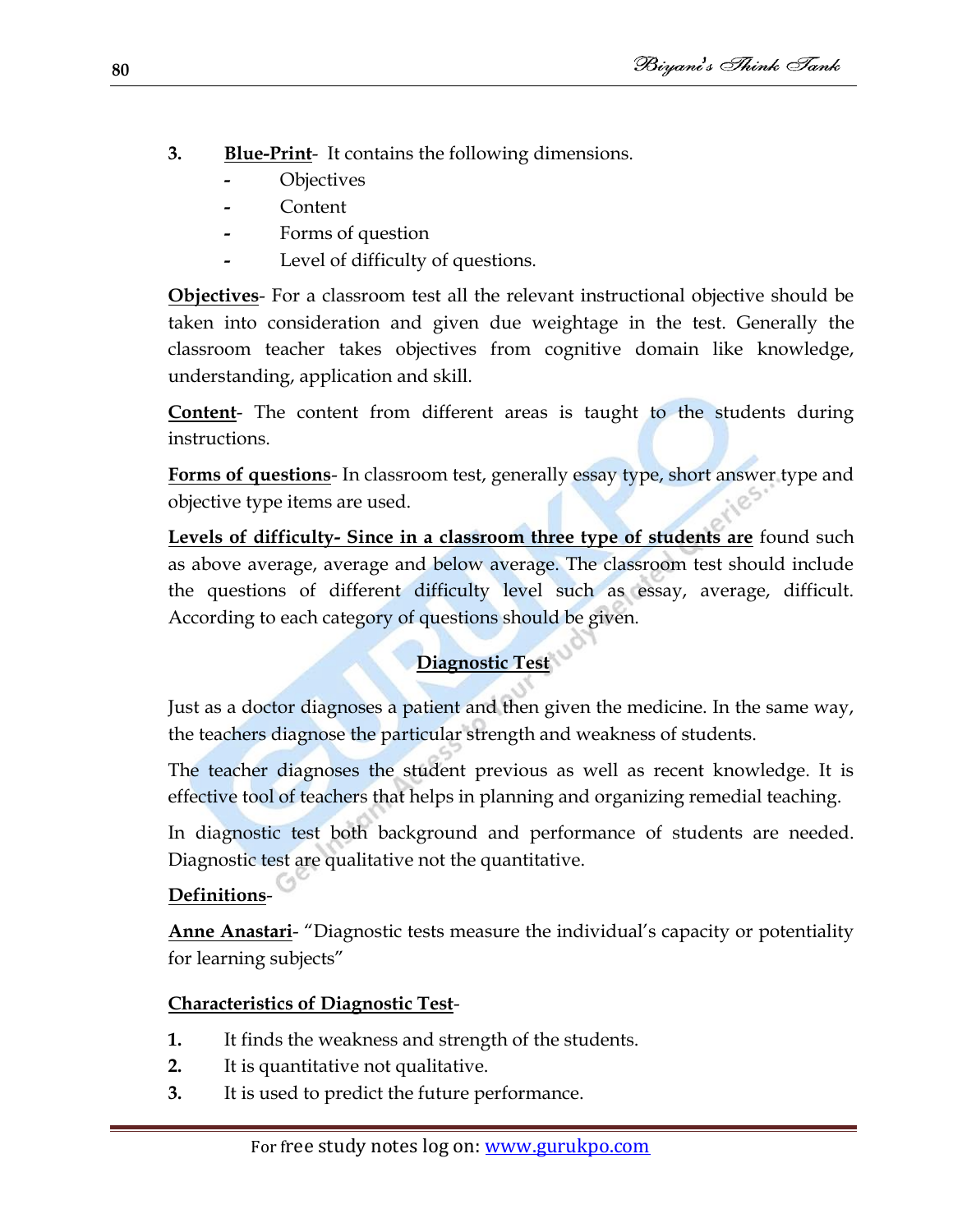3. **Blue-Print**- It contains the following dimensions.
   - Objectives
   - Content
   - Forms of question
   - Level of difficulty of questions.

**Objectives**- For a classroom test all the relevant instructional objective should be taken into consideration and given due weightage in the test. Generally the classroom teacher takes objectives from cognitive domain like knowledge, understanding, application and skill.

**Content**- The content from different areas is taught to the students during instructions.

**Forms of questions**- In classroom test, generally essay type, short answer type and objective type items are used.

**Levels of difficulty- Since in a classroom three type of students are** found such as above average, average and below average. The classroom test should include the questions of different difficulty level such as essay, average, difficult. According to each category of questions should be given.

## Diagnostic Test

Just as a doctor diagnoses a patient and then given the medicine. In the same way, the teachers diagnose the particular strength and weakness of students.

The teacher diagnoses the student previous as well as recent knowledge. It is effective tool of teachers that helps in planning and organizing remedial teaching.

In diagnostic test both background and performance of students are needed. Diagnostic test are qualitative not the quantitative.

**Definitions**-

**Anne Anastari**- "Diagnostic tests measure the individual's capacity or potentiality for learning subjects"

**Characteristics of Diagnostic Test**-

1. It finds the weakness and strength of the students.
2. It is quantitative not qualitative.
3. It is used to predict the future performance.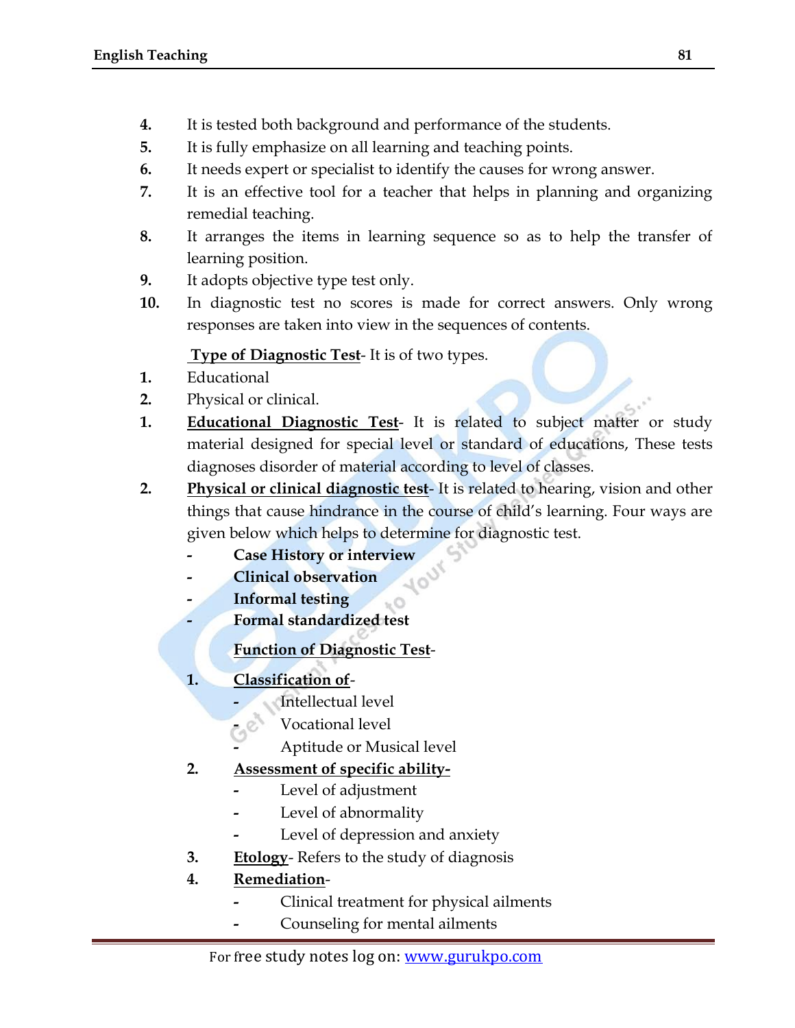4. It is tested both background and performance of the students.
5. It is fully emphasize on all learning and teaching points.
6. It needs expert or specialist to identify the causes for wrong answer.
7. It is an effective tool for a teacher that helps in planning and organizing remedial teaching.
8. It arranges the items in learning sequence so as to help the transfer of learning position.
9. It adopts objective type test only.
10. In diagnostic test no scores is made for correct answers. Only wrong responses are taken into view in the sequences of contents.

**Type of Diagnostic Test**- It is of two types.

1. Educational
2. Physical or clinical.

1. **Educational Diagnostic Test**- It is related to subject matter or study material designed for special level or standard of educations, These tests diagnoses disorder of material according to level of classes.
2. **Physical or clinical diagnostic test**- It is related to hearing, vision and other things that cause hindrance in the course of child's learning. Four ways are given below which helps to determine for diagnostic test.
   - **Case History or interview**
   - **Clinical observation**
   - **Informal testing**
   - **Formal standardized test**

**Function of Diagnostic Test**-

1. **Classification of**-
   - Intellectual level
   - Vocational level
   - Aptitude or Musical level
2. **Assessment of specific ability-**
   - Level of adjustment
   - Level of abnormality
   - Level of depression and anxiety
3. **Etology**- Refers to the study of diagnosis
4. **Remediation**-
   - Clinical treatment for physical ailments
   - Counseling for mental ailments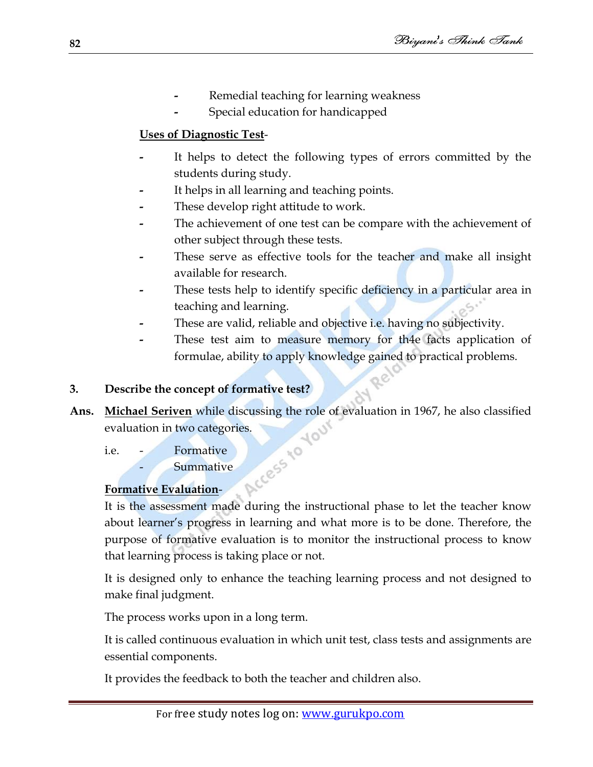- Remedial teaching for learning weakness
- Special education for handicapped

**Uses of Diagnostic Test**-

- It helps to detect the following types of errors committed by the students during study.
- It helps in all learning and teaching points.
- These develop right attitude to work.
- The achievement of one test can be compare with the achievement of other subject through these tests.
- These serve as effective tools for the teacher and make all insight available for research.
- These tests help to identify specific deficiency in a particular area in teaching and learning.
- These are valid, reliable and objective i.e. having no subjectivity.
- These test aim to measure memory for th4e facts application of formulae, ability to apply knowledge gained to practical problems.

**3. Describe the concept of formative test?**

**Ans.** **Michael Seriven** while discussing the role of evaluation in 1967, he also classified evaluation in two categories.

i.e.
- Formative
- Summative

**Formative Evaluation**-

It is the assessment made during the instructional phase to let the teacher know about learner's progress in learning and what more is to be done. Therefore, the purpose of formative evaluation is to monitor the instructional process to know that learning process is taking place or not.

It is designed only to enhance the teaching learning process and not designed to make final judgment.

The process works upon in a long term.

It is called continuous evaluation in which unit test, class tests and assignments are essential components.

It provides the feedback to both the teacher and children also.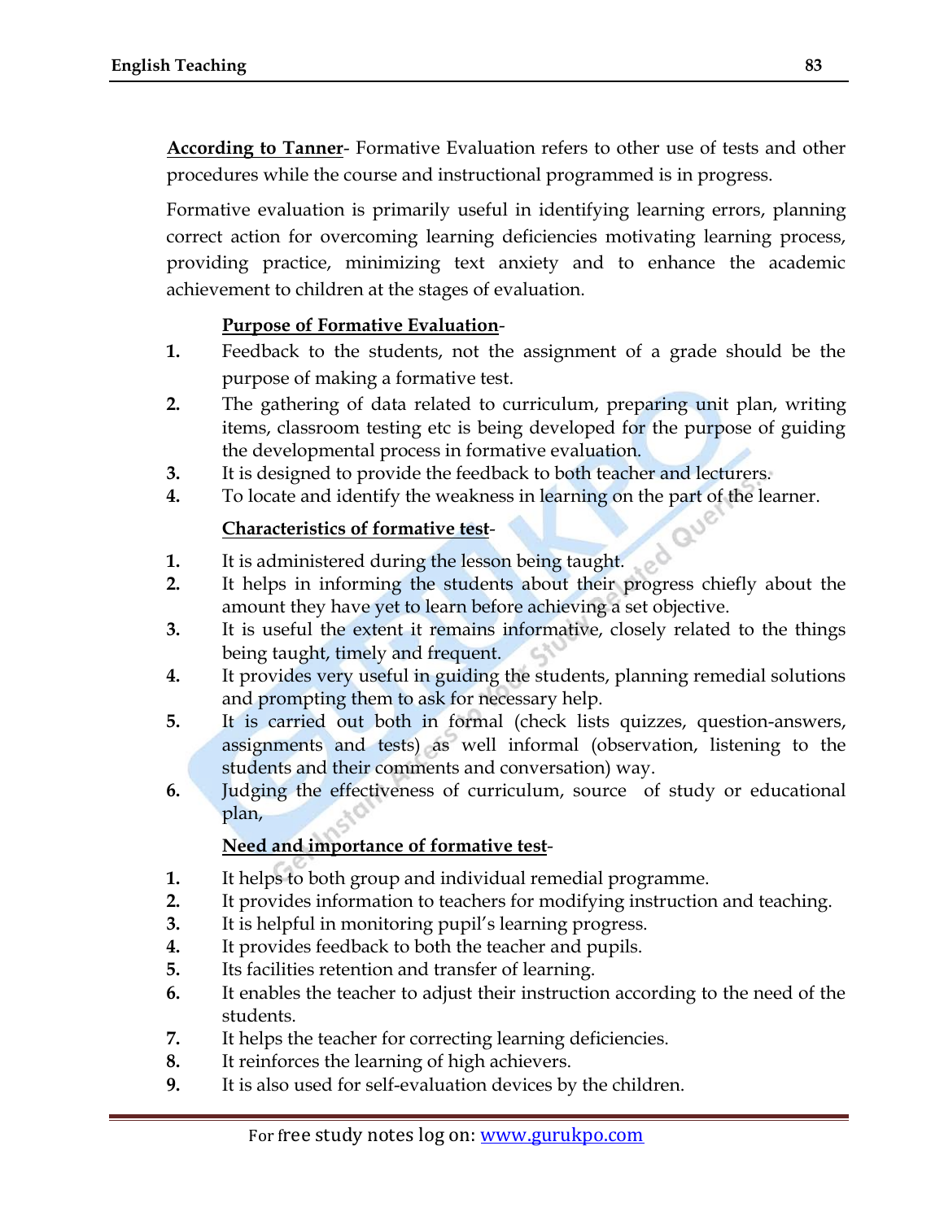**According to Tanner**- Formative Evaluation refers to other use of tests and other procedures while the course and instructional programmed is in progress.

Formative evaluation is primarily useful in identifying learning errors, planning correct action for overcoming learning deficiencies motivating learning process, providing practice, minimizing text anxiety and to enhance the academic achievement to children at the stages of evaluation.

**Purpose of Formative Evaluation**-

1. Feedback to the students, not the assignment of a grade should be the purpose of making a formative test.
2. The gathering of data related to curriculum, preparing unit plan, writing items, classroom testing etc is being developed for the purpose of guiding the developmental process in formative evaluation.
3. It is designed to provide the feedback to both teacher and lecturers.
4. To locate and identify the weakness in learning on the part of the learner.

**Characteristics of formative test**-

1. It is administered during the lesson being taught.
2. It helps in informing the students about their progress chiefly about the amount they have yet to learn before achieving a set objective.
3. It is useful the extent it remains informative, closely related to the things being taught, timely and frequent.
4. It provides very useful in guiding the students, planning remedial solutions and prompting them to ask for necessary help.
5. It is carried out both in formal (check lists quizzes, question-answers, assignments and tests) as well informal (observation, listening to the students and their comments and conversation) way.
6. Judging the effectiveness of curriculum, source of study or educational plan,

**Need and importance of formative test**-

1. It helps to both group and individual remedial programme.
2. It provides information to teachers for modifying instruction and teaching.
3. It is helpful in monitoring pupil's learning progress.
4. It provides feedback to both the teacher and pupils.
5. Its facilities retention and transfer of learning.
6. It enables the teacher to adjust their instruction according to the need of the students.
7. It helps the teacher for correcting learning deficiencies.
8. It reinforces the learning of high achievers.
9. It is also used for self-evaluation devices by the children.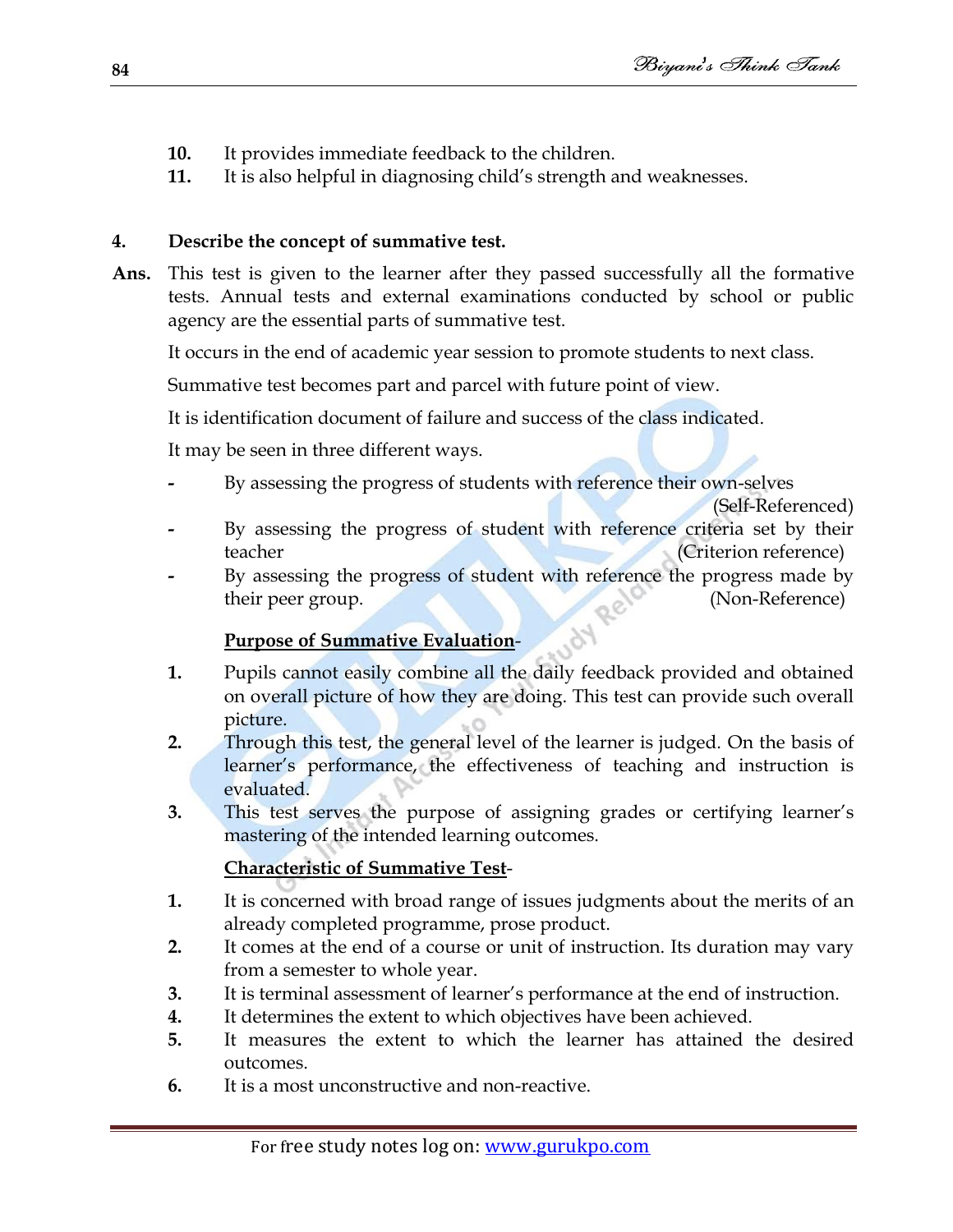10. It provides immediate feedback to the children.
11. It is also helpful in diagnosing child's strength and weaknesses.

**4. Describe the concept of summative test.**

**Ans.** This test is given to the learner after they passed successfully all the formative tests. Annual tests and external examinations conducted by school or public agency are the essential parts of summative test.

It occurs in the end of academic year session to promote students to next class.

Summative test becomes part and parcel with future point of view.

It is identification document of failure and success of the class indicated.

It may be seen in three different ways.

- By assessing the progress of students with reference their own-selves (Self-Referenced)
- By assessing the progress of student with reference criteria set by their teacher (Criterion reference)
- By assessing the progress of student with reference the progress made by their peer group. (Non-Reference)

**<u>Purpose of Summative Evaluation</u>**-

1. Pupils cannot easily combine all the daily feedback provided and obtained on overall picture of how they are doing. This test can provide such overall picture.
2. Through this test, the general level of the learner is judged. On the basis of learner's performance, the effectiveness of teaching and instruction is evaluated.
3. This test serves the purpose of assigning grades or certifying learner's mastering of the intended learning outcomes.

**<u>Characteristic of Summative Test</u>**-

1. It is concerned with broad range of issues judgments about the merits of an already completed programme, prose product.
2. It comes at the end of a course or unit of instruction. Its duration may vary from a semester to whole year.
3. It is terminal assessment of learner's performance at the end of instruction.
4. It determines the extent to which objectives have been achieved.
5. It measures the extent to which the learner has attained the desired outcomes.
6. It is a most unconstructive and non-reactive.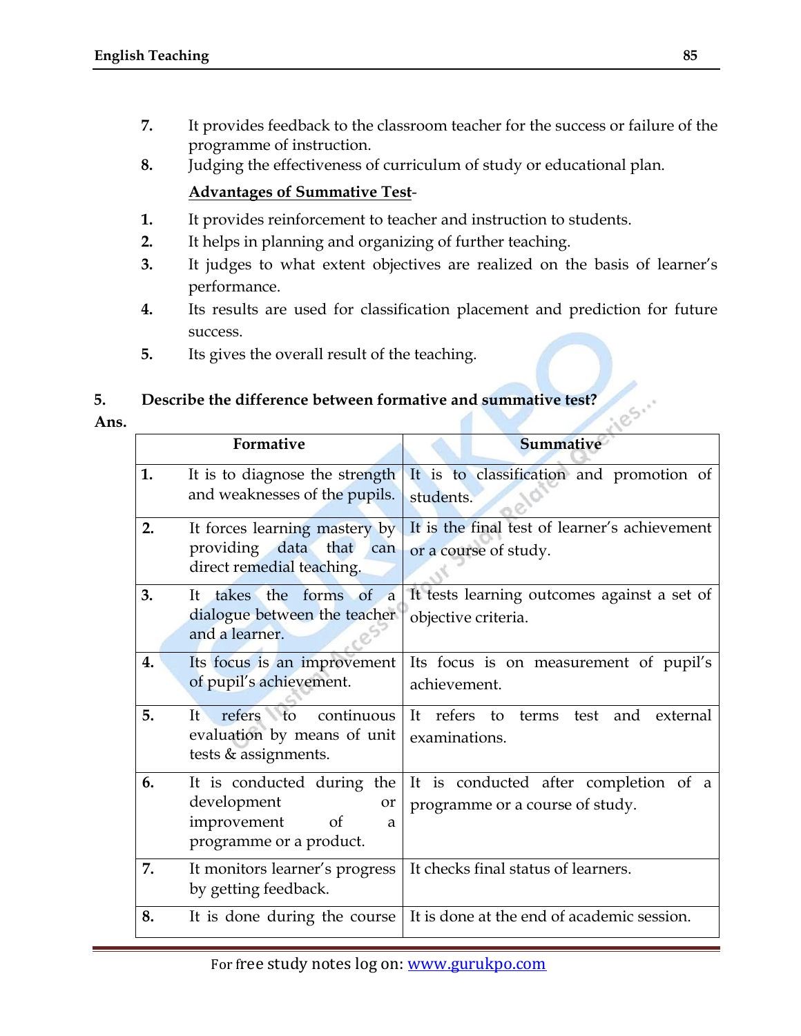7. It provides feedback to the classroom teacher for the success or failure of the programme of instruction.
8. Judging the effectiveness of curriculum of study or educational plan.

**Advantages of Summative Test**-

1. It provides reinforcement to teacher and instruction to students.
2. It helps in planning and organizing of further teaching.
3. It judges to what extent objectives are realized on the basis of learner's performance.
4. Its results are used for classification placement and prediction for future success.
5. Its gives the overall result of the teaching.

**5. Describe the difference between formative and summative test?**

**Ans.**

| | Formative | Summative |
|---|---|---|
| **1.** | It is to diagnose the strength and weaknesses of the pupils. | It is to classification and promotion of students. |
| **2.** | It forces learning mastery by providing data that can direct remedial teaching. | It is the final test of learner's achievement or a course of study. |
| **3.** | It takes the forms of a dialogue between the teacher and a learner. | It tests learning outcomes against a set of objective criteria. |
| **4.** | Its focus is an improvement of pupil's achievement. | Its focus is on measurement of pupil's achievement. |
| **5.** | It refers to continuous evaluation by means of unit tests & assignments. | It refers to terms test and external examinations. |
| **6.** | It is conducted during the development or improvement of a programme or a product. | It is conducted after completion of a programme or a course of study. |
| **7.** | It monitors learner's progress by getting feedback. | It checks final status of learners. |
| **8.** | It is done during the course | It is done at the end of academic session. |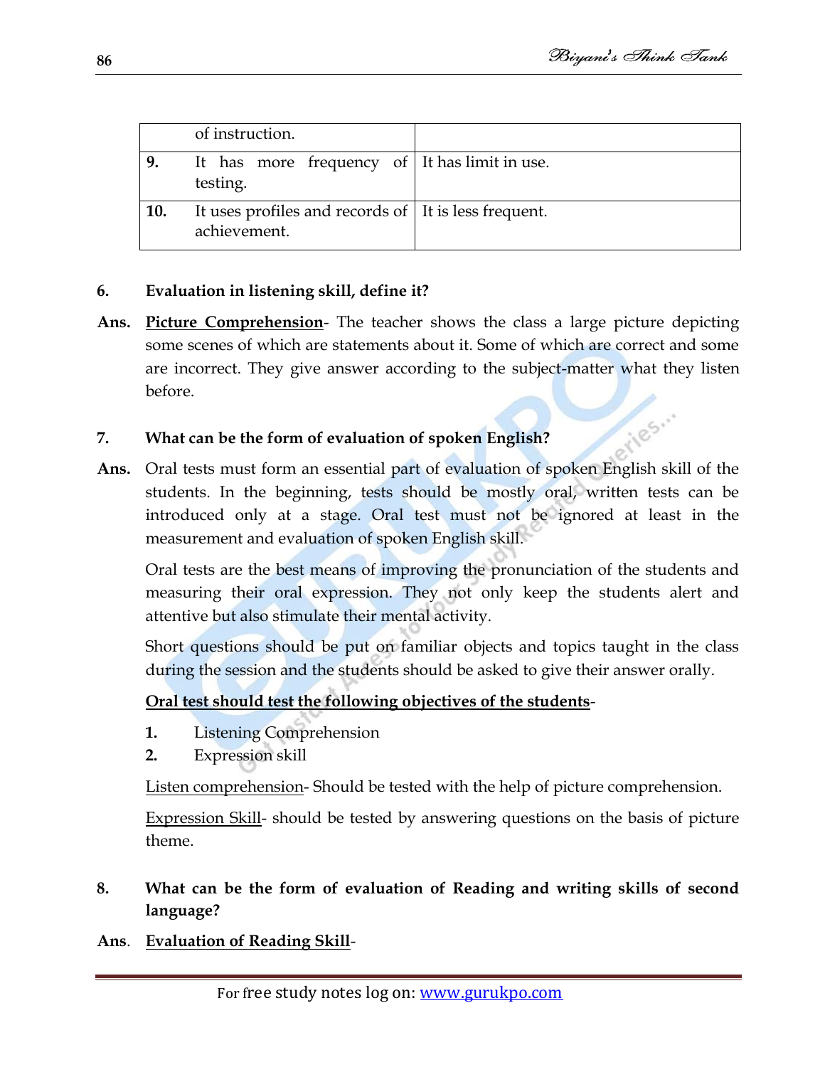| | | |
|---|---|---|
| | of instruction. | |
| **9.** | It has more frequency of testing. | It has limit in use. |
| **10.** | It uses profiles and records of achievement. | It is less frequent. |

**6. Evaluation in listening skill, define it?**

**Ans.** **Picture Comprehension**- The teacher shows the class a large picture depicting some scenes of which are statements about it. Some of which are correct and some are incorrect. They give answer according to the subject-matter what they listen before.

**7. What can be the form of evaluation of spoken English?**

**Ans.** Oral tests must form an essential part of evaluation of spoken English skill of the students. In the beginning, tests should be mostly oral, written tests can be introduced only at a stage. Oral test must not be ignored at least in the measurement and evaluation of spoken English skill.

Oral tests are the best means of improving the pronunciation of the students and measuring their oral expression. They not only keep the students alert and attentive but also stimulate their mental activity.

Short questions should be put on familiar objects and topics taught in the class during the session and the students should be asked to give their answer orally.

**Oral test should test the following objectives of the students**-

1. Listening Comprehension
2. Expression skill

Listen comprehension- Should be tested with the help of picture comprehension.

Expression Skill- should be tested by answering questions on the basis of picture theme.

**8. What can be the form of evaluation of Reading and writing skills of second language?**

**Ans.** **Evaluation of Reading Skill**-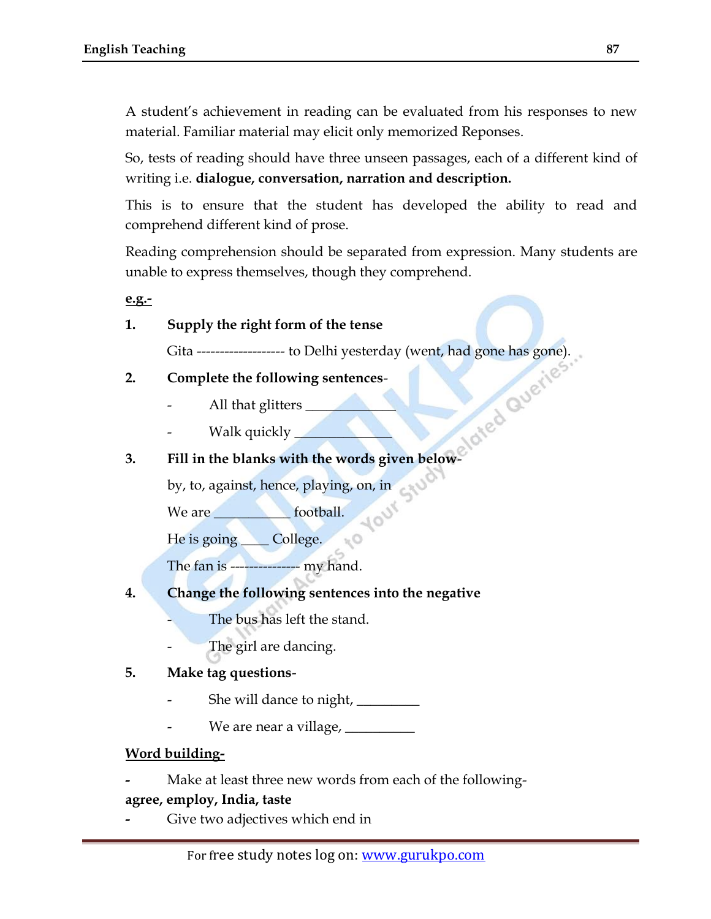A student's achievement in reading can be evaluated from his responses to new material. Familiar material may elicit only memorized Reponses.

So, tests of reading should have three unseen passages, each of a different kind of writing i.e. **dialogue, conversation, narration and description.**

This is to ensure that the student has developed the ability to read and comprehend different kind of prose.

Reading comprehension should be separated from expression. Many students are unable to express themselves, though they comprehend.

<u>e.g.-</u>

1. **Supply the right form of the tense**

   Gita ------------------- to Delhi yesterday (went, had gone has gone).

2. **Complete the following sentences**-

   - All that glitters _____________
   - Walk quickly ______________

3. **Fill in the blanks with the words given below**-

   by, to, against, hence, playing, on, in

   We are ___________ football.

   He is going ____ College.

   The fan is --------------- my hand.

4. **Change the following sentences into the negative**

   - The bus has left the stand.
   - The girl are dancing.

5. **Make tag questions**-

   - She will dance to night, _________
   - We are near a village, __________

<u>**Word building-**</u>

- Make at least three new words from each of the following-

**agree, employ, India, taste**

- Give two adjectives which end in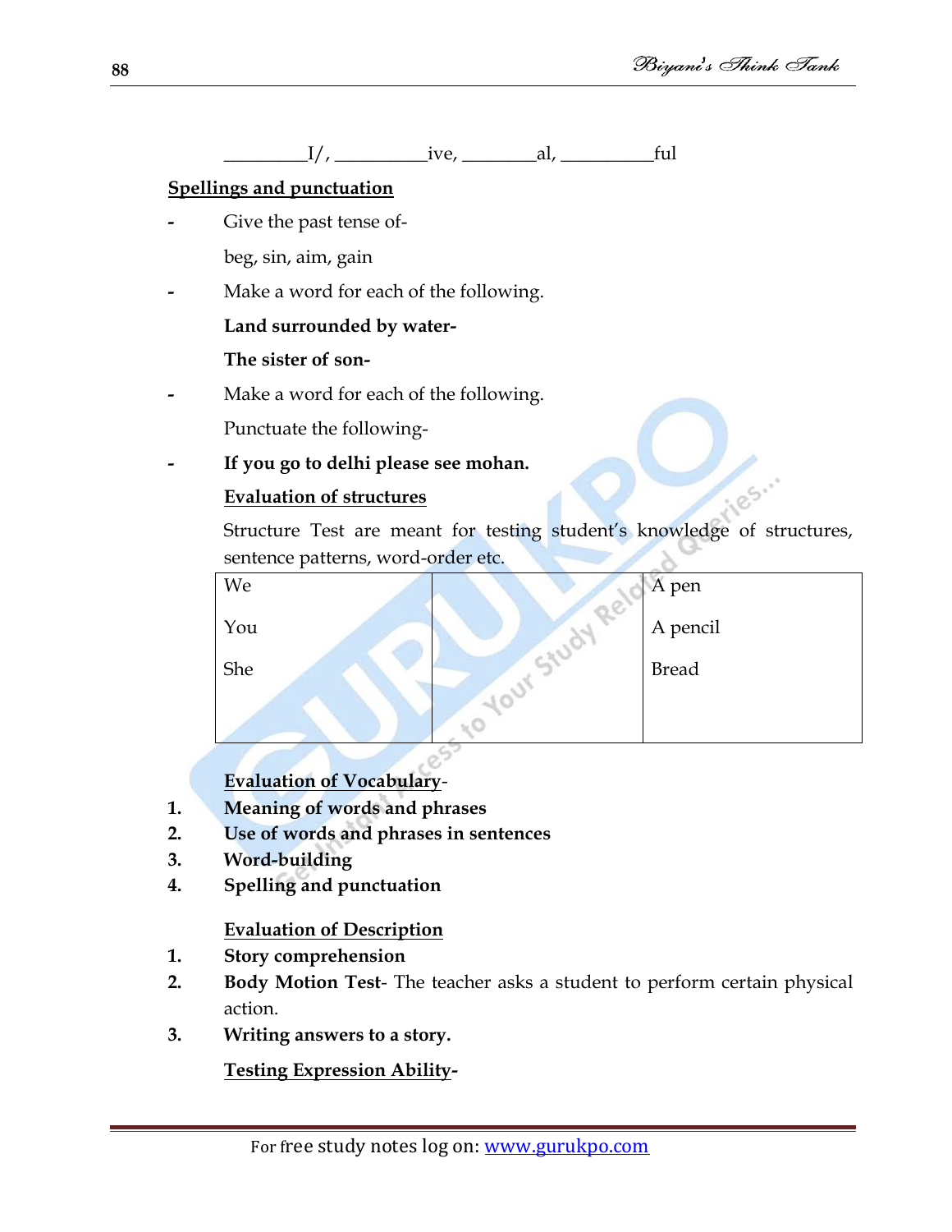_________I/, __________ive, ________al, __________ful

**Spellings and punctuation**

- Give the past tense of-

  beg, sin, aim, gain

- Make a word for each of the following.

  **Land surrounded by water-**

  **The sister of son-**

- Make a word for each of the following.

  Punctuate the following-

- **If you go to delhi please see mohan.**

**Evaluation of structures**

Structure Test are meant for testing student's knowledge of structures, sentence patterns, word-order etc.

| We | | A pen |
|---|---|---|
| You | | A pencil |
| She | | Bread |

**Evaluation of Vocabulary**-

1. **Meaning of words and phrases**
2. **Use of words and phrases in sentences**
3. **Word-building**
4. **Spelling and punctuation**

**Evaluation of Description**

1. **Story comprehension**
2. **Body Motion Test**- The teacher asks a student to perform certain physical action.
3. **Writing answers to a story.**

**Testing Expression Ability-**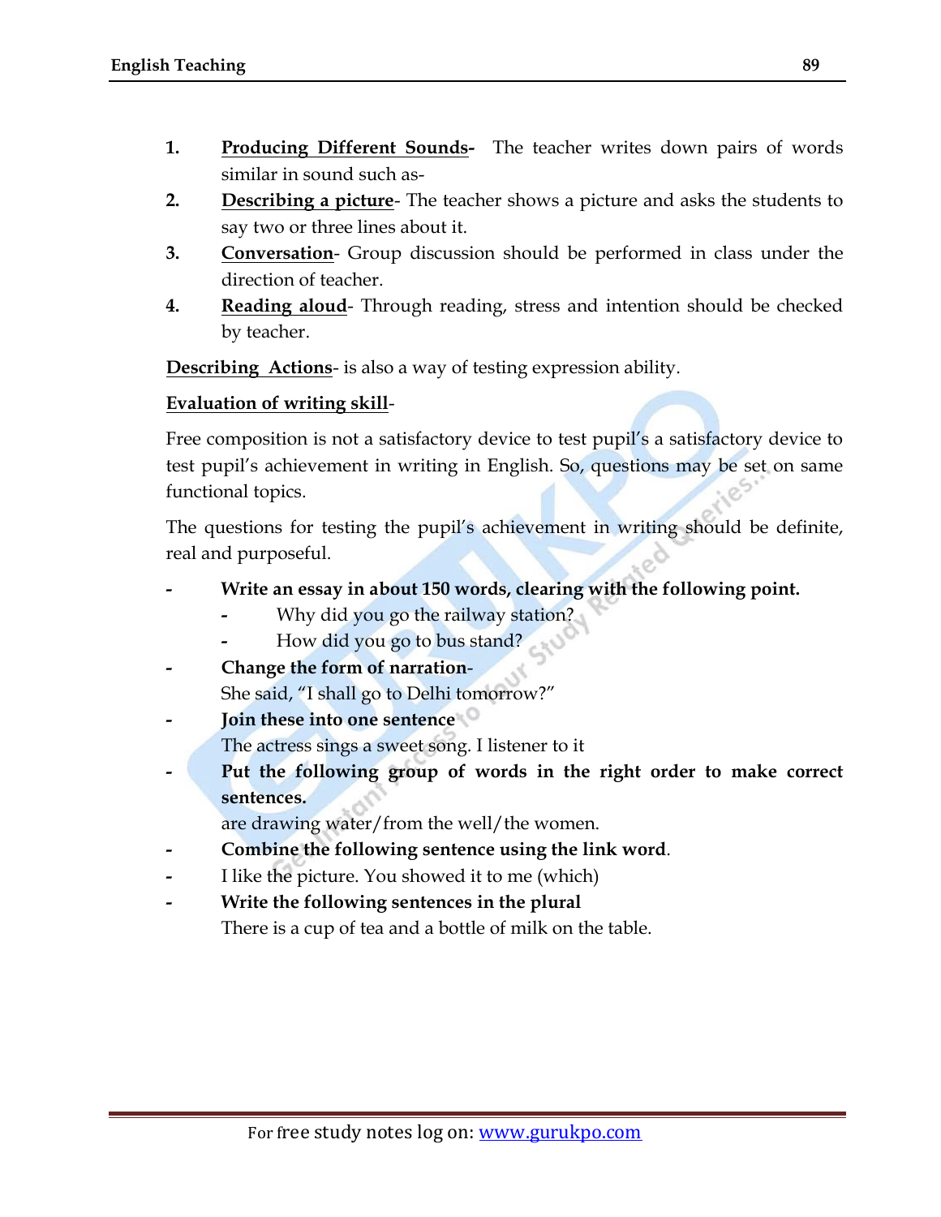1. **Producing Different Sounds-** The teacher writes down pairs of words similar in sound such as-
2. **Describing a picture**- The teacher shows a picture and asks the students to say two or three lines about it.
3. **Conversation**- Group discussion should be performed in class under the direction of teacher.
4. **Reading aloud**- Through reading, stress and intention should be checked by teacher.

**Describing Actions**- is also a way of testing expression ability.

**Evaluation of writing skill**-

Free composition is not a satisfactory device to test pupil's a satisfactory device to test pupil's achievement in writing in English. So, questions may be set on same functional topics.

The questions for testing the pupil's achievement in writing should be definite, real and purposeful.

- **Write an essay in about 150 words, clearing with the following point.**
  - Why did you go the railway station?
  - How did you go to bus stand?
- **Change the form of narration**-
  She said, "I shall go to Delhi tomorrow?"
- **Join these into one sentence**
  The actress sings a sweet song. I listener to it
- **Put the following group of words in the right order to make correct sentences.**
  are drawing water/from the well/the women.
- **Combine the following sentence using the link word**.
- I like the picture. You showed it to me (which)
- **Write the following sentences in the plural**
  There is a cup of tea and a bottle of milk on the table.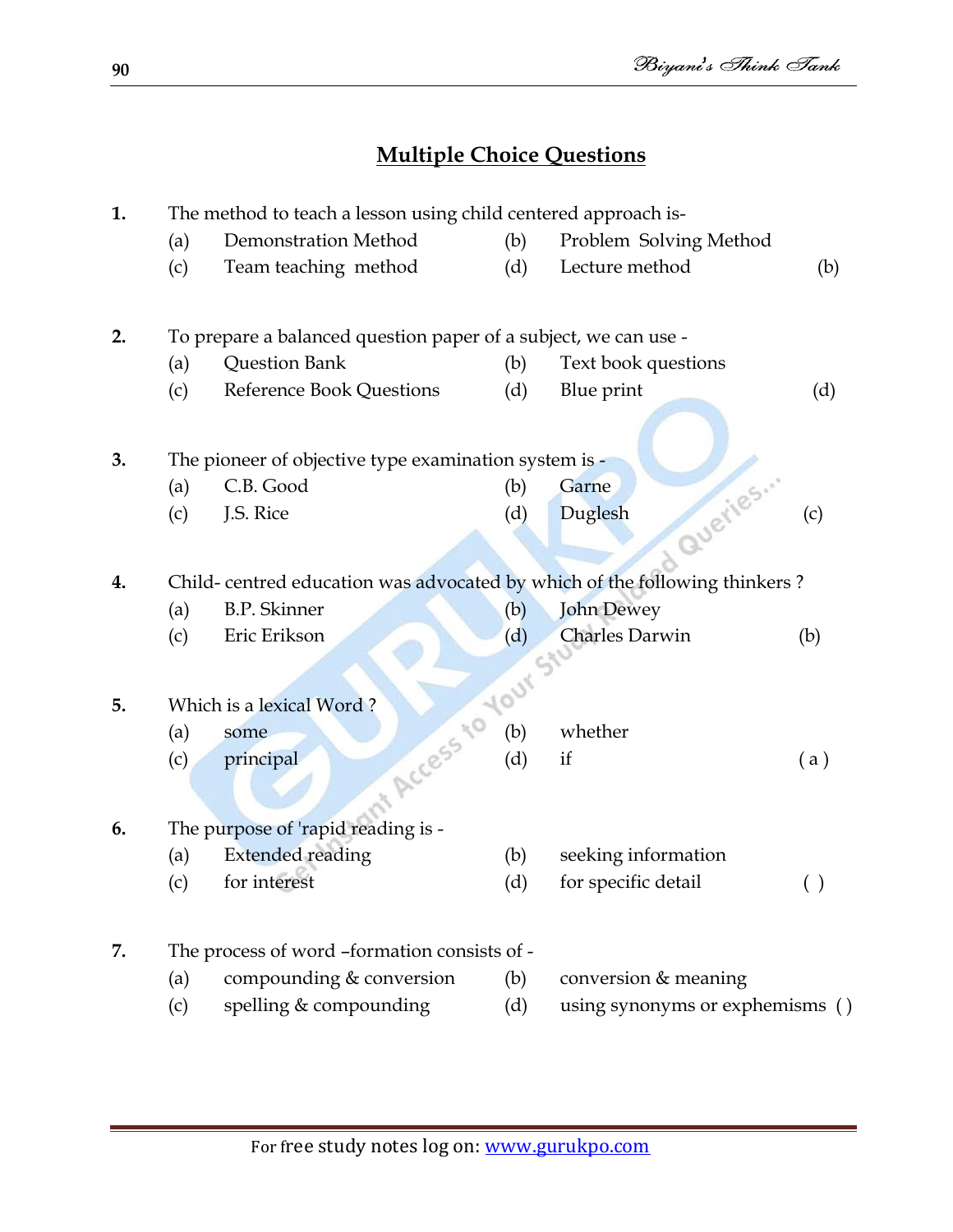## Multiple Choice Questions

**1.** The method to teach a lesson using child centered approach is-

(a) Demonstration Method (b) Problem Solving Method
(c) Team teaching method (d) Lecture method (b)

**2.** To prepare a balanced question paper of a subject, we can use -

(a) Question Bank (b) Text book questions
(c) Reference Book Questions (d) Blue print (d)

**3.** The pioneer of objective type examination system is -

(a) C.B. Good (b) Garne
(c) J.S. Rice (d) Duglesh (c)

**4.** Child- centred education was advocated by which of the following thinkers ?

(a) B.P. Skinner (b) John Dewey
(c) Eric Erikson (d) Charles Darwin (b)

**5.** Which is a lexical Word ?

(a) some (b) whether
(c) principal (d) if ( a )

**6.** The purpose of 'rapid reading is -

(a) Extended reading (b) seeking information
(c) for interest (d) for specific detail ( )

**7.** The process of word –formation consists of -

(a) compounding & conversion (b) conversion & meaning
(c) spelling & compounding (d) using synonyms or exphemisms ( )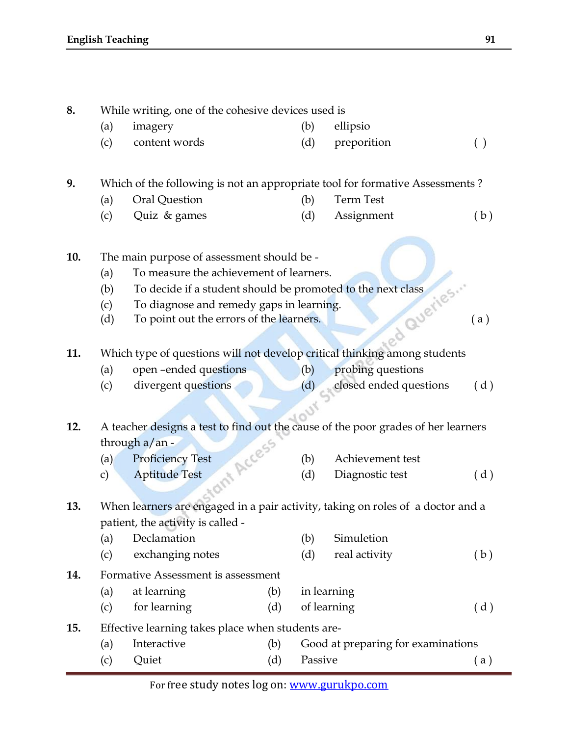8. While writing, one of the cohesive devices used is
   (a) imagery (b) ellipsio
   (c) content words (d) preporition ( )

9. Which of the following is not an appropriate tool for formative Assessments ?
   (a) Oral Question (b) Term Test
   (c) Quiz & games (d) Assignment ( b )

10. The main purpose of assessment should be -
   (a) To measure the achievement of learners.
   (b) To decide if a student should be promoted to the next class
   (c) To diagnose and remedy gaps in learning.
   (d) To point out the errors of the learners. ( a )

11. Which type of questions will not develop critical thinking among students
   (a) open –ended questions (b) probing questions
   (c) divergent questions (d) closed ended questions ( d )

12. A teacher designs a test to find out the cause of the poor grades of her learners through a/an -
   (a) Proficiency Test (b) Achievement test
   c) Aptitude Test (d) Diagnostic test ( d )

13. When learners are engaged in a pair activity, taking on roles of a doctor and a patient, the activity is called -
   (a) Declamation (b) Simuletion
   (c) exchanging notes (d) real activity ( b )

14. Formative Assessment is assessment
   (a) at learning (b) in learning
   (c) for learning (d) of learning ( d )

15. Effective learning takes place when students are-
   (a) Interactive (b) Good at preparing for examinations
   (c) Quiet (d) Passive ( a )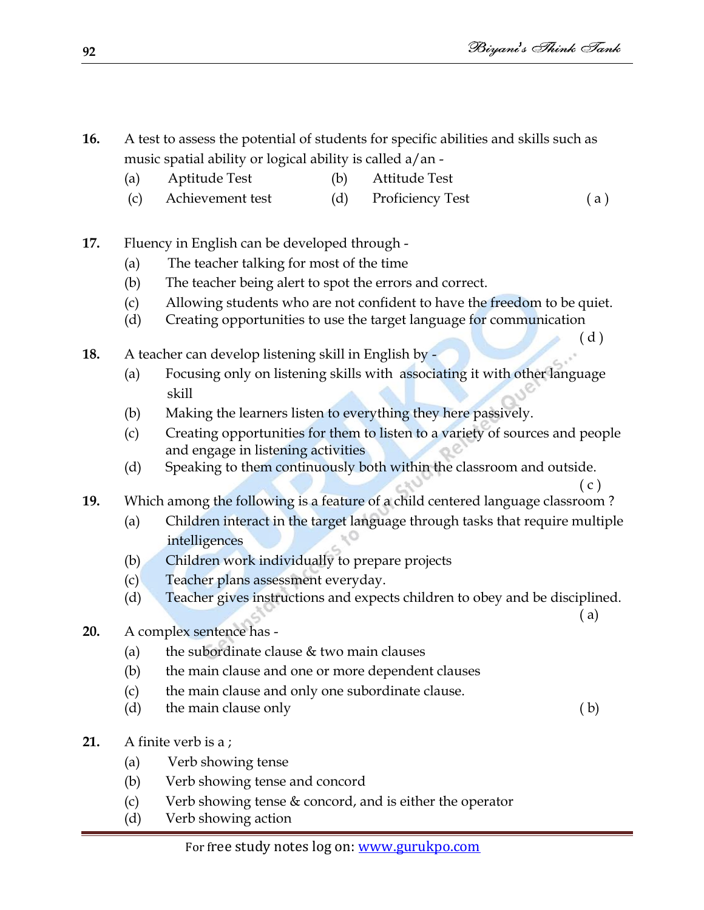16. A test to assess the potential of students for specific abilities and skills such as music spatial ability or logical ability is called a/an -
   (a) Aptitude Test   (b) Attitude Test
   (c) Achievement test   (d) Proficiency Test   ( a )

17. Fluency in English can be developed through -
   (a) The teacher talking for most of the time
   (b) The teacher being alert to spot the errors and correct.
   (c) Allowing students who are not confident to have the freedom to be quiet.
   (d) Creating opportunities to use the target language for communication
   ( d )

18. A teacher can develop listening skill in English by -
   (a) Focusing only on listening skills with associating it with other language skill
   (b) Making the learners listen to everything they here passively.
   (c) Creating opportunities for them to listen to a variety of sources and people and engage in listening activities
   (d) Speaking to them continuously both within the classroom and outside.
   ( c )

19. Which among the following is a feature of a child centered language classroom ?
   (a) Children interact in the target language through tasks that require multiple intelligences
   (b) Children work individually to prepare projects
   (c) Teacher plans assessment everyday.
   (d) Teacher gives instructions and expects children to obey and be disciplined.
   ( a )

20. A complex sentence has -
   (a) the subordinate clause & two main clauses
   (b) the main clause and one or more dependent clauses
   (c) the main clause and only one subordinate clause.
   (d) the main clause only   ( b)

21. A finite verb is a ;
   (a) Verb showing tense
   (b) Verb showing tense and concord
   (c) Verb showing tense & concord, and is either the operator
   (d) Verb showing action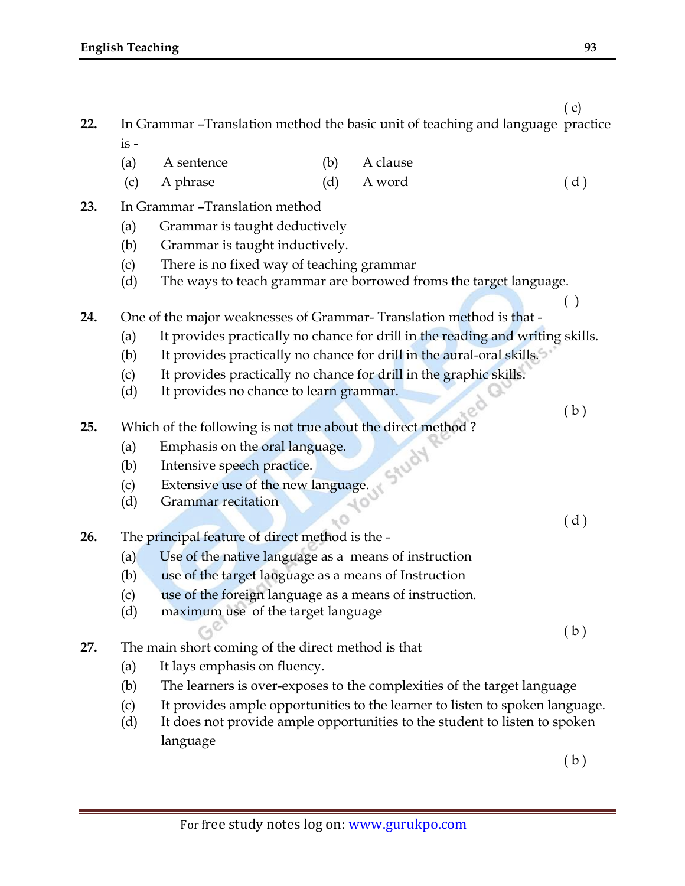( c )

22. In Grammar –Translation method the basic unit of teaching and language practice is -

(a) A sentence (b) A clause

(c) A phrase (d) A word ( d )

23. In Grammar –Translation method

(a) Grammar is taught deductively

(b) Grammar is taught inductively.

(c) There is no fixed way of teaching grammar

(d) The ways to teach grammar are borrowed froms the target language.

( )

24. One of the major weaknesses of Grammar- Translation method is that -

(a) It provides practically no chance for drill in the reading and writing skills.

(b) It provides practically no chance for drill in the aural-oral skills.

(c) It provides practically no chance for drill in the graphic skills.

(d) It provides no chance to learn grammar.

( b )

25. Which of the following is not true about the direct method ?

(a) Emphasis on the oral language.

(b) Intensive speech practice.

(c) Extensive use of the new language.

(d) Grammar recitation

( d )

26. The principal feature of direct method is the -

(a) Use of the native language as a means of instruction

(b) use of the target language as a means of Instruction

(c) use of the foreign language as a means of instruction.

(d) maximum use of the target language

( b )

27. The main short coming of the direct method is that

(a) It lays emphasis on fluency.

(b) The learners is over-exposes to the complexities of the target language

(c) It provides ample opportunities to the learner to listen to spoken language.

(d) It does not provide ample opportunities to the student to listen to spoken language

( b )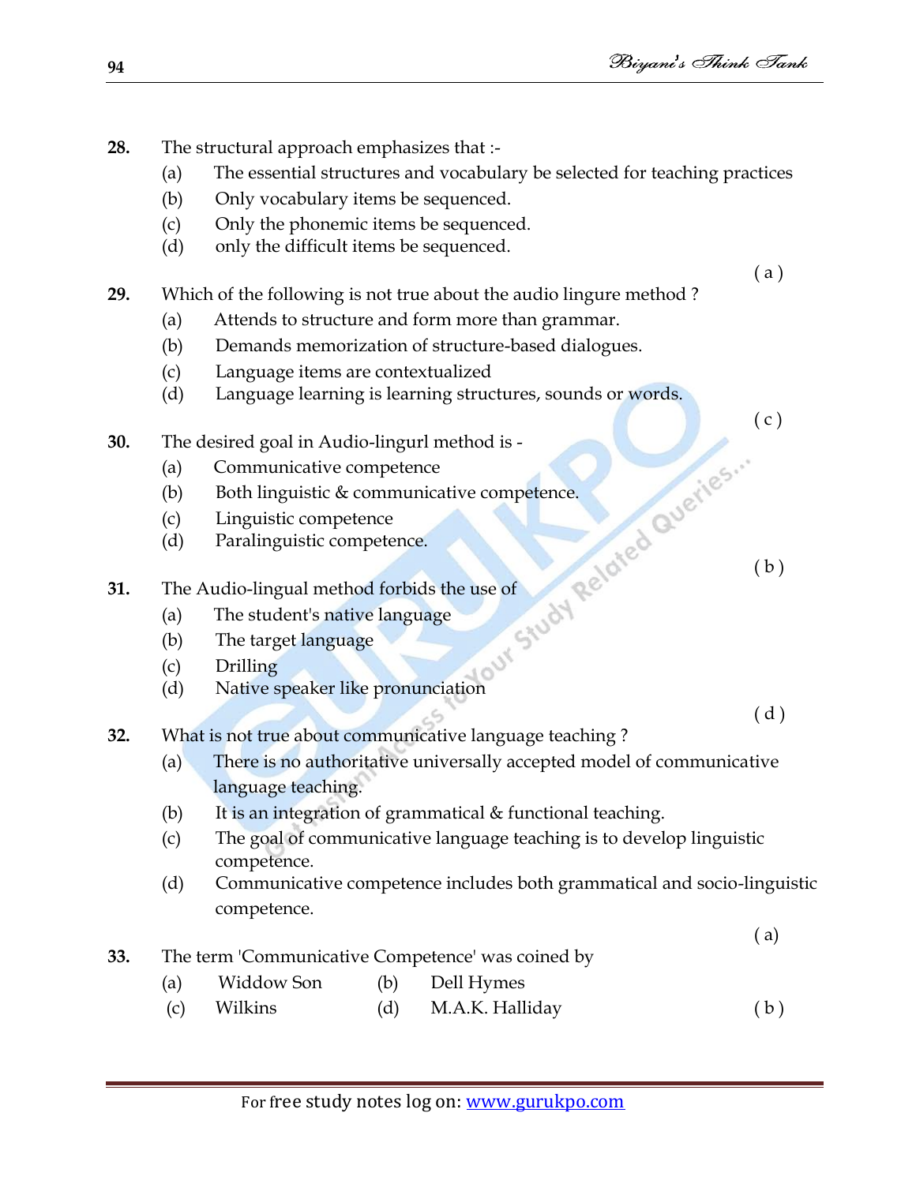28. The structural approach emphasizes that :-
   (a) The essential structures and vocabulary be selected for teaching practices
   (b) Only vocabulary items be sequenced.
   (c) Only the phonemic items be sequenced.
   (d) only the difficult items be sequenced.

( a )

29. Which of the following is not true about the audio lingure method ?
   (a) Attends to structure and form more than grammar.
   (b) Demands memorization of structure-based dialogues.
   (c) Language items are contextualized
   (d) Language learning is learning structures, sounds or words.

( c )

30. The desired goal in Audio-lingurl method is -
   (a) Communicative competence
   (b) Both linguistic & communicative competence.
   (c) Linguistic competence
   (d) Paralinguistic competence.

( b )

31. The Audio-lingual method forbids the use of
   (a) The student's native language
   (b) The target language
   (c) Drilling
   (d) Native speaker like pronunciation

( d )

32. What is not true about communicative language teaching ?
   (a) There is no authoritative universally accepted model of communicative language teaching.
   (b) It is an integration of grammatical & functional teaching.
   (c) The goal of communicative language teaching is to develop linguistic competence.
   (d) Communicative competence includes both grammatical and socio-linguistic competence.

( a)

33. The term 'Communicative Competence' was coined by
   (a) Widdow Son   (b) Dell Hymes
   (c) Wilkins   (d) M.A.K. Halliday

( b )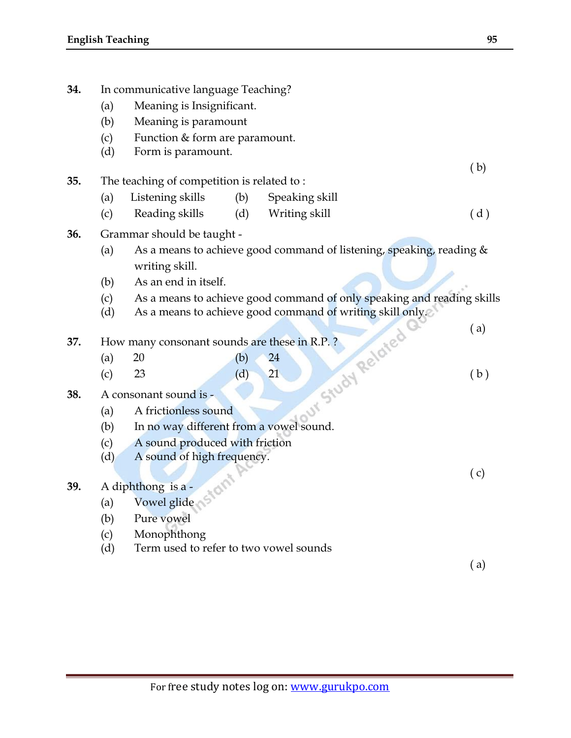**34.** In communicative language Teaching?

(a) Meaning is Insignificant.

(b) Meaning is paramount

(c) Function & form are paramount.

(d) Form is paramount.

( b )

**35.** The teaching of competition is related to :

(a) Listening skills (b) Speaking skill

(c) Reading skills (d) Writing skill ( d )

**36.** Grammar should be taught -

(a) As a means to achieve good command of listening, speaking, reading & writing skill.

(b) As an end in itself.

(c) As a means to achieve good command of only speaking and reading skills

(d) As a means to achieve good command of writing skill only.

( a )

**37.** How many consonant sounds are these in R.P. ?

(a) 20 (b) 24

(c) 23 (d) 21 ( b )

**38.** A consonant sound is -

(a) A frictionless sound

(b) In no way different from a vowel sound.

(c) A sound produced with friction

(d) A sound of high frequency.

( c )

**39.** A diphthong is a -

(a) Vowel glide

(b) Pure vowel

(c) Monophthong

(d) Term used to refer to two vowel sounds

( a )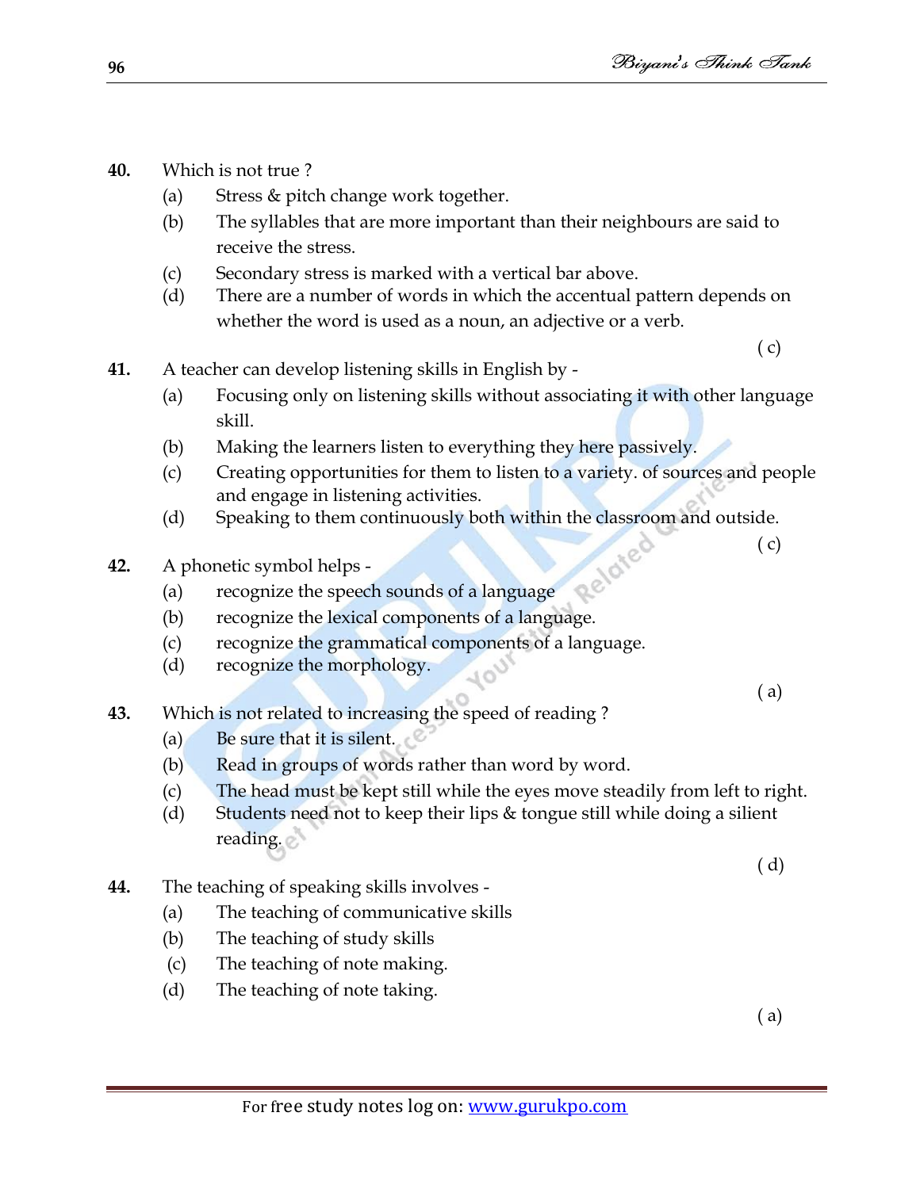**40.** Which is not true ?

(a) Stress & pitch change work together.

(b) The syllables that are more important than their neighbours are said to receive the stress.

(c) Secondary stress is marked with a vertical bar above.

(d) There are a number of words in which the accentual pattern depends on whether the word is used as a noun, an adjective or a verb.

( c)

**41.** A teacher can develop listening skills in English by -

(a) Focusing only on listening skills without associating it with other language skill.

(b) Making the learners listen to everything they here passively.

(c) Creating opportunities for them to listen to a variety. of sources and people and engage in listening activities.

(d) Speaking to them continuously both within the classroom and outside.

( c)

**42.** A phonetic symbol helps -

(a) recognize the speech sounds of a language

(b) recognize the lexical components of a language.

(c) recognize the grammatical components of a language.

(d) recognize the morphology.

( a)

**43.** Which is not related to increasing the speed of reading ?

(a) Be sure that it is silent.

(b) Read in groups of words rather than word by word.

(c) The head must be kept still while the eyes move steadily from left to right.

(d) Students need not to keep their lips & tongue still while doing a silient reading.

( d)

**44.** The teaching of speaking skills involves -

(a) The teaching of communicative skills

(b) The teaching of study skills

(c) The teaching of note making.

(d) The teaching of note taking.

( a)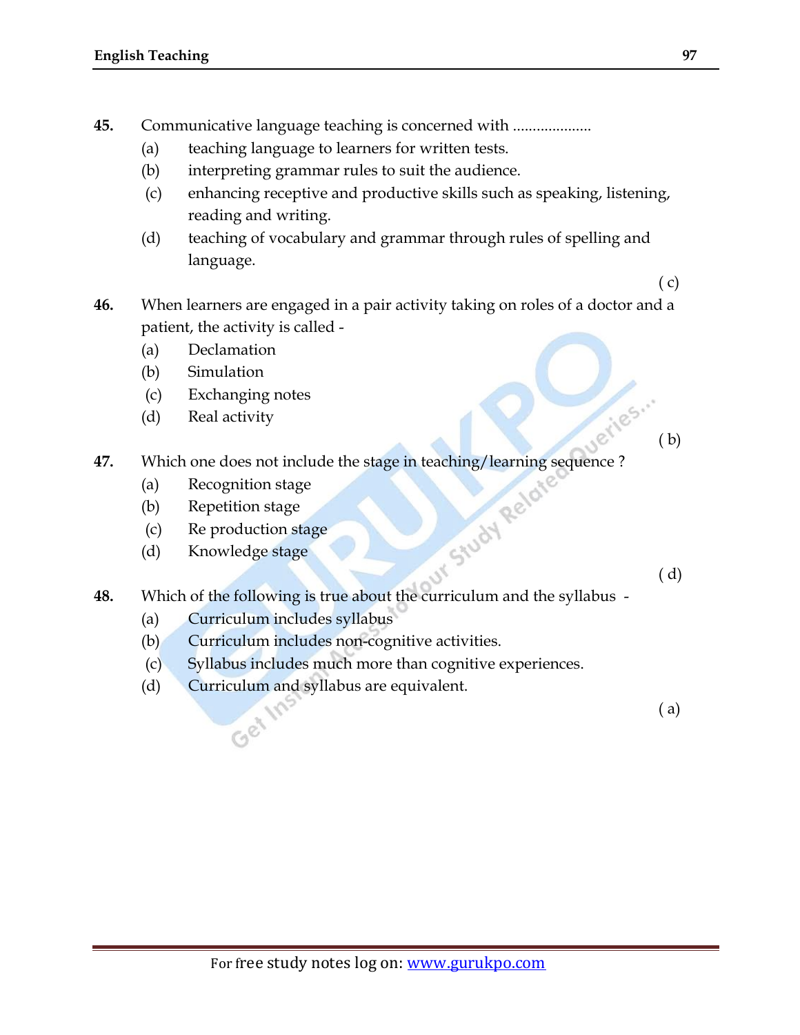**45.** Communicative language teaching is concerned with ....................

(a) teaching language to learners for written tests.

(b) interpreting grammar rules to suit the audience.

(c) enhancing receptive and productive skills such as speaking, listening, reading and writing.

(d) teaching of vocabulary and grammar through rules of spelling and language.

( c)

**46.** When learners are engaged in a pair activity taking on roles of a doctor and a patient, the activity is called -

(a) Declamation

(b) Simulation

(c) Exchanging notes

(d) Real activity

( b)

**47.** Which one does not include the stage in teaching/learning sequence ?

(a) Recognition stage

(b) Repetition stage

(c) Re production stage

(d) Knowledge stage

( d)

**48.** Which of the following is true about the curriculum and the syllabus -

(a) Curriculum includes syllabus

(b) Curriculum includes non-cognitive activities.

(c) Syllabus includes much more than cognitive experiences.

(d) Curriculum and syllabus are equivalent.

( a)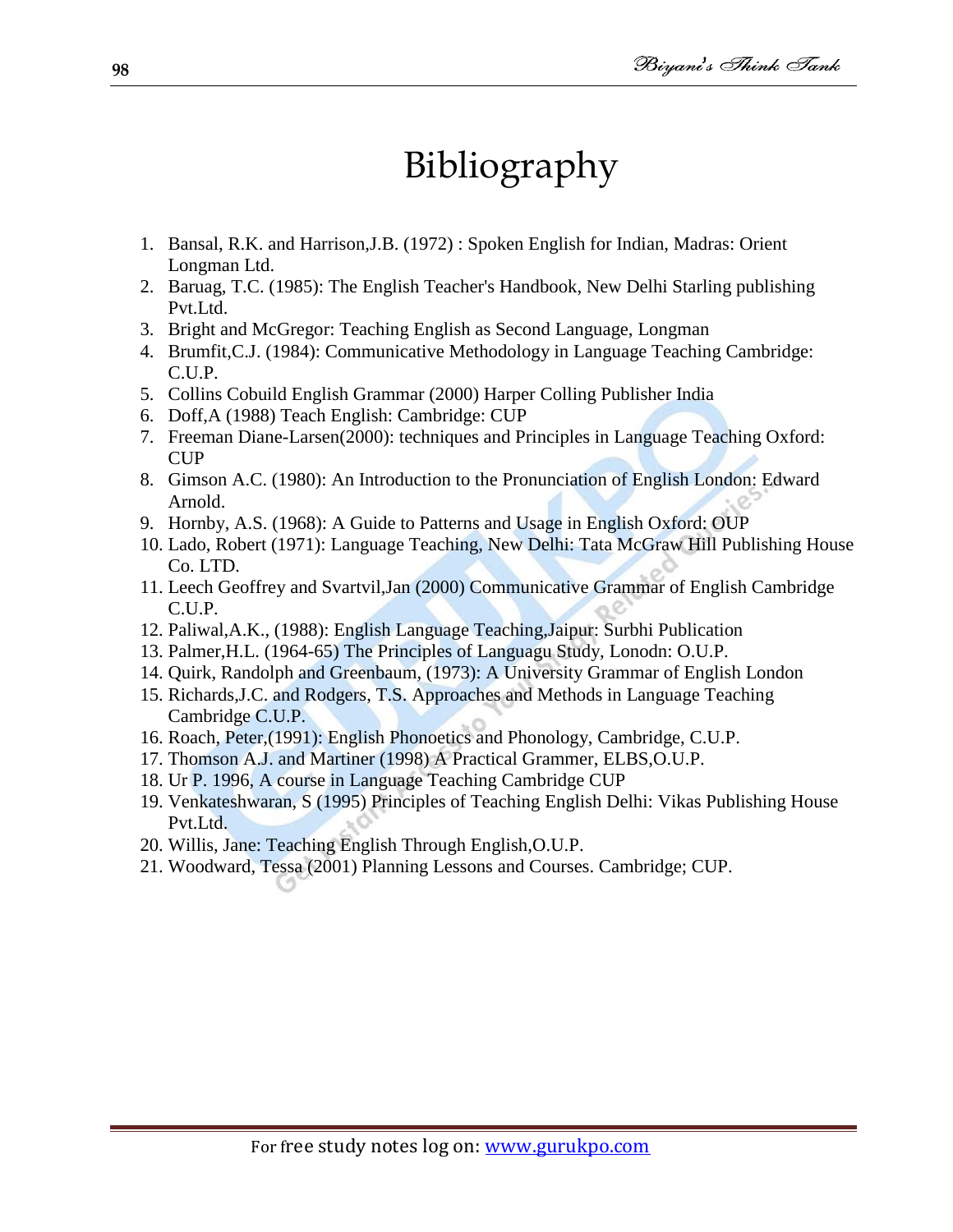# Bibliography

1. Bansal, R.K. and Harrison,J.B. (1972) : Spoken English for Indian, Madras: Orient Longman Ltd.
2. Baruag, T.C. (1985): The English Teacher's Handbook, New Delhi Starling publishing Pvt.Ltd.
3. Bright and McGregor: Teaching English as Second Language, Longman
4. Brumfit,C.J. (1984): Communicative Methodology in Language Teaching Cambridge: C.U.P.
5. Collins Cobuild English Grammar (2000) Harper Colling Publisher India
6. Doff,A (1988) Teach English: Cambridge: CUP
7. Freeman Diane-Larsen(2000): techniques and Principles in Language Teaching Oxford: CUP
8. Gimson A.C. (1980): An Introduction to the Pronunciation of English London: Edward Arnold.
9. Hornby, A.S. (1968): A Guide to Patterns and Usage in English Oxford: OUP
10. Lado, Robert (1971): Language Teaching, New Delhi: Tata McGraw Hill Publishing House Co. LTD.
11. Leech Geoffrey and Svartvil,Jan (2000) Communicative Grammar of English Cambridge C.U.P.
12. Paliwal,A.K., (1988): English Language Teaching,Jaipur: Surbhi Publication
13. Palmer,H.L. (1964-65) The Principles of Languagu Study, Lonodn: O.U.P.
14. Quirk, Randolph and Greenbaum, (1973): A University Grammar of English London
15. Richards,J.C. and Rodgers, T.S. Approaches and Methods in Language Teaching Cambridge C.U.P.
16. Roach, Peter,(1991): English Phonoetics and Phonology, Cambridge, C.U.P.
17. Thomson A.J. and Martiner (1998) A Practical Grammer, ELBS,O.U.P.
18. Ur P. 1996, A course in Language Teaching Cambridge CUP
19. Venkateshwaran, S (1995) Principles of Teaching English Delhi: Vikas Publishing House Pvt.Ltd.
20. Willis, Jane: Teaching English Through English,O.U.P.
21. Woodward, Tessa (2001) Planning Lessons and Courses. Cambridge; CUP.